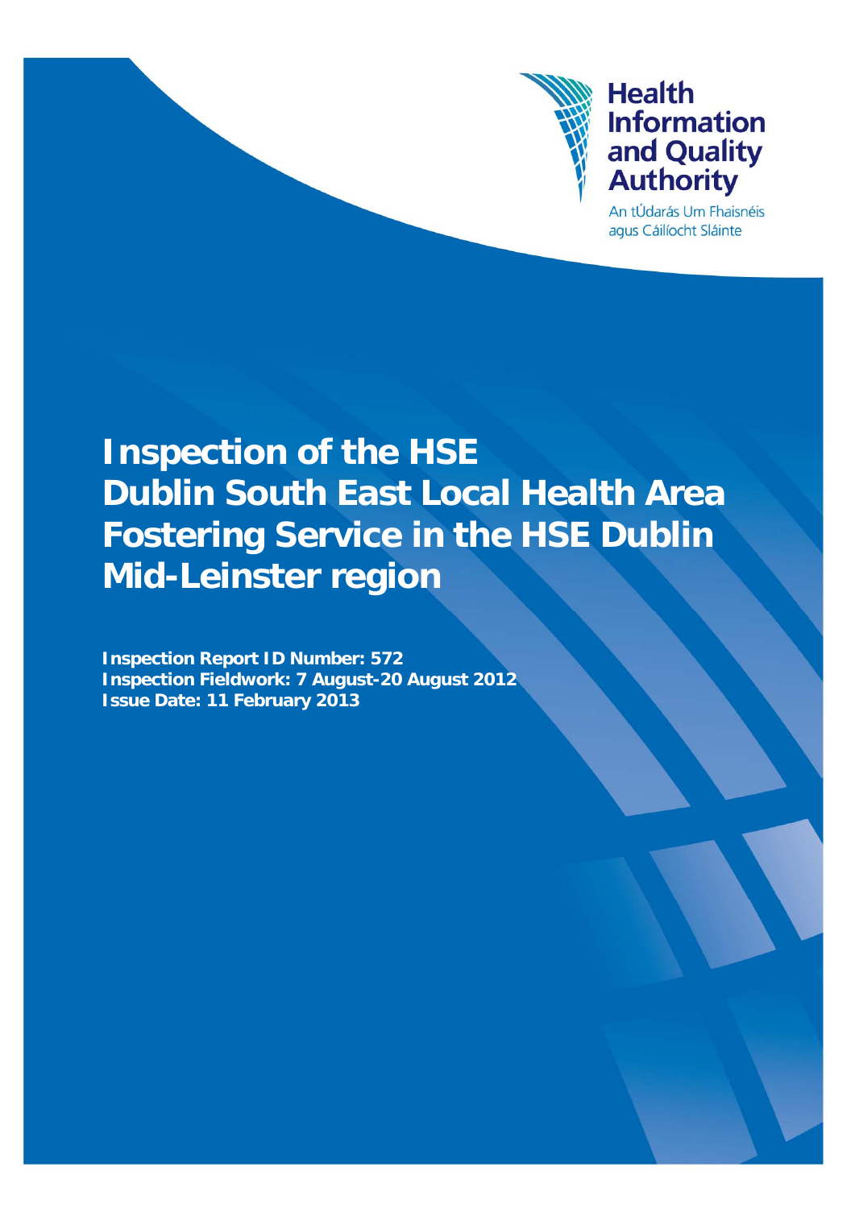Health Information and Quality Authority

An tÚdarás Um Fhaisnéis agus Cáilíocht Sláinte

# Inspection of the HSE Dublin South East Local Health Area Fostering Service in the HSE Dublin Mid-Leinster region

**Inspection Report ID Number: 572**
**Inspection Fieldwork: 7 August-20 August 2012**
**Issue Date: 11 February 2013**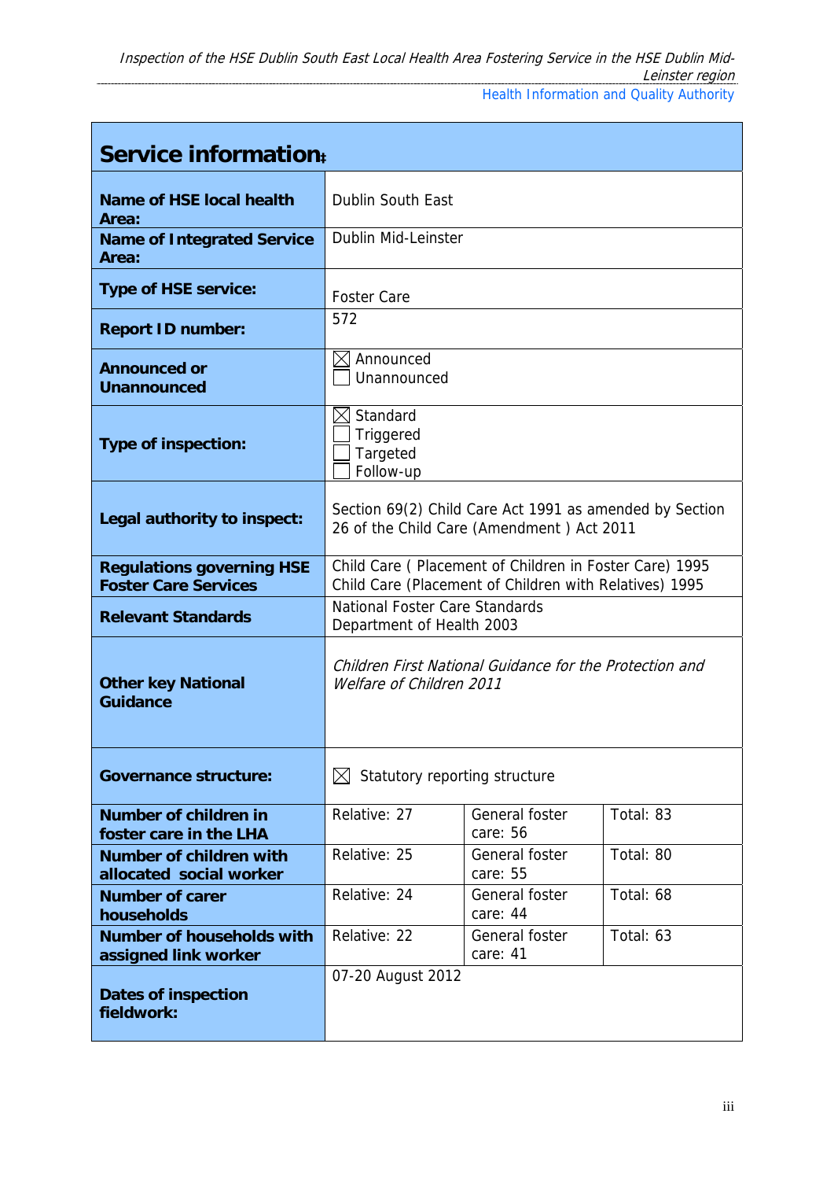## Service information‡

| | | | |
|---|---|---|---|
| **Name of HSE local health Area:** | Dublin South East | | |
| **Name of Integrated Service Area:** | Dublin Mid-Leinster | | |
| **Type of HSE service:** | Foster Care | | |
| **Report ID number:** | 572 | | |
| **Announced or Unannounced** | ☒ Announced<br>☐ Unannounced | | |
| **Type of inspection:** | ☒ Standard<br>☐ Triggered<br>☐ Targeted<br>☐ Follow-up | | |
| **Legal authority to inspect:** | Section 69(2) Child Care Act 1991 as amended by Section 26 of the Child Care (Amendment ) Act 2011 | | |
| **Regulations governing HSE Foster Care Services** | Child Care ( Placement of Children in Foster Care) 1995<br>Child Care (Placement of Children with Relatives) 1995 | | |
| **Relevant Standards** | National Foster Care Standards<br>Department of Health 2003 | | |
| **Other key National Guidance** | *Children First National Guidance for the Protection and Welfare of Children 2011* | | |
| **Governance structure:** | ☒ Statutory reporting structure | | |
| **Number of children in foster care in the LHA** | Relative: 27 | General foster care: 56 | Total: 83 |
| **Number of children with allocated social worker** | Relative: 25 | General foster care: 55 | Total: 80 |
| **Number of carer households** | Relative: 24 | General foster care: 44 | Total: 68 |
| **Number of households with assigned link worker** | Relative: 22 | General foster care: 41 | Total: 63 |
| **Dates of inspection fieldwork:** | 07-20 August 2012 | | |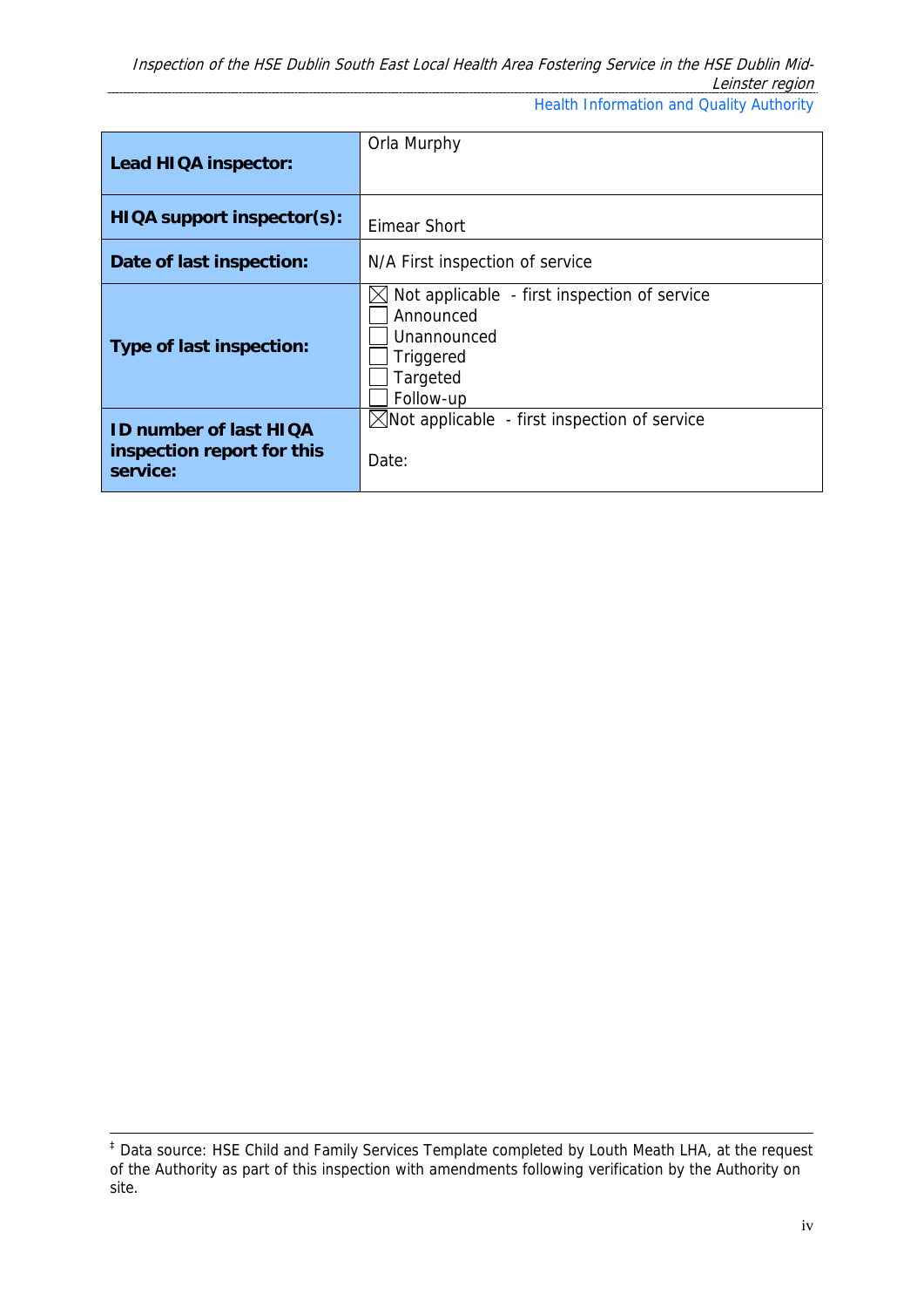| | |
|---|---|
| **Lead HIQA inspector:** | Orla Murphy |
| **HIQA support inspector(s):** | Eimear Short |
| **Date of last inspection:** | N/A First inspection of service |
| **Type of last inspection:** | ☒ Not applicable - first inspection of service<br>☐ Announced<br>☐ Unannounced<br>☐ Triggered<br>☐ Targeted<br>☐ Follow-up |
| **ID number of last HIQA inspection report for this service:** | ☒Not applicable - first inspection of service<br><br>Date: |

‡ Data source: HSE Child and Family Services Template completed by Louth Meath LHA, at the request of the Authority as part of this inspection with amendments following verification by the Authority on site.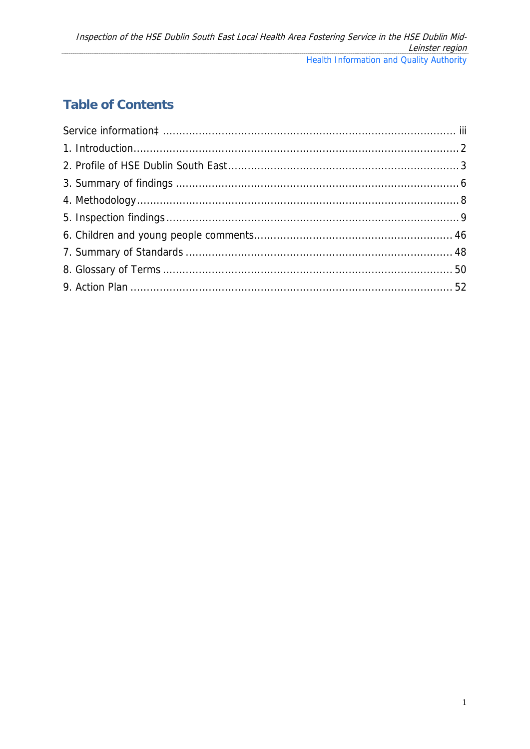## Table of Contents

Service information‡ .......................................................................................... iii
1. Introduction........................................................................................................ 2
2. Profile of HSE Dublin South East....................................................................... 3
3. Summary of findings ........................................................................................... 6
4. Methodology....................................................................................................... 8
5. Inspection findings.............................................................................................. 9
6. Children and young people comments.............................................................. 46
7. Summary of Standards ...................................................................................... 48
8. Glossary of Terms .............................................................................................. 50
9. Action Plan ......................................................................................................... 52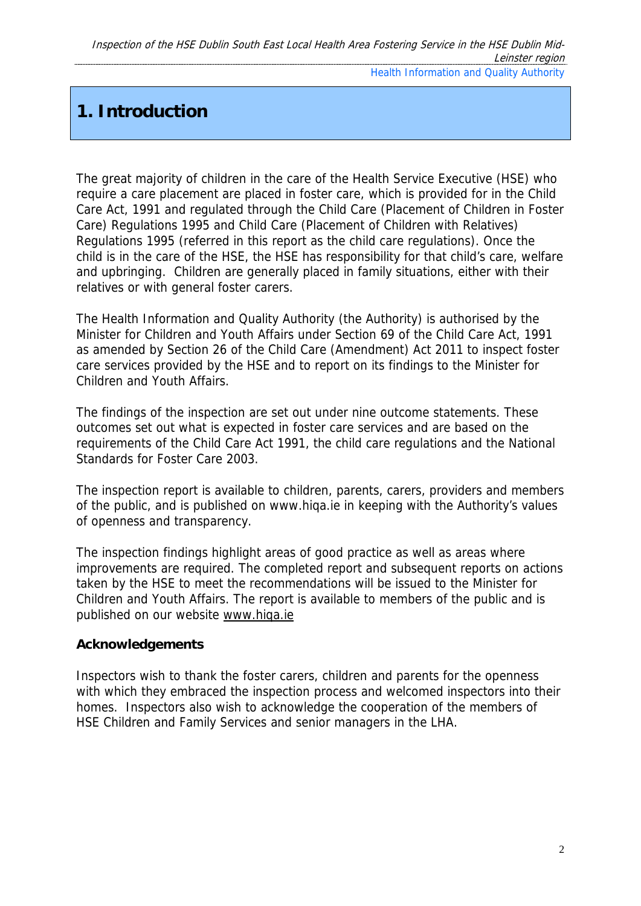# 1. Introduction

The great majority of children in the care of the Health Service Executive (HSE) who require a care placement are placed in foster care, which is provided for in the Child Care Act, 1991 and regulated through the Child Care (Placement of Children in Foster Care) Regulations 1995 and Child Care (Placement of Children with Relatives) Regulations 1995 (referred in this report as the child care regulations). Once the child is in the care of the HSE, the HSE has responsibility for that child's care, welfare and upbringing. Children are generally placed in family situations, either with their relatives or with general foster carers.

The Health Information and Quality Authority (the Authority) is authorised by the Minister for Children and Youth Affairs under Section 69 of the Child Care Act, 1991 as amended by Section 26 of the Child Care (Amendment) Act 2011 to inspect foster care services provided by the HSE and to report on its findings to the Minister for Children and Youth Affairs.

The findings of the inspection are set out under nine outcome statements. These outcomes set out what is expected in foster care services and are based on the requirements of the Child Care Act 1991, the child care regulations and the National Standards for Foster Care 2003.

The inspection report is available to children, parents, carers, providers and members of the public, and is published on www.hiqa.ie in keeping with the Authority's values of openness and transparency.

The inspection findings highlight areas of good practice as well as areas where improvements are required. The completed report and subsequent reports on actions taken by the HSE to meet the recommendations will be issued to the Minister for Children and Youth Affairs. The report is available to members of the public and is published on our website www.hiqa.ie

**Acknowledgements**

Inspectors wish to thank the foster carers, children and parents for the openness with which they embraced the inspection process and welcomed inspectors into their homes. Inspectors also wish to acknowledge the cooperation of the members of HSE Children and Family Services and senior managers in the LHA.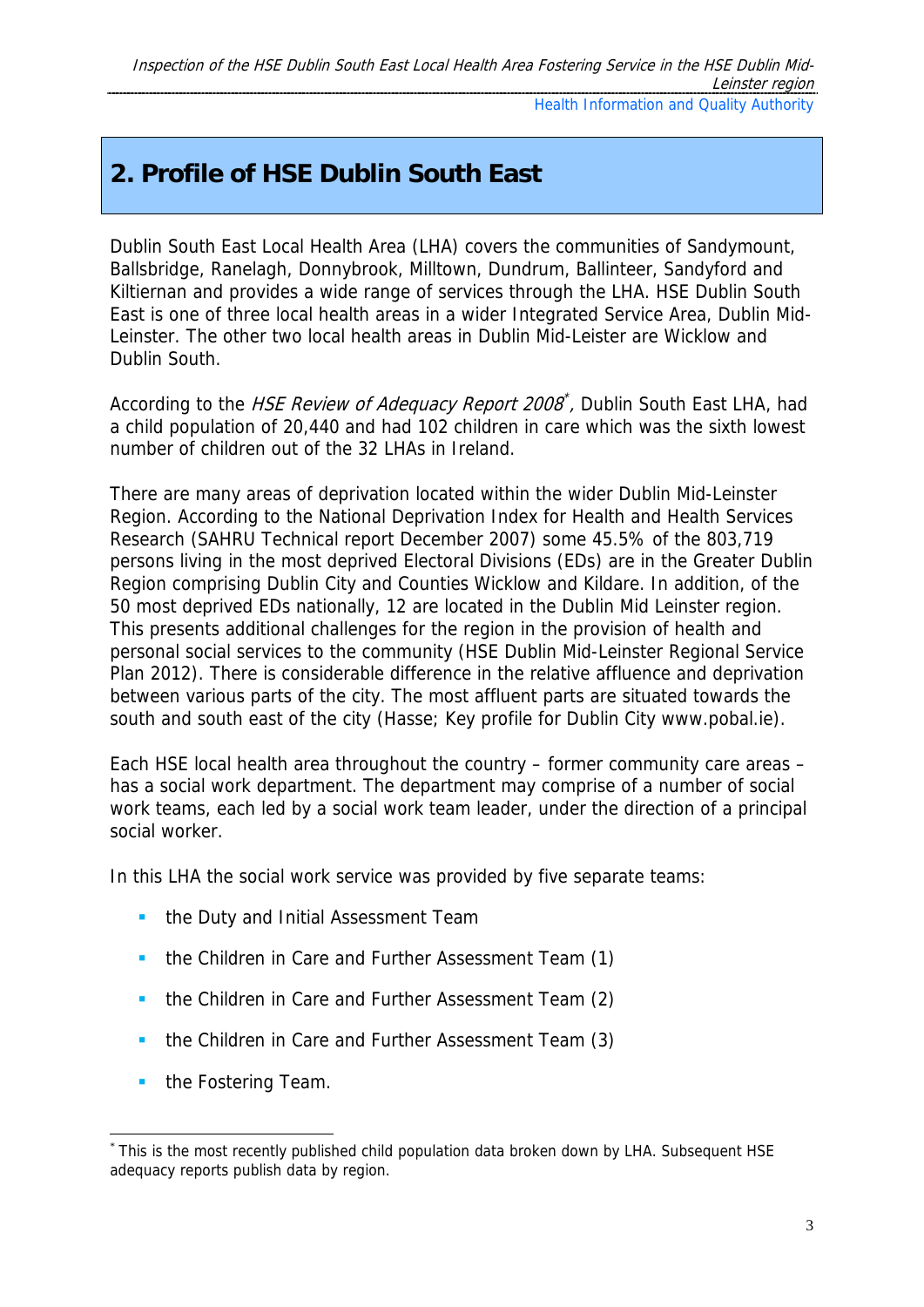## 2. Profile of HSE Dublin South East

Dublin South East Local Health Area (LHA) covers the communities of Sandymount, Ballsbridge, Ranelagh, Donnybrook, Milltown, Dundrum, Ballinteer, Sandyford and Kiltiernan and provides a wide range of services through the LHA. HSE Dublin South East is one of three local health areas in a wider Integrated Service Area, Dublin Mid-Leinster. The other two local health areas in Dublin Mid-Leister are Wicklow and Dublin South.

According to the *HSE Review of Adequacy Report 2008*\*, Dublin South East LHA, had a child population of 20,440 and had 102 children in care which was the sixth lowest number of children out of the 32 LHAs in Ireland.

There are many areas of deprivation located within the wider Dublin Mid-Leinster Region. According to the National Deprivation Index for Health and Health Services Research (SAHRU Technical report December 2007) some 45.5% of the 803,719 persons living in the most deprived Electoral Divisions (EDs) are in the Greater Dublin Region comprising Dublin City and Counties Wicklow and Kildare. In addition, of the 50 most deprived EDs nationally, 12 are located in the Dublin Mid Leinster region. This presents additional challenges for the region in the provision of health and personal social services to the community (HSE Dublin Mid-Leinster Regional Service Plan 2012). There is considerable difference in the relative affluence and deprivation between various parts of the city. The most affluent parts are situated towards the south and south east of the city (Hasse; Key profile for Dublin City www.pobal.ie).

Each HSE local health area throughout the country – former community care areas – has a social work department. The department may comprise of a number of social work teams, each led by a social work team leader, under the direction of a principal social worker.

In this LHA the social work service was provided by five separate teams:

- the Duty and Initial Assessment Team
- the Children in Care and Further Assessment Team (1)
- the Children in Care and Further Assessment Team (2)
- the Children in Care and Further Assessment Team (3)
- the Fostering Team.

\* This is the most recently published child population data broken down by LHA. Subsequent HSE adequacy reports publish data by region.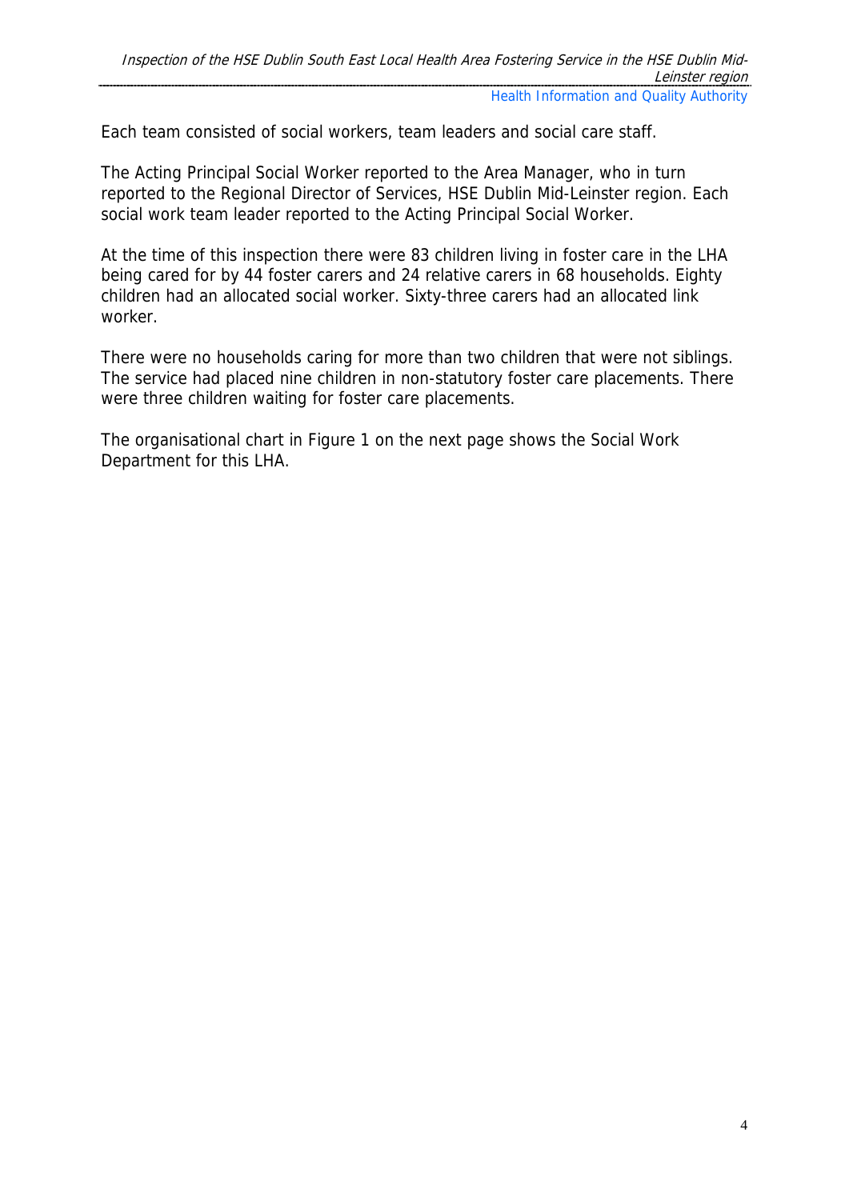Each team consisted of social workers, team leaders and social care staff.

The Acting Principal Social Worker reported to the Area Manager, who in turn reported to the Regional Director of Services, HSE Dublin Mid-Leinster region. Each social work team leader reported to the Acting Principal Social Worker.

At the time of this inspection there were 83 children living in foster care in the LHA being cared for by 44 foster carers and 24 relative carers in 68 households. Eighty children had an allocated social worker. Sixty-three carers had an allocated link worker.

There were no households caring for more than two children that were not siblings. The service had placed nine children in non-statutory foster care placements. There were three children waiting for foster care placements.

The organisational chart in Figure 1 on the next page shows the Social Work Department for this LHA.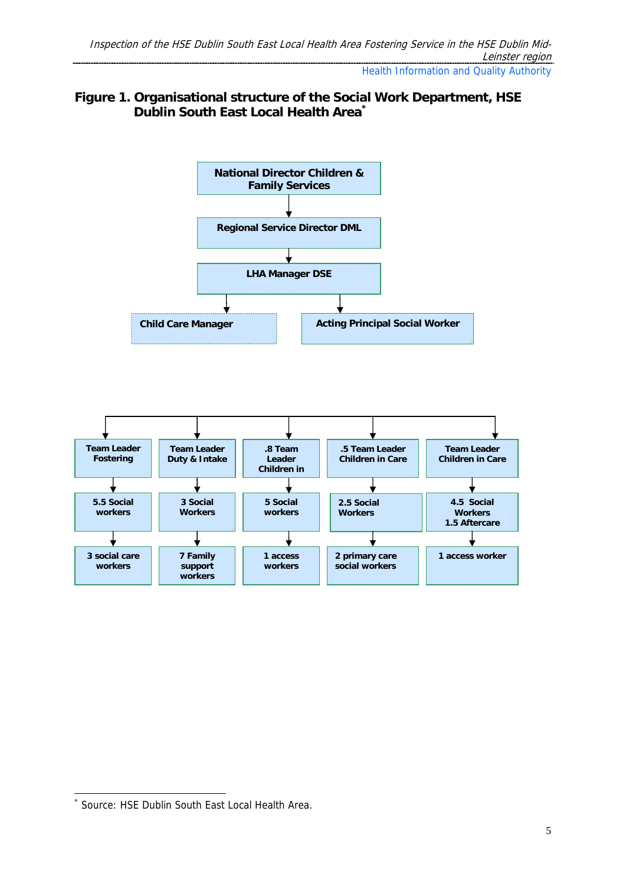## Figure 1. Organisational structure of the Social Work Department, HSE Dublin South East Local Health Area[*]

National Director Children & Family Services

↓

Regional Service Director DML

↓

LHA Manager DSE

↓

Child Care Manager | Acting Principal Social Worker

| Team Leader Fostering | Team Leader Duty & Intake | .8 Team Leader Children in | .5 Team Leader Children in Care | Team Leader Children in Care |
|---|---|---|---|---|
| 5.5 Social workers | 3 Social Workers | 5 Social workers | 2.5 Social Workers | 4.5 Social Workers 1.5 Aftercare |
| 3 social care workers | 7 Family support workers | 1 access workers | 2 primary care social workers | 1 access worker |

---

[*] Source: HSE Dublin South East Local Health Area.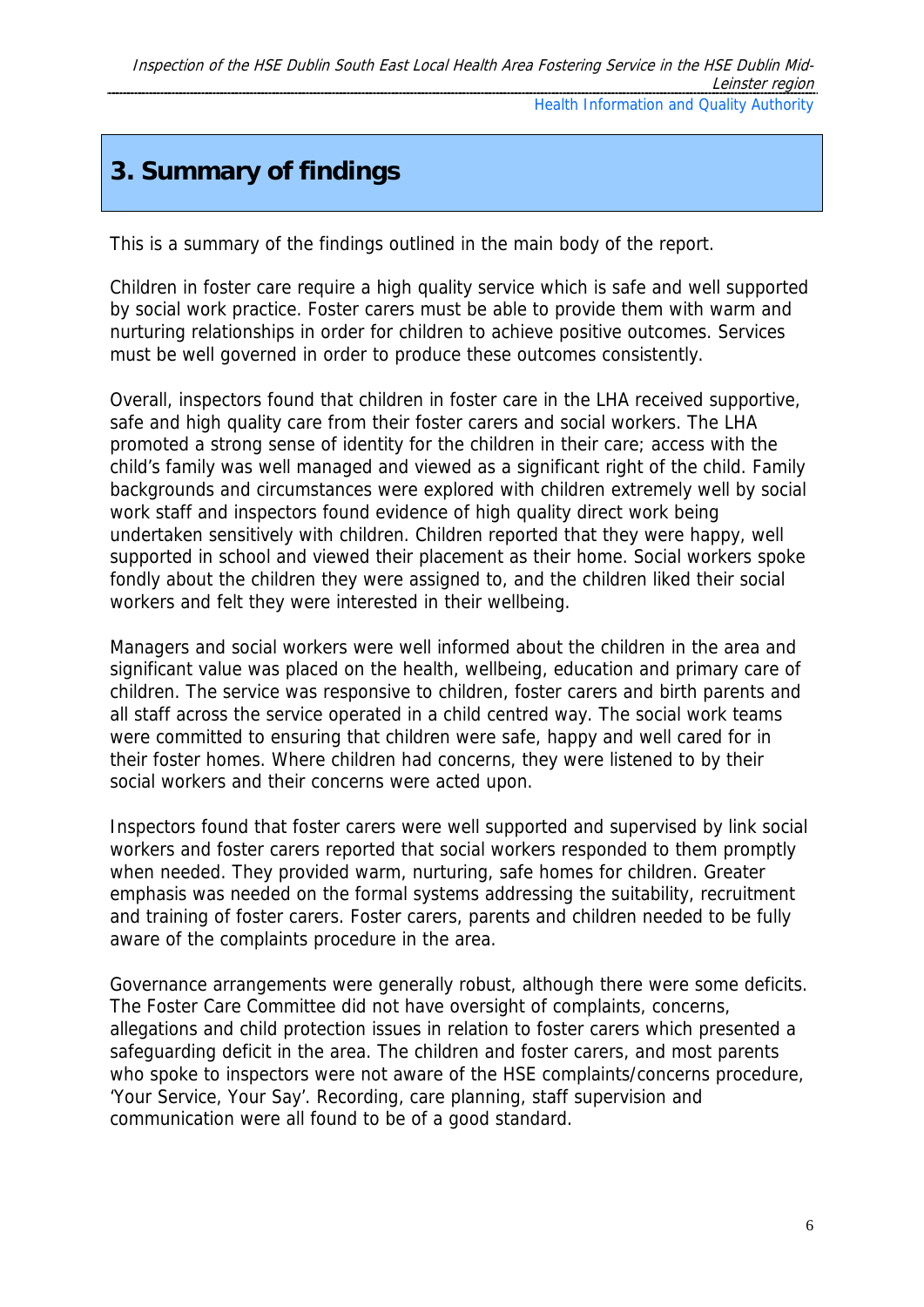# 3. Summary of findings

This is a summary of the findings outlined in the main body of the report.

Children in foster care require a high quality service which is safe and well supported by social work practice. Foster carers must be able to provide them with warm and nurturing relationships in order for children to achieve positive outcomes. Services must be well governed in order to produce these outcomes consistently.

Overall, inspectors found that children in foster care in the LHA received supportive, safe and high quality care from their foster carers and social workers. The LHA promoted a strong sense of identity for the children in their care; access with the child's family was well managed and viewed as a significant right of the child. Family backgrounds and circumstances were explored with children extremely well by social work staff and inspectors found evidence of high quality direct work being undertaken sensitively with children. Children reported that they were happy, well supported in school and viewed their placement as their home. Social workers spoke fondly about the children they were assigned to, and the children liked their social workers and felt they were interested in their wellbeing.

Managers and social workers were well informed about the children in the area and significant value was placed on the health, wellbeing, education and primary care of children. The service was responsive to children, foster carers and birth parents and all staff across the service operated in a child centred way. The social work teams were committed to ensuring that children were safe, happy and well cared for in their foster homes. Where children had concerns, they were listened to by their social workers and their concerns were acted upon.

Inspectors found that foster carers were well supported and supervised by link social workers and foster carers reported that social workers responded to them promptly when needed. They provided warm, nurturing, safe homes for children. Greater emphasis was needed on the formal systems addressing the suitability, recruitment and training of foster carers. Foster carers, parents and children needed to be fully aware of the complaints procedure in the area.

Governance arrangements were generally robust, although there were some deficits. The Foster Care Committee did not have oversight of complaints, concerns, allegations and child protection issues in relation to foster carers which presented a safeguarding deficit in the area. The children and foster carers, and most parents who spoke to inspectors were not aware of the HSE complaints/concerns procedure, 'Your Service, Your Say'. Recording, care planning, staff supervision and communication were all found to be of a good standard.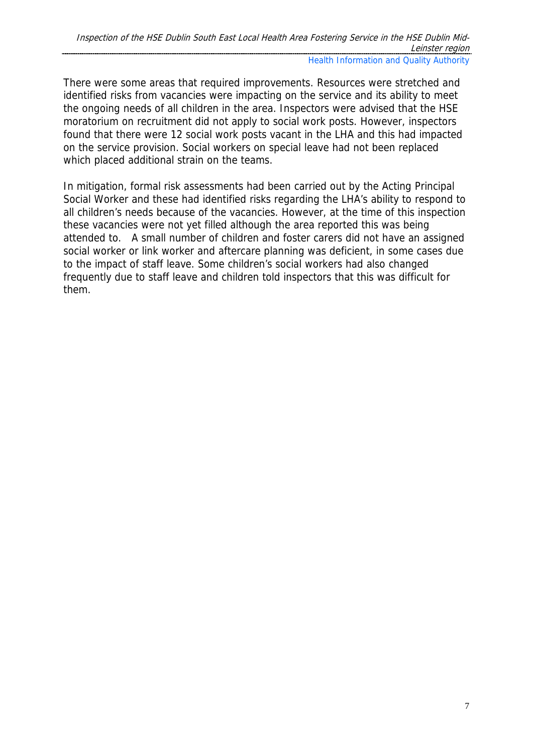There were some areas that required improvements. Resources were stretched and identified risks from vacancies were impacting on the service and its ability to meet the ongoing needs of all children in the area. Inspectors were advised that the HSE moratorium on recruitment did not apply to social work posts. However, inspectors found that there were 12 social work posts vacant in the LHA and this had impacted on the service provision. Social workers on special leave had not been replaced which placed additional strain on the teams.

In mitigation, formal risk assessments had been carried out by the Acting Principal Social Worker and these had identified risks regarding the LHA's ability to respond to all children's needs because of the vacancies. However, at the time of this inspection these vacancies were not yet filled although the area reported this was being attended to. A small number of children and foster carers did not have an assigned social worker or link worker and aftercare planning was deficient, in some cases due to the impact of staff leave. Some children's social workers had also changed frequently due to staff leave and children told inspectors that this was difficult for them.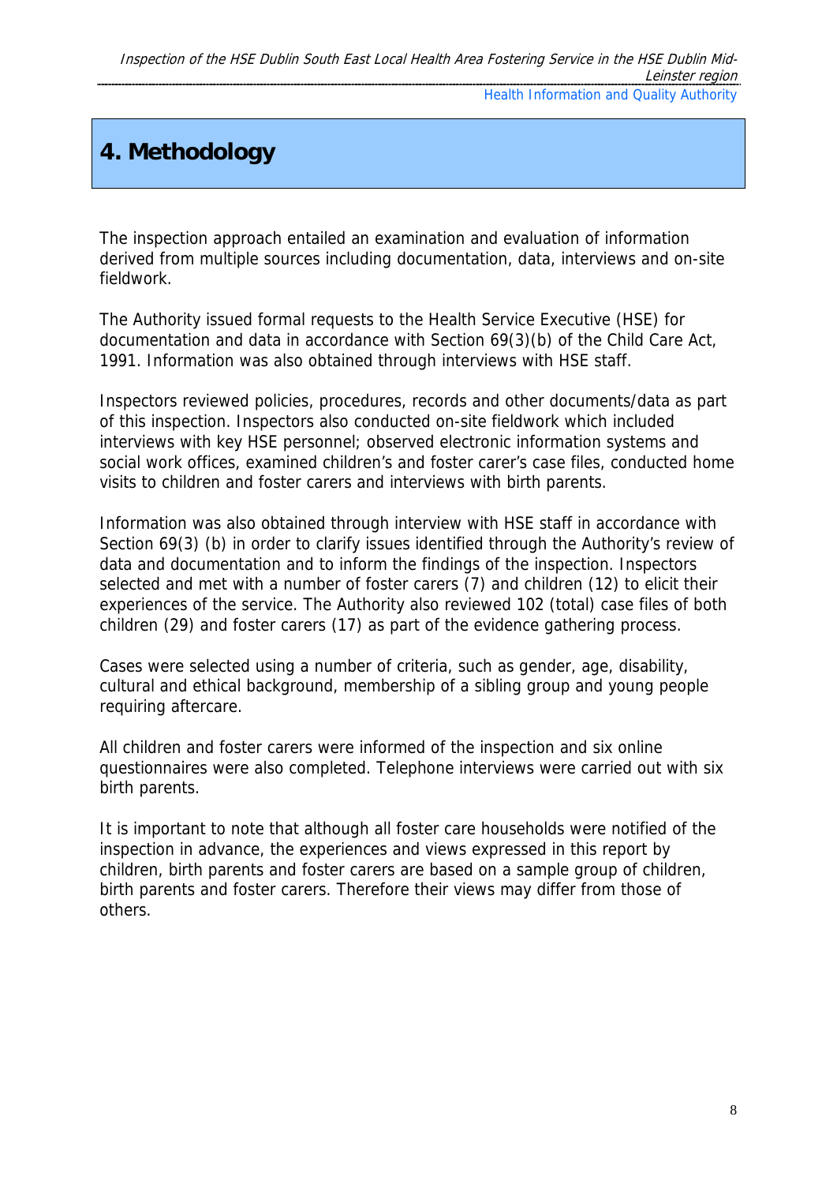# 4. Methodology

The inspection approach entailed an examination and evaluation of information derived from multiple sources including documentation, data, interviews and on-site fieldwork.

The Authority issued formal requests to the Health Service Executive (HSE) for documentation and data in accordance with Section 69(3)(b) of the Child Care Act, 1991. Information was also obtained through interviews with HSE staff.

Inspectors reviewed policies, procedures, records and other documents/data as part of this inspection. Inspectors also conducted on-site fieldwork which included interviews with key HSE personnel; observed electronic information systems and social work offices, examined children's and foster carer's case files, conducted home visits to children and foster carers and interviews with birth parents.

Information was also obtained through interview with HSE staff in accordance with Section 69(3) (b) in order to clarify issues identified through the Authority's review of data and documentation and to inform the findings of the inspection. Inspectors selected and met with a number of foster carers (7) and children (12) to elicit their experiences of the service. The Authority also reviewed 102 (total) case files of both children (29) and foster carers (17) as part of the evidence gathering process.

Cases were selected using a number of criteria, such as gender, age, disability, cultural and ethical background, membership of a sibling group and young people requiring aftercare.

All children and foster carers were informed of the inspection and six online questionnaires were also completed. Telephone interviews were carried out with six birth parents.

It is important to note that although all foster care households were notified of the inspection in advance, the experiences and views expressed in this report by children, birth parents and foster carers are based on a sample group of children, birth parents and foster carers. Therefore their views may differ from those of others.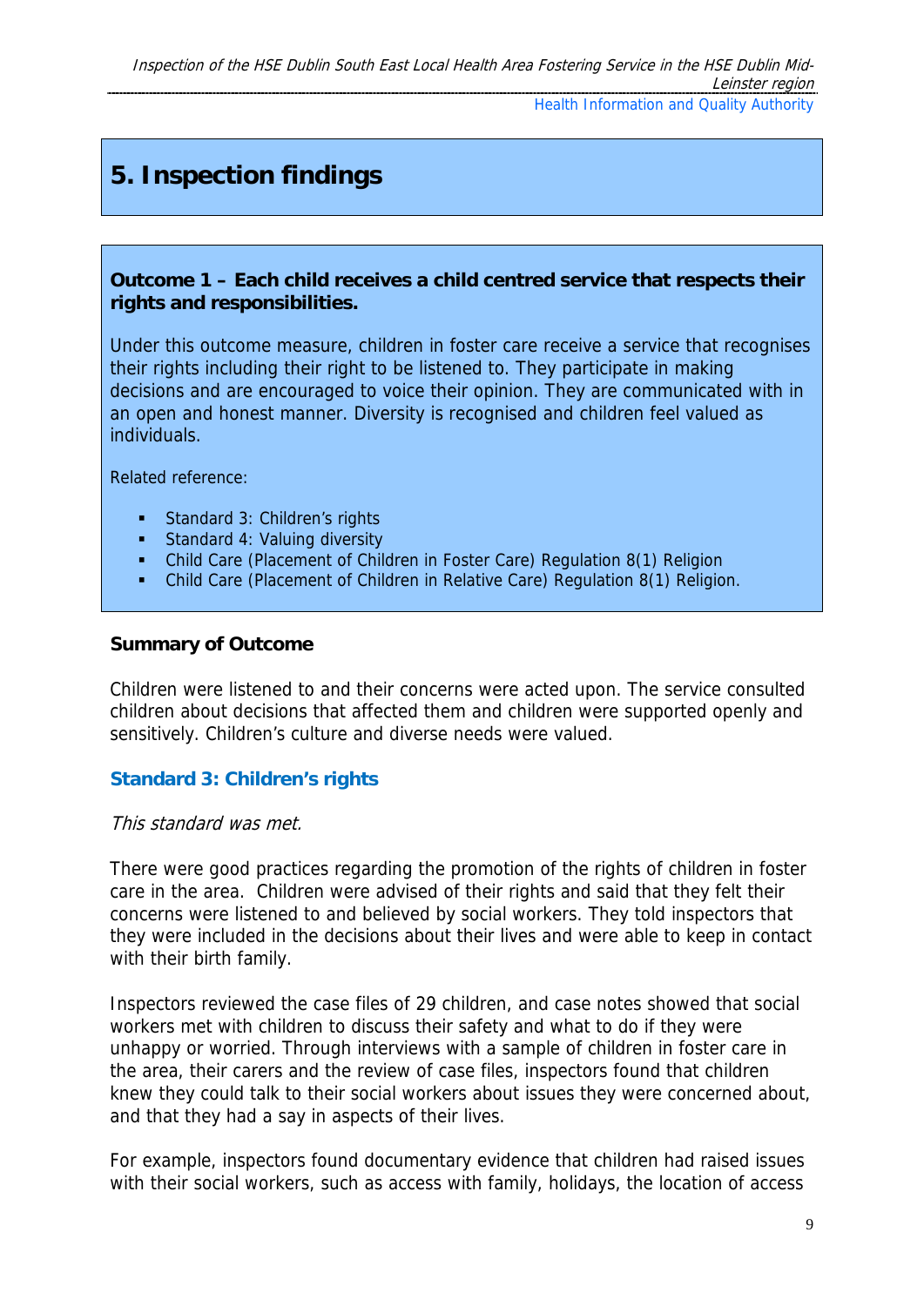## 5. Inspection findings

**Outcome 1 – Each child receives a child centred service that respects their rights and responsibilities.**

Under this outcome measure, children in foster care receive a service that recognises their rights including their right to be listened to. They participate in making decisions and are encouraged to voice their opinion. They are communicated with in an open and honest manner. Diversity is recognised and children feel valued as individuals.

Related reference:

- Standard 3: Children's rights
- Standard 4: Valuing diversity
- Child Care (Placement of Children in Foster Care) Regulation 8(1) Religion
- Child Care (Placement of Children in Relative Care) Regulation 8(1) Religion.

**Summary of Outcome**

Children were listened to and their concerns were acted upon. The service consulted children about decisions that affected them and children were supported openly and sensitively. Children's culture and diverse needs were valued.

### Standard 3: Children's rights

*This standard was met.*

There were good practices regarding the promotion of the rights of children in foster care in the area. Children were advised of their rights and said that they felt their concerns were listened to and believed by social workers. They told inspectors that they were included in the decisions about their lives and were able to keep in contact with their birth family.

Inspectors reviewed the case files of 29 children, and case notes showed that social workers met with children to discuss their safety and what to do if they were unhappy or worried. Through interviews with a sample of children in foster care in the area, their carers and the review of case files, inspectors found that children knew they could talk to their social workers about issues they were concerned about, and that they had a say in aspects of their lives.

For example, inspectors found documentary evidence that children had raised issues with their social workers, such as access with family, holidays, the location of access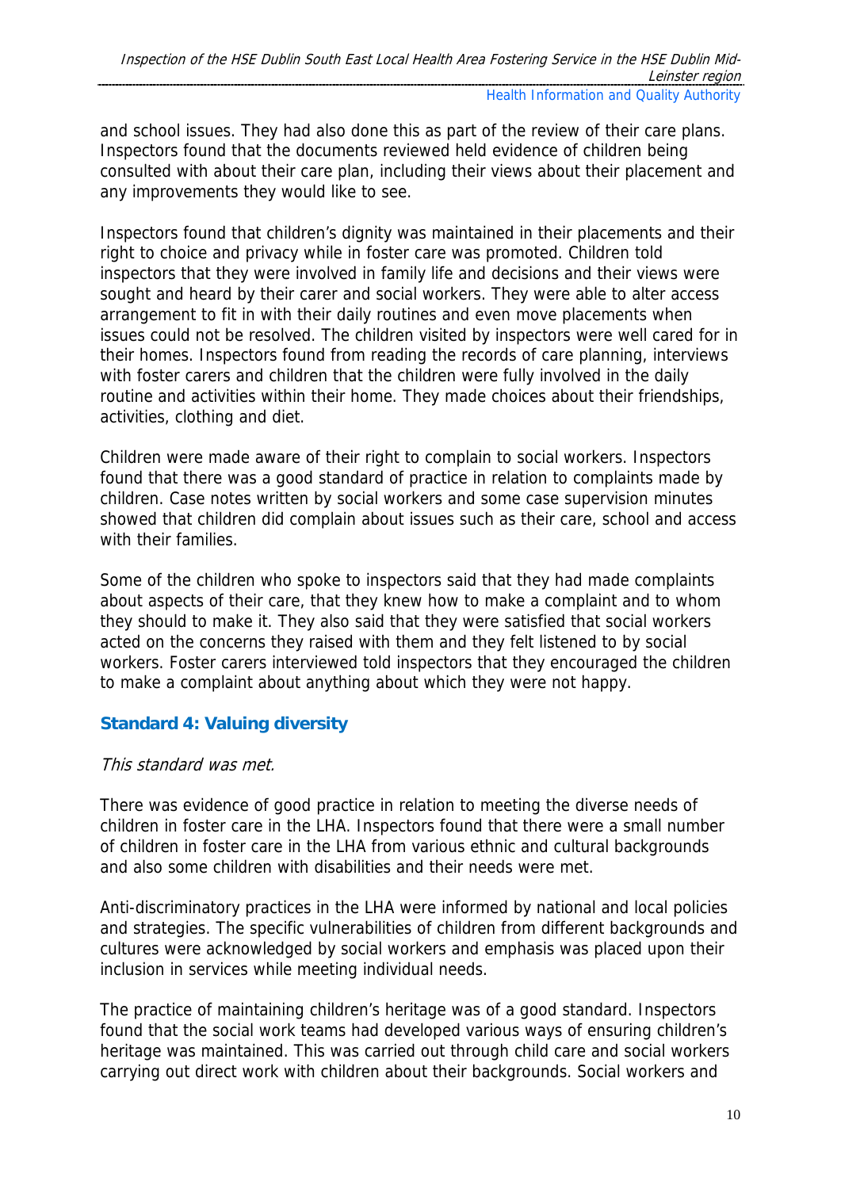and school issues. They had also done this as part of the review of their care plans. Inspectors found that the documents reviewed held evidence of children being consulted with about their care plan, including their views about their placement and any improvements they would like to see.

Inspectors found that children's dignity was maintained in their placements and their right to choice and privacy while in foster care was promoted. Children told inspectors that they were involved in family life and decisions and their views were sought and heard by their carer and social workers. They were able to alter access arrangement to fit in with their daily routines and even move placements when issues could not be resolved. The children visited by inspectors were well cared for in their homes. Inspectors found from reading the records of care planning, interviews with foster carers and children that the children were fully involved in the daily routine and activities within their home. They made choices about their friendships, activities, clothing and diet.

Children were made aware of their right to complain to social workers. Inspectors found that there was a good standard of practice in relation to complaints made by children. Case notes written by social workers and some case supervision minutes showed that children did complain about issues such as their care, school and access with their families.

Some of the children who spoke to inspectors said that they had made complaints about aspects of their care, that they knew how to make a complaint and to whom they should to make it. They also said that they were satisfied that social workers acted on the concerns they raised with them and they felt listened to by social workers. Foster carers interviewed told inspectors that they encouraged the children to make a complaint about anything about which they were not happy.

### Standard 4: Valuing diversity

*This standard was met.*

There was evidence of good practice in relation to meeting the diverse needs of children in foster care in the LHA. Inspectors found that there were a small number of children in foster care in the LHA from various ethnic and cultural backgrounds and also some children with disabilities and their needs were met.

Anti-discriminatory practices in the LHA were informed by national and local policies and strategies. The specific vulnerabilities of children from different backgrounds and cultures were acknowledged by social workers and emphasis was placed upon their inclusion in services while meeting individual needs.

The practice of maintaining children's heritage was of a good standard. Inspectors found that the social work teams had developed various ways of ensuring children's heritage was maintained. This was carried out through child care and social workers carrying out direct work with children about their backgrounds. Social workers and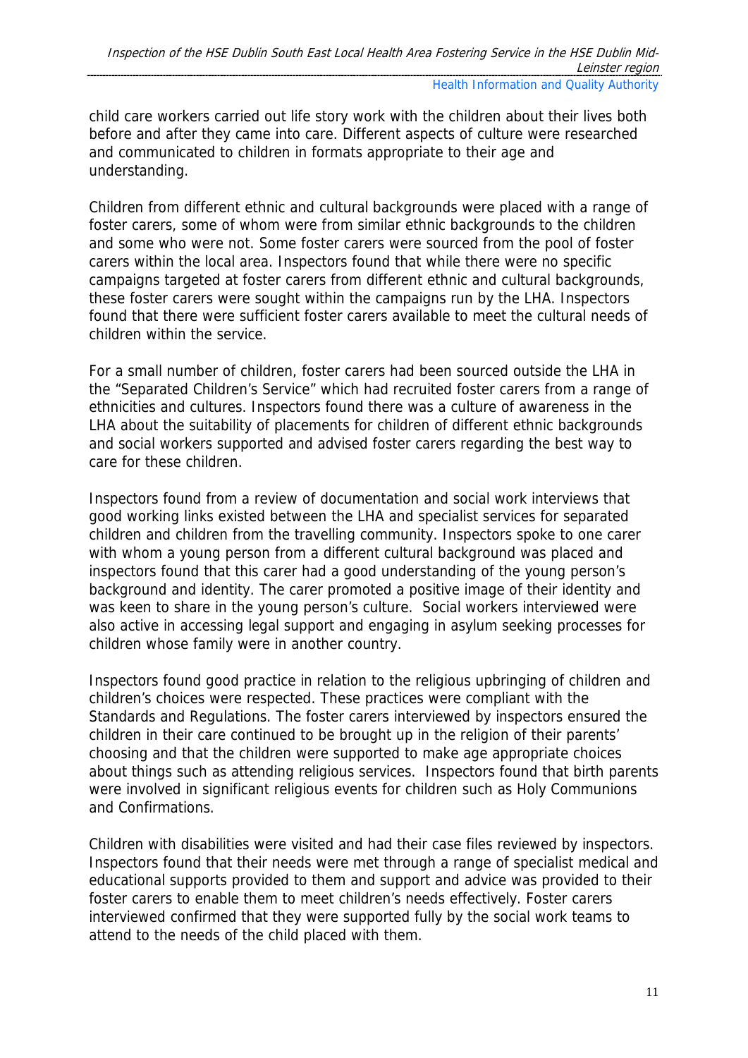child care workers carried out life story work with the children about their lives both before and after they came into care. Different aspects of culture were researched and communicated to children in formats appropriate to their age and understanding.

Children from different ethnic and cultural backgrounds were placed with a range of foster carers, some of whom were from similar ethnic backgrounds to the children and some who were not. Some foster carers were sourced from the pool of foster carers within the local area. Inspectors found that while there were no specific campaigns targeted at foster carers from different ethnic and cultural backgrounds, these foster carers were sought within the campaigns run by the LHA. Inspectors found that there were sufficient foster carers available to meet the cultural needs of children within the service.

For a small number of children, foster carers had been sourced outside the LHA in the "Separated Children's Service" which had recruited foster carers from a range of ethnicities and cultures. Inspectors found there was a culture of awareness in the LHA about the suitability of placements for children of different ethnic backgrounds and social workers supported and advised foster carers regarding the best way to care for these children.

Inspectors found from a review of documentation and social work interviews that good working links existed between the LHA and specialist services for separated children and children from the travelling community. Inspectors spoke to one carer with whom a young person from a different cultural background was placed and inspectors found that this carer had a good understanding of the young person's background and identity. The carer promoted a positive image of their identity and was keen to share in the young person's culture. Social workers interviewed were also active in accessing legal support and engaging in asylum seeking processes for children whose family were in another country.

Inspectors found good practice in relation to the religious upbringing of children and children's choices were respected. These practices were compliant with the Standards and Regulations. The foster carers interviewed by inspectors ensured the children in their care continued to be brought up in the religion of their parents' choosing and that the children were supported to make age appropriate choices about things such as attending religious services. Inspectors found that birth parents were involved in significant religious events for children such as Holy Communions and Confirmations.

Children with disabilities were visited and had their case files reviewed by inspectors. Inspectors found that their needs were met through a range of specialist medical and educational supports provided to them and support and advice was provided to their foster carers to enable them to meet children's needs effectively. Foster carers interviewed confirmed that they were supported fully by the social work teams to attend to the needs of the child placed with them.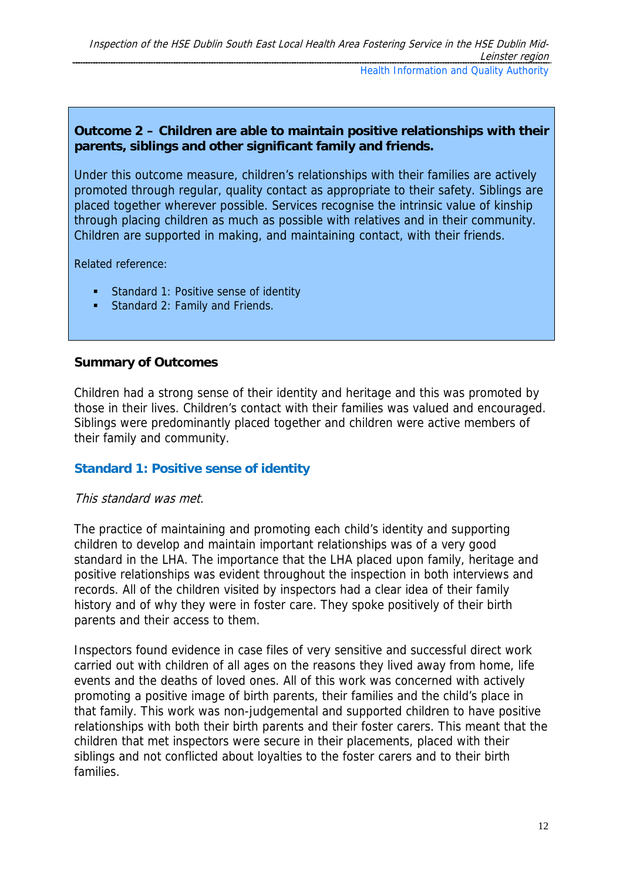**Outcome 2 – Children are able to maintain positive relationships with their parents, siblings and other significant family and friends.**

Under this outcome measure, children's relationships with their families are actively promoted through regular, quality contact as appropriate to their safety. Siblings are placed together wherever possible. Services recognise the intrinsic value of kinship through placing children as much as possible with relatives and in their community. Children are supported in making, and maintaining contact, with their friends.

Related reference:

- Standard 1: Positive sense of identity
- Standard 2: Family and Friends.

**Summary of Outcomes**

Children had a strong sense of their identity and heritage and this was promoted by those in their lives. Children's contact with their families was valued and encouraged. Siblings were predominantly placed together and children were active members of their family and community.

### Standard 1: Positive sense of identity

*This standard was met.*

The practice of maintaining and promoting each child's identity and supporting children to develop and maintain important relationships was of a very good standard in the LHA. The importance that the LHA placed upon family, heritage and positive relationships was evident throughout the inspection in both interviews and records. All of the children visited by inspectors had a clear idea of their family history and of why they were in foster care. They spoke positively of their birth parents and their access to them.

Inspectors found evidence in case files of very sensitive and successful direct work carried out with children of all ages on the reasons they lived away from home, life events and the deaths of loved ones. All of this work was concerned with actively promoting a positive image of birth parents, their families and the child's place in that family. This work was non-judgemental and supported children to have positive relationships with both their birth parents and their foster carers. This meant that the children that met inspectors were secure in their placements, placed with their siblings and not conflicted about loyalties to the foster carers and to their birth families.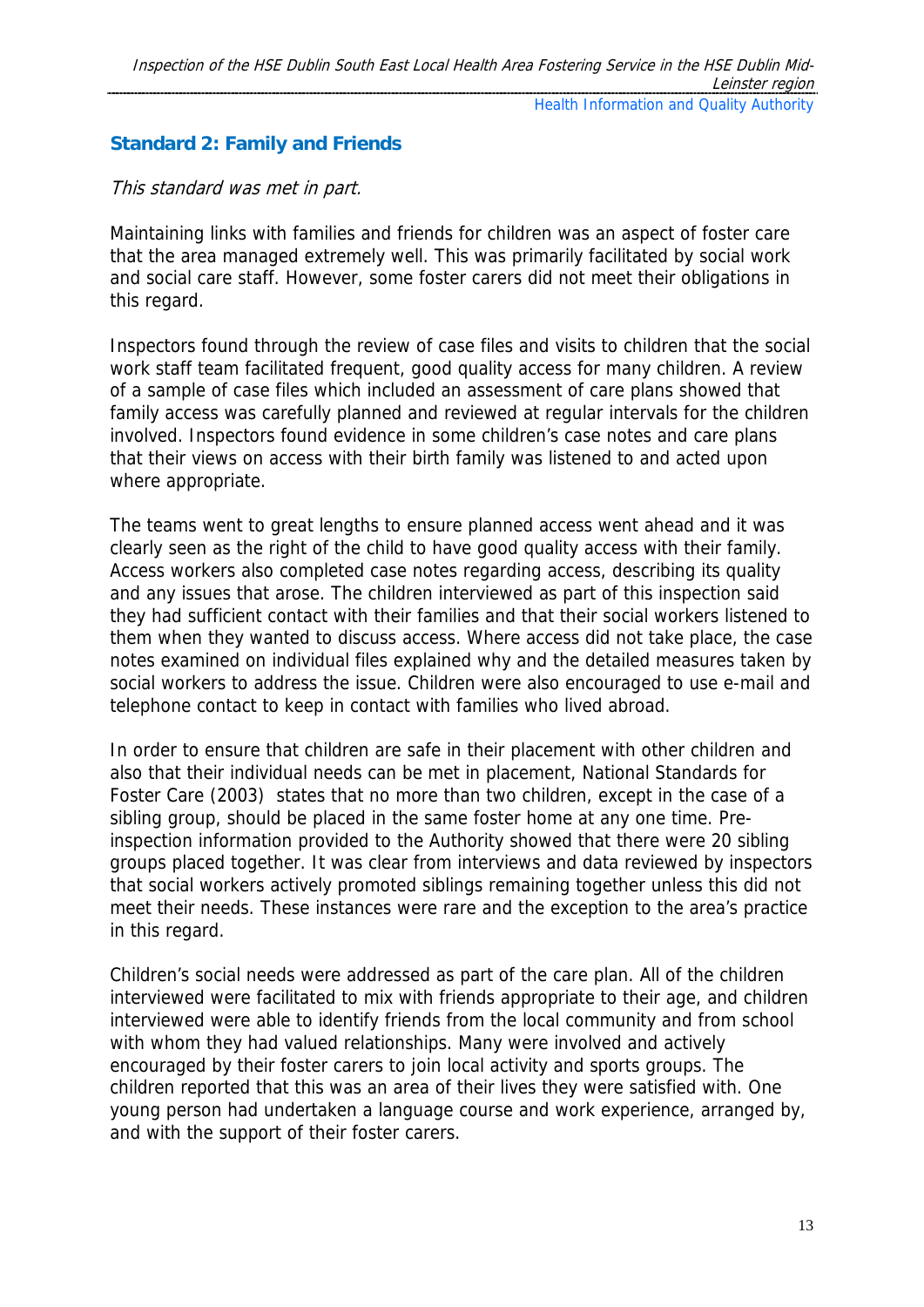## Standard 2: Family and Friends

*This standard was met in part.*

Maintaining links with families and friends for children was an aspect of foster care that the area managed extremely well. This was primarily facilitated by social work and social care staff. However, some foster carers did not meet their obligations in this regard.

Inspectors found through the review of case files and visits to children that the social work staff team facilitated frequent, good quality access for many children. A review of a sample of case files which included an assessment of care plans showed that family access was carefully planned and reviewed at regular intervals for the children involved. Inspectors found evidence in some children's case notes and care plans that their views on access with their birth family was listened to and acted upon where appropriate.

The teams went to great lengths to ensure planned access went ahead and it was clearly seen as the right of the child to have good quality access with their family. Access workers also completed case notes regarding access, describing its quality and any issues that arose. The children interviewed as part of this inspection said they had sufficient contact with their families and that their social workers listened to them when they wanted to discuss access. Where access did not take place, the case notes examined on individual files explained why and the detailed measures taken by social workers to address the issue. Children were also encouraged to use e-mail and telephone contact to keep in contact with families who lived abroad.

In order to ensure that children are safe in their placement with other children and also that their individual needs can be met in placement, National Standards for Foster Care (2003) states that no more than two children, except in the case of a sibling group, should be placed in the same foster home at any one time. Pre-inspection information provided to the Authority showed that there were 20 sibling groups placed together. It was clear from interviews and data reviewed by inspectors that social workers actively promoted siblings remaining together unless this did not meet their needs. These instances were rare and the exception to the area's practice in this regard.

Children's social needs were addressed as part of the care plan. All of the children interviewed were facilitated to mix with friends appropriate to their age, and children interviewed were able to identify friends from the local community and from school with whom they had valued relationships. Many were involved and actively encouraged by their foster carers to join local activity and sports groups. The children reported that this was an area of their lives they were satisfied with. One young person had undertaken a language course and work experience, arranged by, and with the support of their foster carers.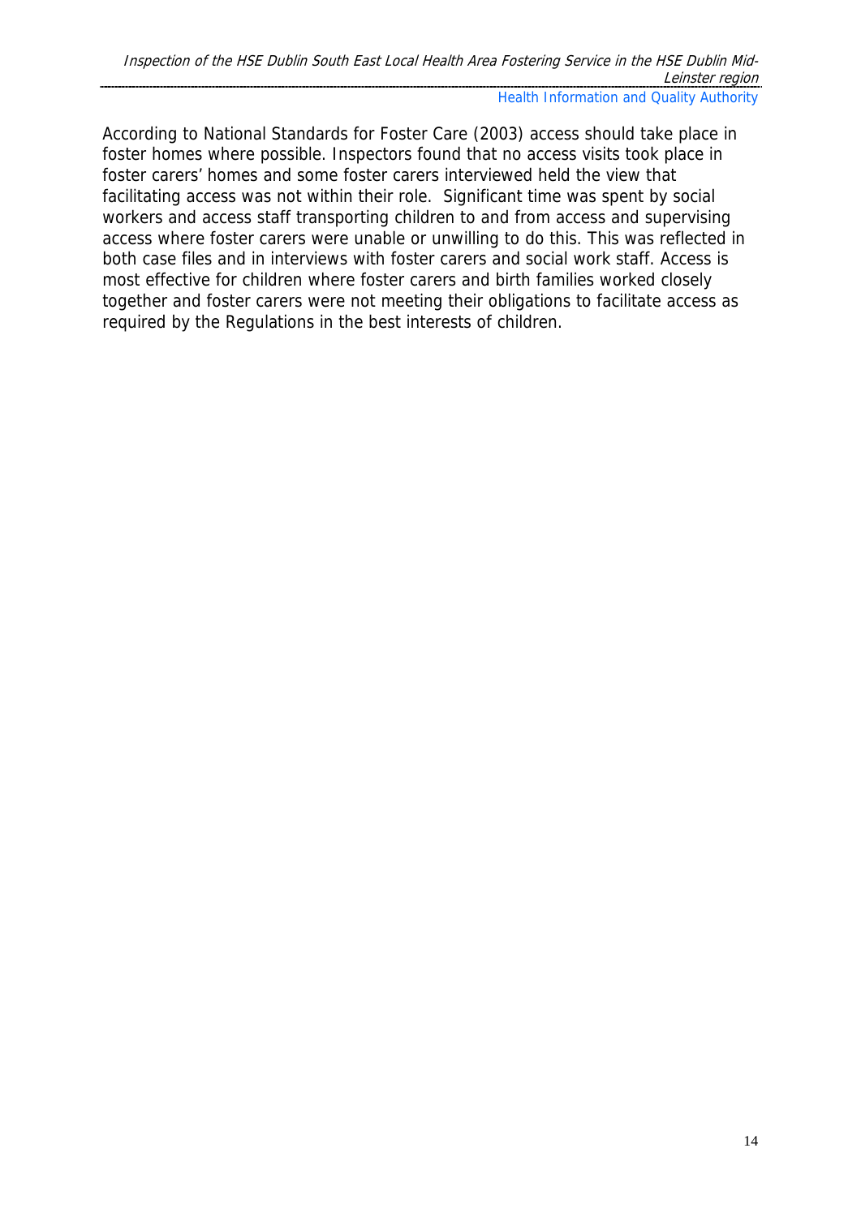According to National Standards for Foster Care (2003) access should take place in foster homes where possible. Inspectors found that no access visits took place in foster carers' homes and some foster carers interviewed held the view that facilitating access was not within their role. Significant time was spent by social workers and access staff transporting children to and from access and supervising access where foster carers were unable or unwilling to do this. This was reflected in both case files and in interviews with foster carers and social work staff. Access is most effective for children where foster carers and birth families worked closely together and foster carers were not meeting their obligations to facilitate access as required by the Regulations in the best interests of children.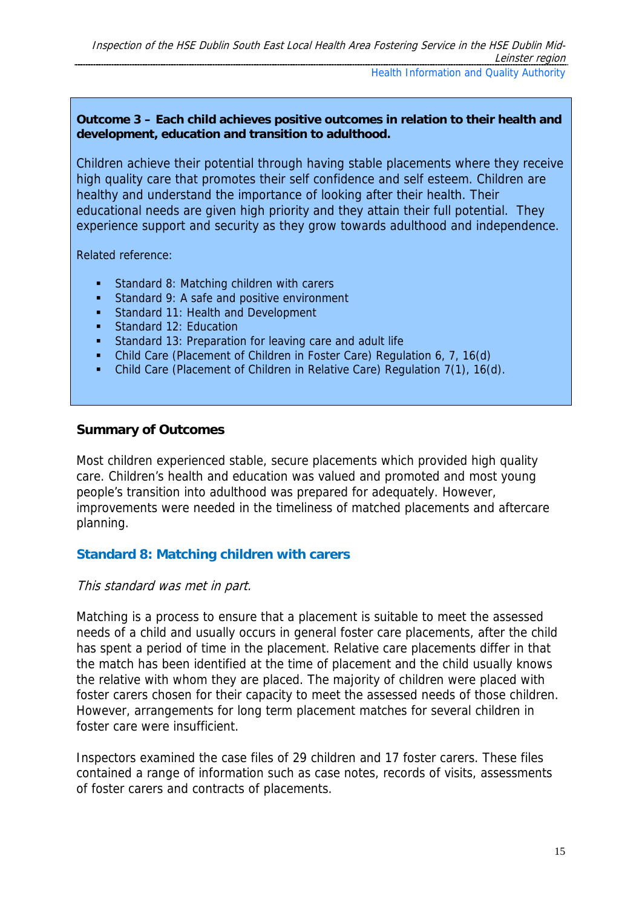**Outcome 3 – Each child achieves positive outcomes in relation to their health and development, education and transition to adulthood.**

Children achieve their potential through having stable placements where they receive high quality care that promotes their self confidence and self esteem. Children are healthy and understand the importance of looking after their health. Their educational needs are given high priority and they attain their full potential. They experience support and security as they grow towards adulthood and independence.

Related reference:

- Standard 8: Matching children with carers
- Standard 9: A safe and positive environment
- Standard 11: Health and Development
- Standard 12: Education
- Standard 13: Preparation for leaving care and adult life
- Child Care (Placement of Children in Foster Care) Regulation 6, 7, 16(d)
- Child Care (Placement of Children in Relative Care) Regulation 7(1), 16(d).

### Summary of Outcomes

Most children experienced stable, secure placements which provided high quality care. Children's health and education was valued and promoted and most young people's transition into adulthood was prepared for adequately. However, improvements were needed in the timeliness of matched placements and aftercare planning.

### Standard 8: Matching children with carers

*This standard was met in part.*

Matching is a process to ensure that a placement is suitable to meet the assessed needs of a child and usually occurs in general foster care placements, after the child has spent a period of time in the placement. Relative care placements differ in that the match has been identified at the time of placement and the child usually knows the relative with whom they are placed. The majority of children were placed with foster carers chosen for their capacity to meet the assessed needs of those children. However, arrangements for long term placement matches for several children in foster care were insufficient.

Inspectors examined the case files of 29 children and 17 foster carers. These files contained a range of information such as case notes, records of visits, assessments of foster carers and contracts of placements.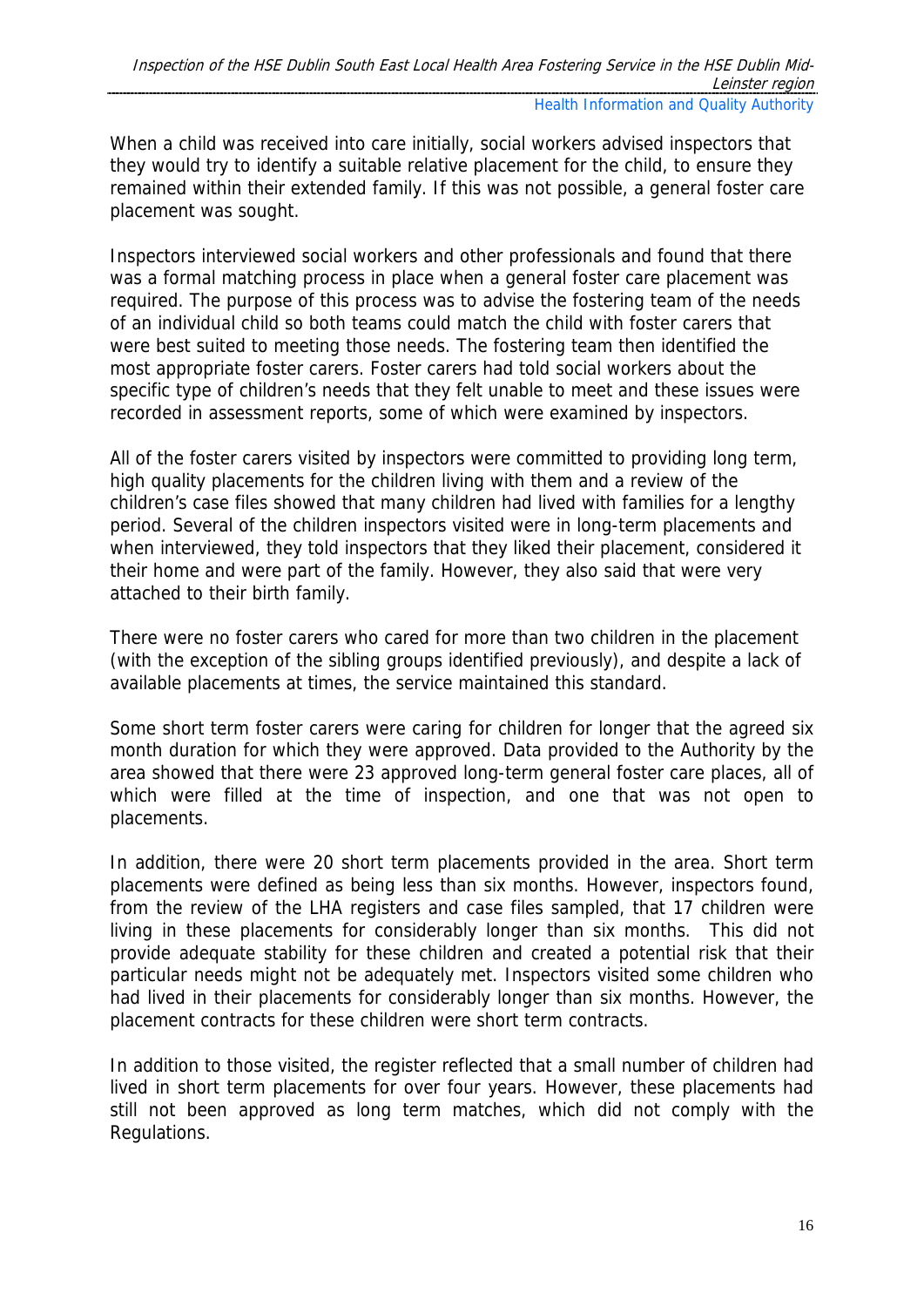When a child was received into care initially, social workers advised inspectors that they would try to identify a suitable relative placement for the child, to ensure they remained within their extended family. If this was not possible, a general foster care placement was sought.

Inspectors interviewed social workers and other professionals and found that there was a formal matching process in place when a general foster care placement was required. The purpose of this process was to advise the fostering team of the needs of an individual child so both teams could match the child with foster carers that were best suited to meeting those needs. The fostering team then identified the most appropriate foster carers. Foster carers had told social workers about the specific type of children's needs that they felt unable to meet and these issues were recorded in assessment reports, some of which were examined by inspectors.

All of the foster carers visited by inspectors were committed to providing long term, high quality placements for the children living with them and a review of the children's case files showed that many children had lived with families for a lengthy period. Several of the children inspectors visited were in long-term placements and when interviewed, they told inspectors that they liked their placement, considered it their home and were part of the family. However, they also said that were very attached to their birth family.

There were no foster carers who cared for more than two children in the placement (with the exception of the sibling groups identified previously), and despite a lack of available placements at times, the service maintained this standard.

Some short term foster carers were caring for children for longer that the agreed six month duration for which they were approved. Data provided to the Authority by the area showed that there were 23 approved long-term general foster care places, all of which were filled at the time of inspection, and one that was not open to placements.

In addition, there were 20 short term placements provided in the area. Short term placements were defined as being less than six months. However, inspectors found, from the review of the LHA registers and case files sampled, that 17 children were living in these placements for considerably longer than six months. This did not provide adequate stability for these children and created a potential risk that their particular needs might not be adequately met. Inspectors visited some children who had lived in their placements for considerably longer than six months. However, the placement contracts for these children were short term contracts.

In addition to those visited, the register reflected that a small number of children had lived in short term placements for over four years. However, these placements had still not been approved as long term matches, which did not comply with the Regulations.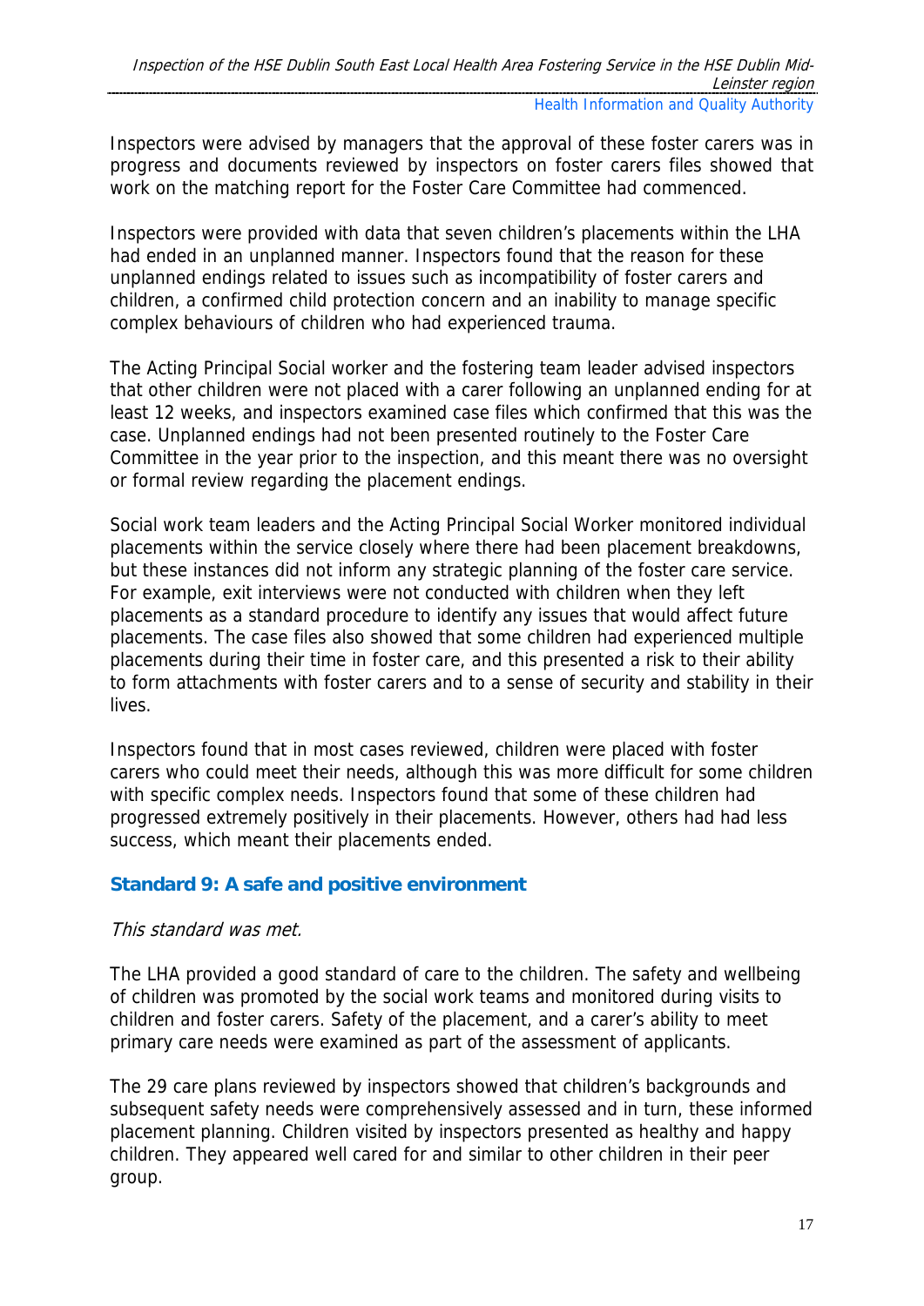Inspectors were advised by managers that the approval of these foster carers was in progress and documents reviewed by inspectors on foster carers files showed that work on the matching report for the Foster Care Committee had commenced.

Inspectors were provided with data that seven children's placements within the LHA had ended in an unplanned manner. Inspectors found that the reason for these unplanned endings related to issues such as incompatibility of foster carers and children, a confirmed child protection concern and an inability to manage specific complex behaviours of children who had experienced trauma.

The Acting Principal Social worker and the fostering team leader advised inspectors that other children were not placed with a carer following an unplanned ending for at least 12 weeks, and inspectors examined case files which confirmed that this was the case. Unplanned endings had not been presented routinely to the Foster Care Committee in the year prior to the inspection, and this meant there was no oversight or formal review regarding the placement endings.

Social work team leaders and the Acting Principal Social Worker monitored individual placements within the service closely where there had been placement breakdowns, but these instances did not inform any strategic planning of the foster care service. For example, exit interviews were not conducted with children when they left placements as a standard procedure to identify any issues that would affect future placements. The case files also showed that some children had experienced multiple placements during their time in foster care, and this presented a risk to their ability to form attachments with foster carers and to a sense of security and stability in their lives.

Inspectors found that in most cases reviewed, children were placed with foster carers who could meet their needs, although this was more difficult for some children with specific complex needs. Inspectors found that some of these children had progressed extremely positively in their placements. However, others had had less success, which meant their placements ended.

### Standard 9: A safe and positive environment

*This standard was met.*

The LHA provided a good standard of care to the children. The safety and wellbeing of children was promoted by the social work teams and monitored during visits to children and foster carers. Safety of the placement, and a carer's ability to meet primary care needs were examined as part of the assessment of applicants.

The 29 care plans reviewed by inspectors showed that children's backgrounds and subsequent safety needs were comprehensively assessed and in turn, these informed placement planning. Children visited by inspectors presented as healthy and happy children. They appeared well cared for and similar to other children in their peer group.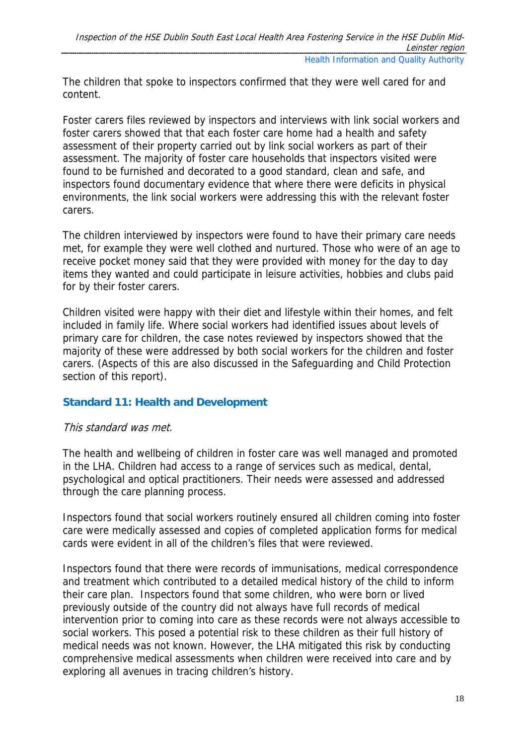The children that spoke to inspectors confirmed that they were well cared for and content.

Foster carers files reviewed by inspectors and interviews with link social workers and foster carers showed that that each foster care home had a health and safety assessment of their property carried out by link social workers as part of their assessment. The majority of foster care households that inspectors visited were found to be furnished and decorated to a good standard, clean and safe, and inspectors found documentary evidence that where there were deficits in physical environments, the link social workers were addressing this with the relevant foster carers.

The children interviewed by inspectors were found to have their primary care needs met, for example they were well clothed and nurtured. Those who were of an age to receive pocket money said that they were provided with money for the day to day items they wanted and could participate in leisure activities, hobbies and clubs paid for by their foster carers.

Children visited were happy with their diet and lifestyle within their homes, and felt included in family life. Where social workers had identified issues about levels of primary care for children, the case notes reviewed by inspectors showed that the majority of these were addressed by both social workers for the children and foster carers. (Aspects of this are also discussed in the Safeguarding and Child Protection section of this report).

### Standard 11: Health and Development

*This standard was met.*

The health and wellbeing of children in foster care was well managed and promoted in the LHA. Children had access to a range of services such as medical, dental, psychological and optical practitioners. Their needs were assessed and addressed through the care planning process.

Inspectors found that social workers routinely ensured all children coming into foster care were medically assessed and copies of completed application forms for medical cards were evident in all of the children's files that were reviewed.

Inspectors found that there were records of immunisations, medical correspondence and treatment which contributed to a detailed medical history of the child to inform their care plan. Inspectors found that some children, who were born or lived previously outside of the country did not always have full records of medical intervention prior to coming into care as these records were not always accessible to social workers. This posed a potential risk to these children as their full history of medical needs was not known. However, the LHA mitigated this risk by conducting comprehensive medical assessments when children were received into care and by exploring all avenues in tracing children's history.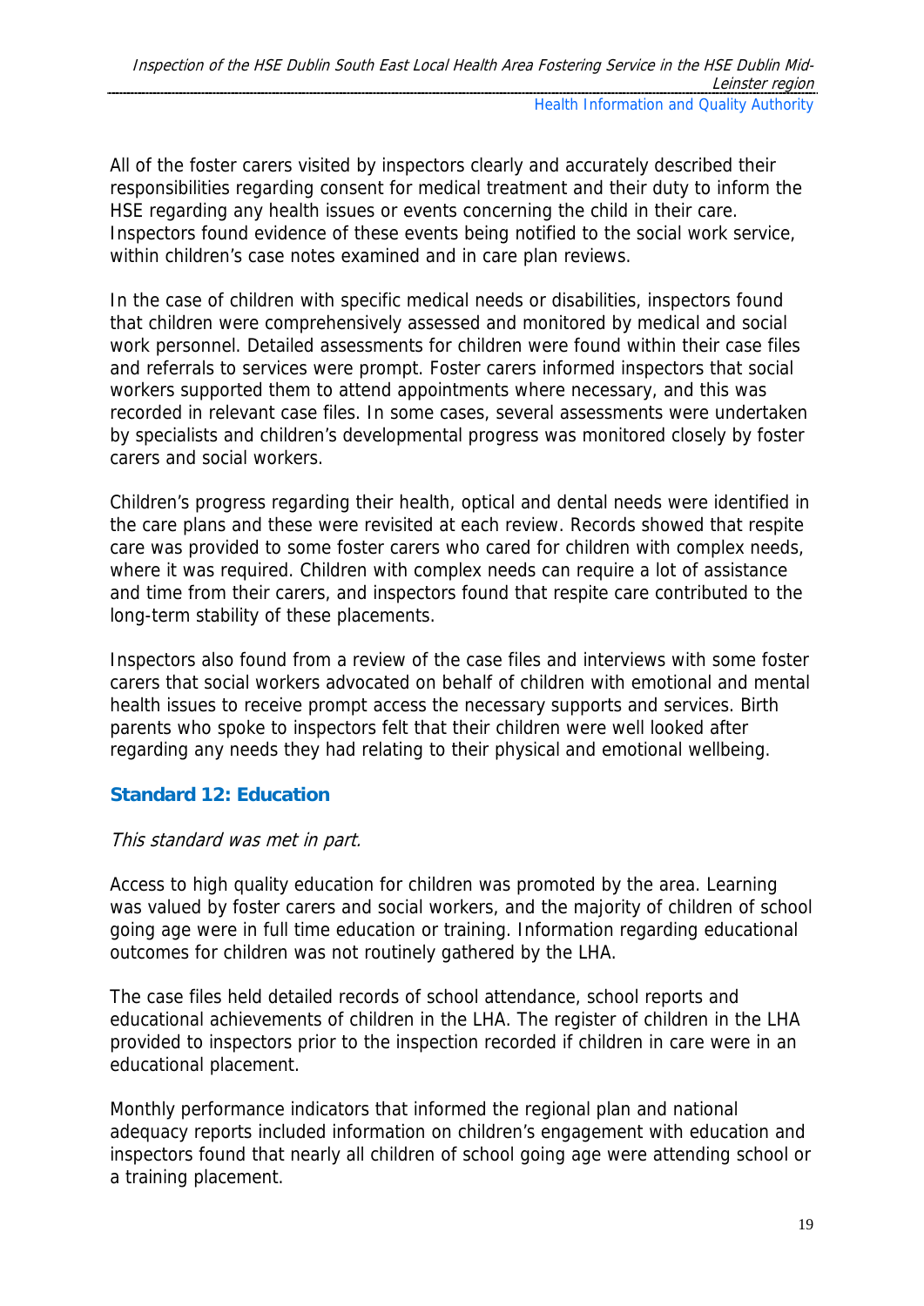All of the foster carers visited by inspectors clearly and accurately described their responsibilities regarding consent for medical treatment and their duty to inform the HSE regarding any health issues or events concerning the child in their care. Inspectors found evidence of these events being notified to the social work service, within children's case notes examined and in care plan reviews.

In the case of children with specific medical needs or disabilities, inspectors found that children were comprehensively assessed and monitored by medical and social work personnel. Detailed assessments for children were found within their case files and referrals to services were prompt. Foster carers informed inspectors that social workers supported them to attend appointments where necessary, and this was recorded in relevant case files. In some cases, several assessments were undertaken by specialists and children's developmental progress was monitored closely by foster carers and social workers.

Children's progress regarding their health, optical and dental needs were identified in the care plans and these were revisited at each review. Records showed that respite care was provided to some foster carers who cared for children with complex needs, where it was required. Children with complex needs can require a lot of assistance and time from their carers, and inspectors found that respite care contributed to the long-term stability of these placements.

Inspectors also found from a review of the case files and interviews with some foster carers that social workers advocated on behalf of children with emotional and mental health issues to receive prompt access the necessary supports and services. Birth parents who spoke to inspectors felt that their children were well looked after regarding any needs they had relating to their physical and emotional wellbeing.

### Standard 12: Education

*This standard was met in part.*

Access to high quality education for children was promoted by the area. Learning was valued by foster carers and social workers, and the majority of children of school going age were in full time education or training. Information regarding educational outcomes for children was not routinely gathered by the LHA.

The case files held detailed records of school attendance, school reports and educational achievements of children in the LHA. The register of children in the LHA provided to inspectors prior to the inspection recorded if children in care were in an educational placement.

Monthly performance indicators that informed the regional plan and national adequacy reports included information on children's engagement with education and inspectors found that nearly all children of school going age were attending school or a training placement.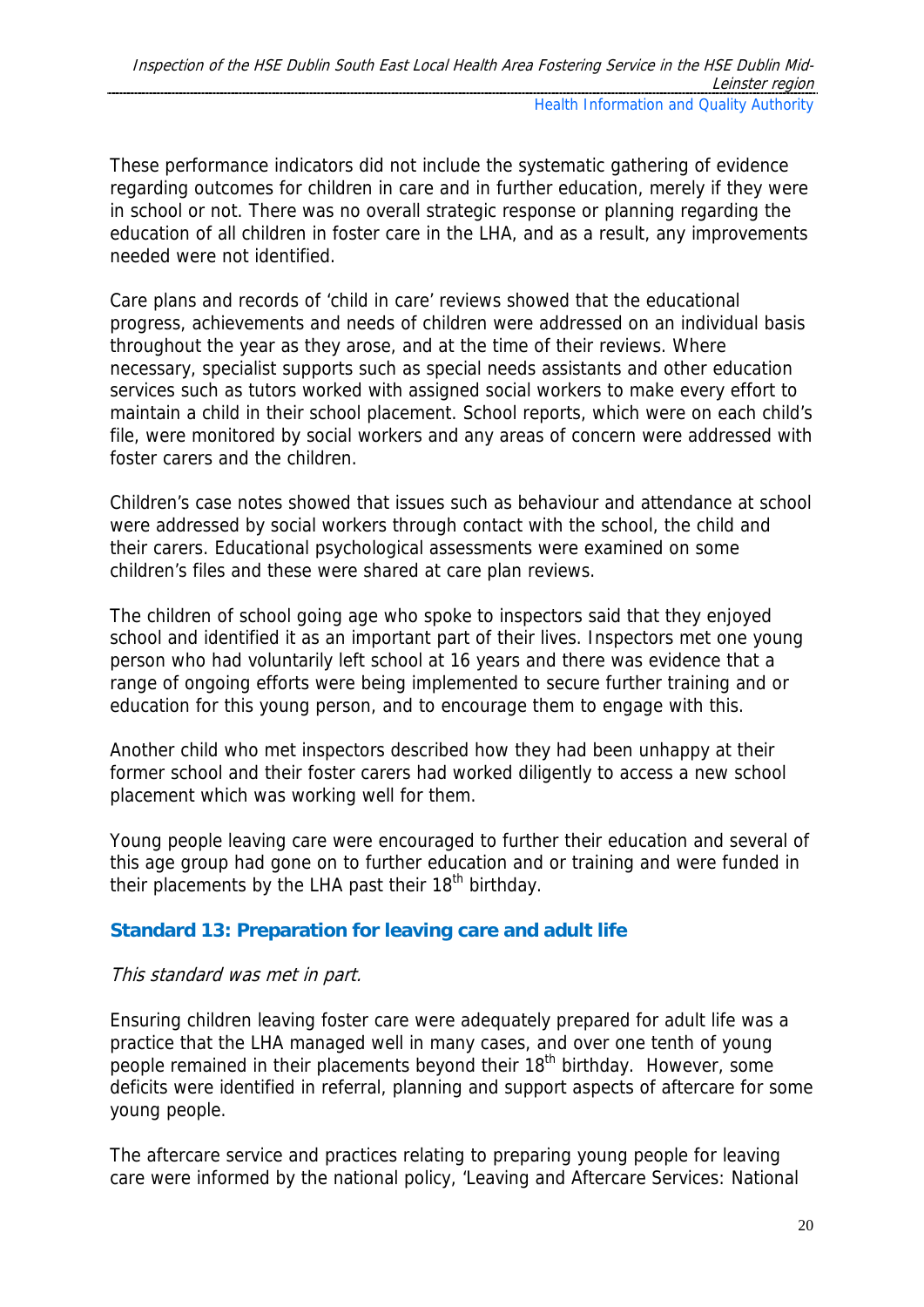These performance indicators did not include the systematic gathering of evidence regarding outcomes for children in care and in further education, merely if they were in school or not. There was no overall strategic response or planning regarding the education of all children in foster care in the LHA, and as a result, any improvements needed were not identified.

Care plans and records of 'child in care' reviews showed that the educational progress, achievements and needs of children were addressed on an individual basis throughout the year as they arose, and at the time of their reviews. Where necessary, specialist supports such as special needs assistants and other education services such as tutors worked with assigned social workers to make every effort to maintain a child in their school placement. School reports, which were on each child's file, were monitored by social workers and any areas of concern were addressed with foster carers and the children.

Children's case notes showed that issues such as behaviour and attendance at school were addressed by social workers through contact with the school, the child and their carers. Educational psychological assessments were examined on some children's files and these were shared at care plan reviews.

The children of school going age who spoke to inspectors said that they enjoyed school and identified it as an important part of their lives. Inspectors met one young person who had voluntarily left school at 16 years and there was evidence that a range of ongoing efforts were being implemented to secure further training and or education for this young person, and to encourage them to engage with this.

Another child who met inspectors described how they had been unhappy at their former school and their foster carers had worked diligently to access a new school placement which was working well for them.

Young people leaving care were encouraged to further their education and several of this age group had gone on to further education and or training and were funded in their placements by the LHA past their 18th birthday.

### Standard 13: Preparation for leaving care and adult life

*This standard was met in part.*

Ensuring children leaving foster care were adequately prepared for adult life was a practice that the LHA managed well in many cases, and over one tenth of young people remained in their placements beyond their 18th birthday. However, some deficits were identified in referral, planning and support aspects of aftercare for some young people.

The aftercare service and practices relating to preparing young people for leaving care were informed by the national policy, 'Leaving and Aftercare Services: National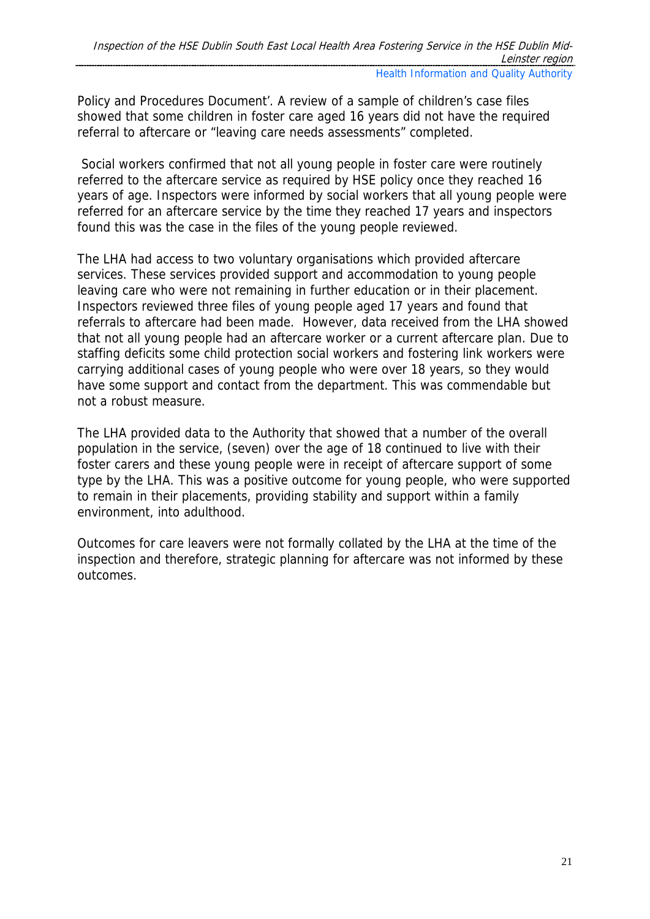Policy and Procedures Document'. A review of a sample of children's case files showed that some children in foster care aged 16 years did not have the required referral to aftercare or "leaving care needs assessments" completed.

Social workers confirmed that not all young people in foster care were routinely referred to the aftercare service as required by HSE policy once they reached 16 years of age. Inspectors were informed by social workers that all young people were referred for an aftercare service by the time they reached 17 years and inspectors found this was the case in the files of the young people reviewed.

The LHA had access to two voluntary organisations which provided aftercare services. These services provided support and accommodation to young people leaving care who were not remaining in further education or in their placement. Inspectors reviewed three files of young people aged 17 years and found that referrals to aftercare had been made. However, data received from the LHA showed that not all young people had an aftercare worker or a current aftercare plan. Due to staffing deficits some child protection social workers and fostering link workers were carrying additional cases of young people who were over 18 years, so they would have some support and contact from the department. This was commendable but not a robust measure.

The LHA provided data to the Authority that showed that a number of the overall population in the service, (seven) over the age of 18 continued to live with their foster carers and these young people were in receipt of aftercare support of some type by the LHA. This was a positive outcome for young people, who were supported to remain in their placements, providing stability and support within a family environment, into adulthood.

Outcomes for care leavers were not formally collated by the LHA at the time of the inspection and therefore, strategic planning for aftercare was not informed by these outcomes.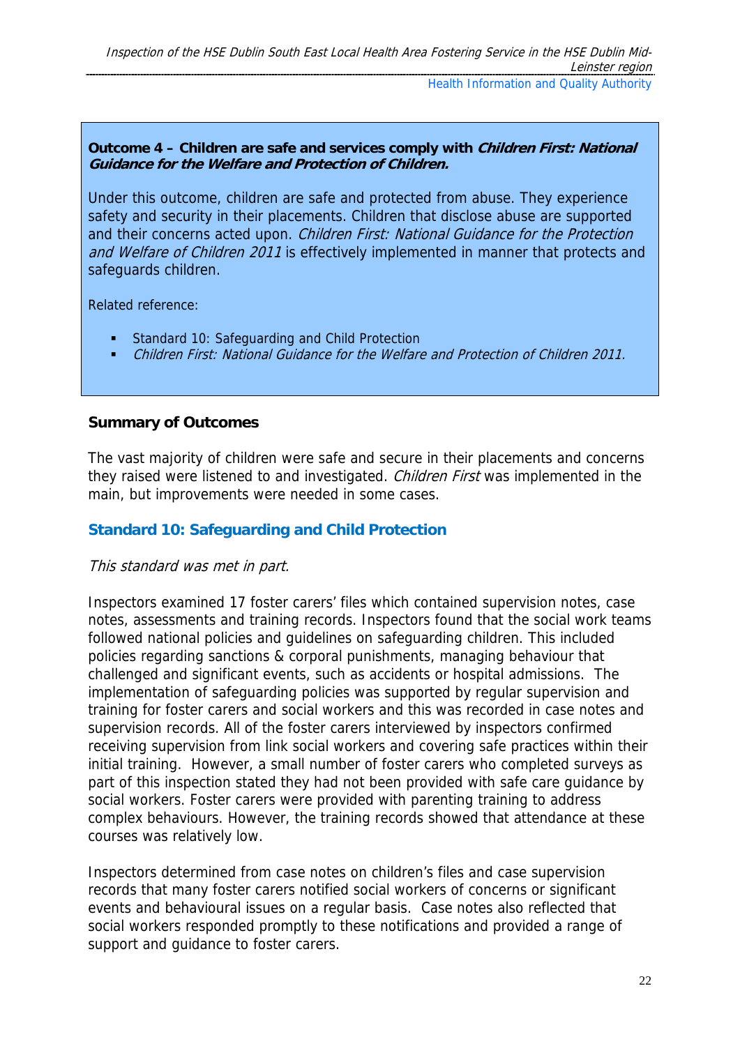**Outcome 4 – Children are safe and services comply with *Children First: National Guidance for the Welfare and Protection of Children.***

Under this outcome, children are safe and protected from abuse. They experience safety and security in their placements. Children that disclose abuse are supported and their concerns acted upon. *Children First: National Guidance for the Protection and Welfare of Children 2011* is effectively implemented in manner that protects and safeguards children.

Related reference:

- Standard 10: Safeguarding and Child Protection
- *Children First: National Guidance for the Welfare and Protection of Children 2011.*

**Summary of Outcomes**

The vast majority of children were safe and secure in their placements and concerns they raised were listened to and investigated. *Children First* was implemented in the main, but improvements were needed in some cases.

### Standard 10: Safeguarding and Child Protection

*This standard was met in part.*

Inspectors examined 17 foster carers' files which contained supervision notes, case notes, assessments and training records. Inspectors found that the social work teams followed national policies and guidelines on safeguarding children. This included policies regarding sanctions & corporal punishments, managing behaviour that challenged and significant events, such as accidents or hospital admissions. The implementation of safeguarding policies was supported by regular supervision and training for foster carers and social workers and this was recorded in case notes and supervision records. All of the foster carers interviewed by inspectors confirmed receiving supervision from link social workers and covering safe practices within their initial training. However, a small number of foster carers who completed surveys as part of this inspection stated they had not been provided with safe care guidance by social workers. Foster carers were provided with parenting training to address complex behaviours. However, the training records showed that attendance at these courses was relatively low.

Inspectors determined from case notes on children's files and case supervision records that many foster carers notified social workers of concerns or significant events and behavioural issues on a regular basis. Case notes also reflected that social workers responded promptly to these notifications and provided a range of support and guidance to foster carers.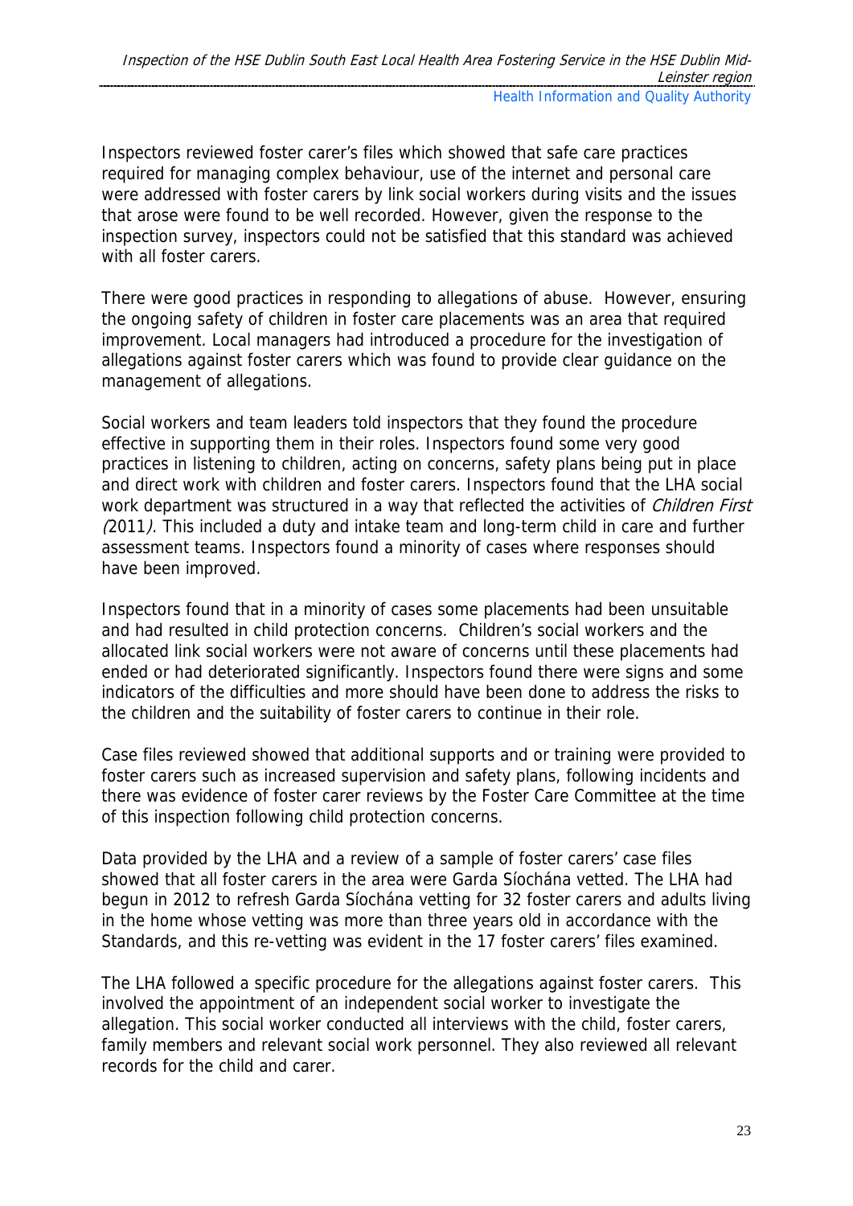Inspectors reviewed foster carer's files which showed that safe care practices required for managing complex behaviour, use of the internet and personal care were addressed with foster carers by link social workers during visits and the issues that arose were found to be well recorded. However, given the response to the inspection survey, inspectors could not be satisfied that this standard was achieved with all foster carers.

There were good practices in responding to allegations of abuse. However, ensuring the ongoing safety of children in foster care placements was an area that required improvement. Local managers had introduced a procedure for the investigation of allegations against foster carers which was found to provide clear guidance on the management of allegations.

Social workers and team leaders told inspectors that they found the procedure effective in supporting them in their roles. Inspectors found some very good practices in listening to children, acting on concerns, safety plans being put in place and direct work with children and foster carers. Inspectors found that the LHA social work department was structured in a way that reflected the activities of *Children First (*2011*)*. This included a duty and intake team and long-term child in care and further assessment teams. Inspectors found a minority of cases where responses should have been improved.

Inspectors found that in a minority of cases some placements had been unsuitable and had resulted in child protection concerns. Children's social workers and the allocated link social workers were not aware of concerns until these placements had ended or had deteriorated significantly. Inspectors found there were signs and some indicators of the difficulties and more should have been done to address the risks to the children and the suitability of foster carers to continue in their role.

Case files reviewed showed that additional supports and or training were provided to foster carers such as increased supervision and safety plans, following incidents and there was evidence of foster carer reviews by the Foster Care Committee at the time of this inspection following child protection concerns.

Data provided by the LHA and a review of a sample of foster carers' case files showed that all foster carers in the area were Garda Síochána vetted. The LHA had begun in 2012 to refresh Garda Síochána vetting for 32 foster carers and adults living in the home whose vetting was more than three years old in accordance with the Standards, and this re-vetting was evident in the 17 foster carers' files examined.

The LHA followed a specific procedure for the allegations against foster carers. This involved the appointment of an independent social worker to investigate the allegation. This social worker conducted all interviews with the child, foster carers, family members and relevant social work personnel. They also reviewed all relevant records for the child and carer.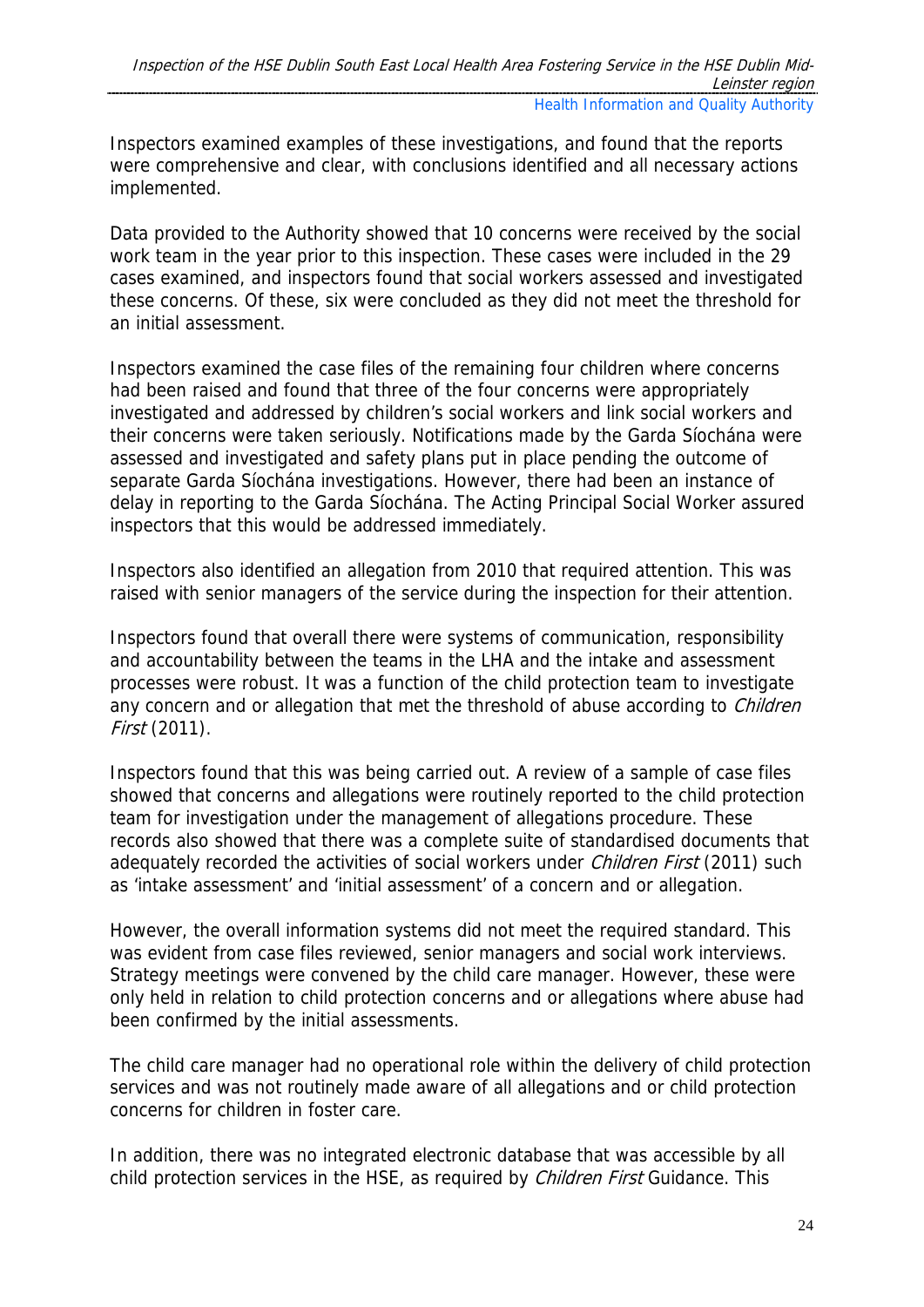Inspectors examined examples of these investigations, and found that the reports were comprehensive and clear, with conclusions identified and all necessary actions implemented.

Data provided to the Authority showed that 10 concerns were received by the social work team in the year prior to this inspection. These cases were included in the 29 cases examined, and inspectors found that social workers assessed and investigated these concerns. Of these, six were concluded as they did not meet the threshold for an initial assessment.

Inspectors examined the case files of the remaining four children where concerns had been raised and found that three of the four concerns were appropriately investigated and addressed by children's social workers and link social workers and their concerns were taken seriously. Notifications made by the Garda Síochána were assessed and investigated and safety plans put in place pending the outcome of separate Garda Síochána investigations. However, there had been an instance of delay in reporting to the Garda Síochána. The Acting Principal Social Worker assured inspectors that this would be addressed immediately.

Inspectors also identified an allegation from 2010 that required attention. This was raised with senior managers of the service during the inspection for their attention.

Inspectors found that overall there were systems of communication, responsibility and accountability between the teams in the LHA and the intake and assessment processes were robust. It was a function of the child protection team to investigate any concern and or allegation that met the threshold of abuse according to *Children First* (2011).

Inspectors found that this was being carried out. A review of a sample of case files showed that concerns and allegations were routinely reported to the child protection team for investigation under the management of allegations procedure. These records also showed that there was a complete suite of standardised documents that adequately recorded the activities of social workers under *Children First* (2011) such as 'intake assessment' and 'initial assessment' of a concern and or allegation.

However, the overall information systems did not meet the required standard. This was evident from case files reviewed, senior managers and social work interviews. Strategy meetings were convened by the child care manager. However, these were only held in relation to child protection concerns and or allegations where abuse had been confirmed by the initial assessments.

The child care manager had no operational role within the delivery of child protection services and was not routinely made aware of all allegations and or child protection concerns for children in foster care.

In addition, there was no integrated electronic database that was accessible by all child protection services in the HSE, as required by *Children First* Guidance. This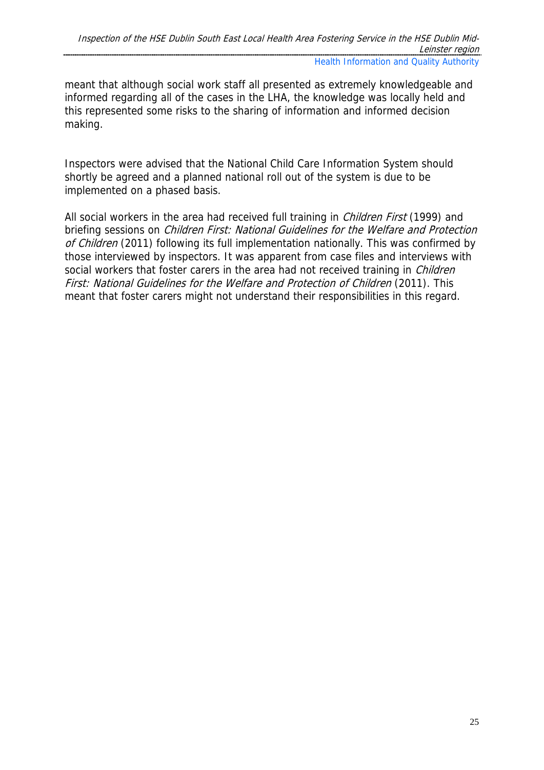meant that although social work staff all presented as extremely knowledgeable and informed regarding all of the cases in the LHA, the knowledge was locally held and this represented some risks to the sharing of information and informed decision making.

Inspectors were advised that the National Child Care Information System should shortly be agreed and a planned national roll out of the system is due to be implemented on a phased basis.

All social workers in the area had received full training in *Children First* (1999) and briefing sessions on *Children First: National Guidelines for the Welfare and Protection of Children* (2011) following its full implementation nationally. This was confirmed by those interviewed by inspectors. It was apparent from case files and interviews with social workers that foster carers in the area had not received training in *Children First: National Guidelines for the Welfare and Protection of Children* (2011). This meant that foster carers might not understand their responsibilities in this regard.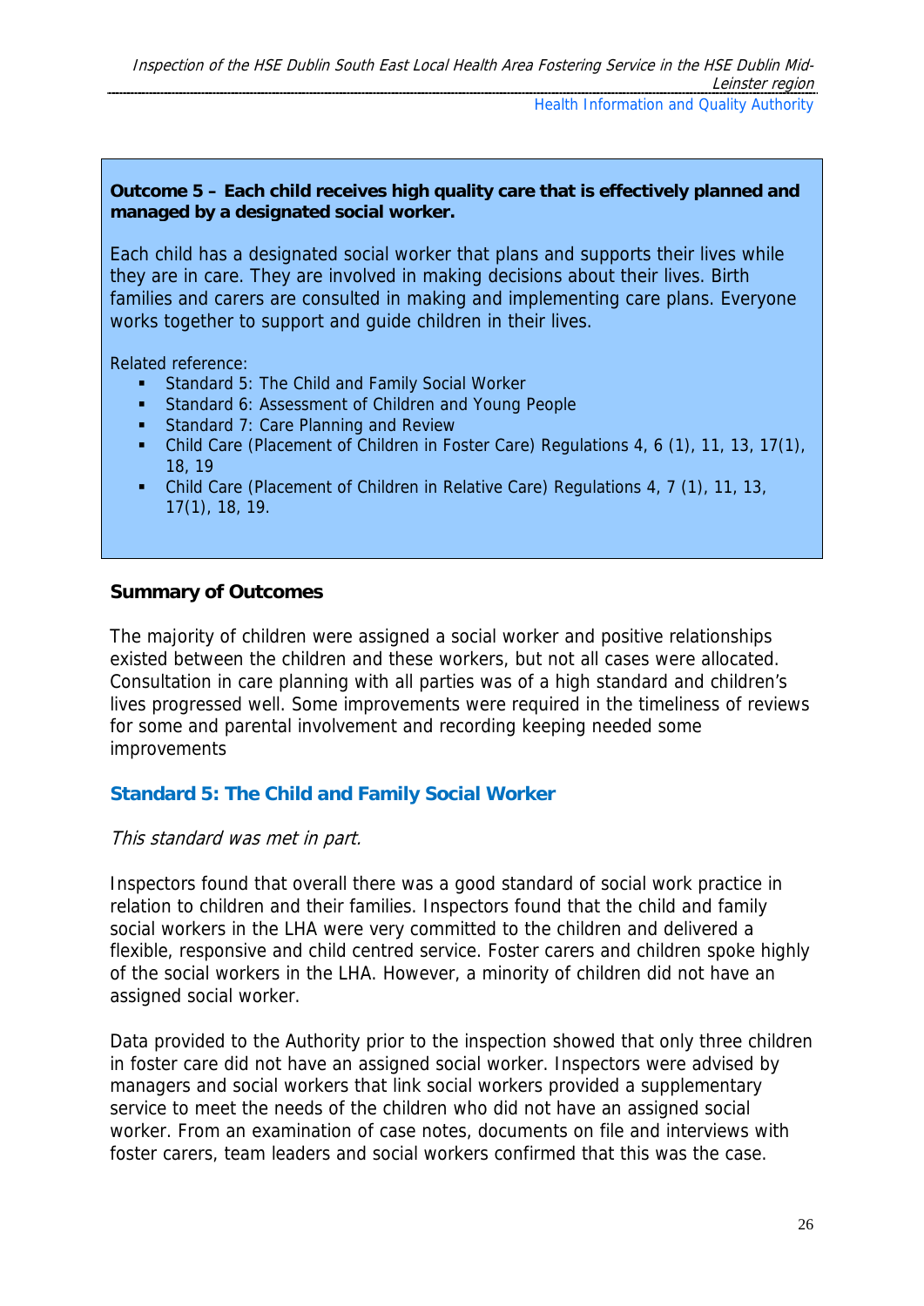**Outcome 5 – Each child receives high quality care that is effectively planned and managed by a designated social worker.**

Each child has a designated social worker that plans and supports their lives while they are in care. They are involved in making decisions about their lives. Birth families and carers are consulted in making and implementing care plans. Everyone works together to support and guide children in their lives.

Related reference:

- Standard 5: The Child and Family Social Worker
- Standard 6: Assessment of Children and Young People
- Standard 7: Care Planning and Review
- Child Care (Placement of Children in Foster Care) Regulations 4, 6 (1), 11, 13, 17(1), 18, 19
- Child Care (Placement of Children in Relative Care) Regulations 4, 7 (1), 11, 13, 17(1), 18, 19.

**Summary of Outcomes**

The majority of children were assigned a social worker and positive relationships existed between the children and these workers, but not all cases were allocated. Consultation in care planning with all parties was of a high standard and children's lives progressed well. Some improvements were required in the timeliness of reviews for some and parental involvement and recording keeping needed some improvements

## Standard 5: The Child and Family Social Worker

*This standard was met in part.*

Inspectors found that overall there was a good standard of social work practice in relation to children and their families. Inspectors found that the child and family social workers in the LHA were very committed to the children and delivered a flexible, responsive and child centred service. Foster carers and children spoke highly of the social workers in the LHA. However, a minority of children did not have an assigned social worker.

Data provided to the Authority prior to the inspection showed that only three children in foster care did not have an assigned social worker. Inspectors were advised by managers and social workers that link social workers provided a supplementary service to meet the needs of the children who did not have an assigned social worker. From an examination of case notes, documents on file and interviews with foster carers, team leaders and social workers confirmed that this was the case.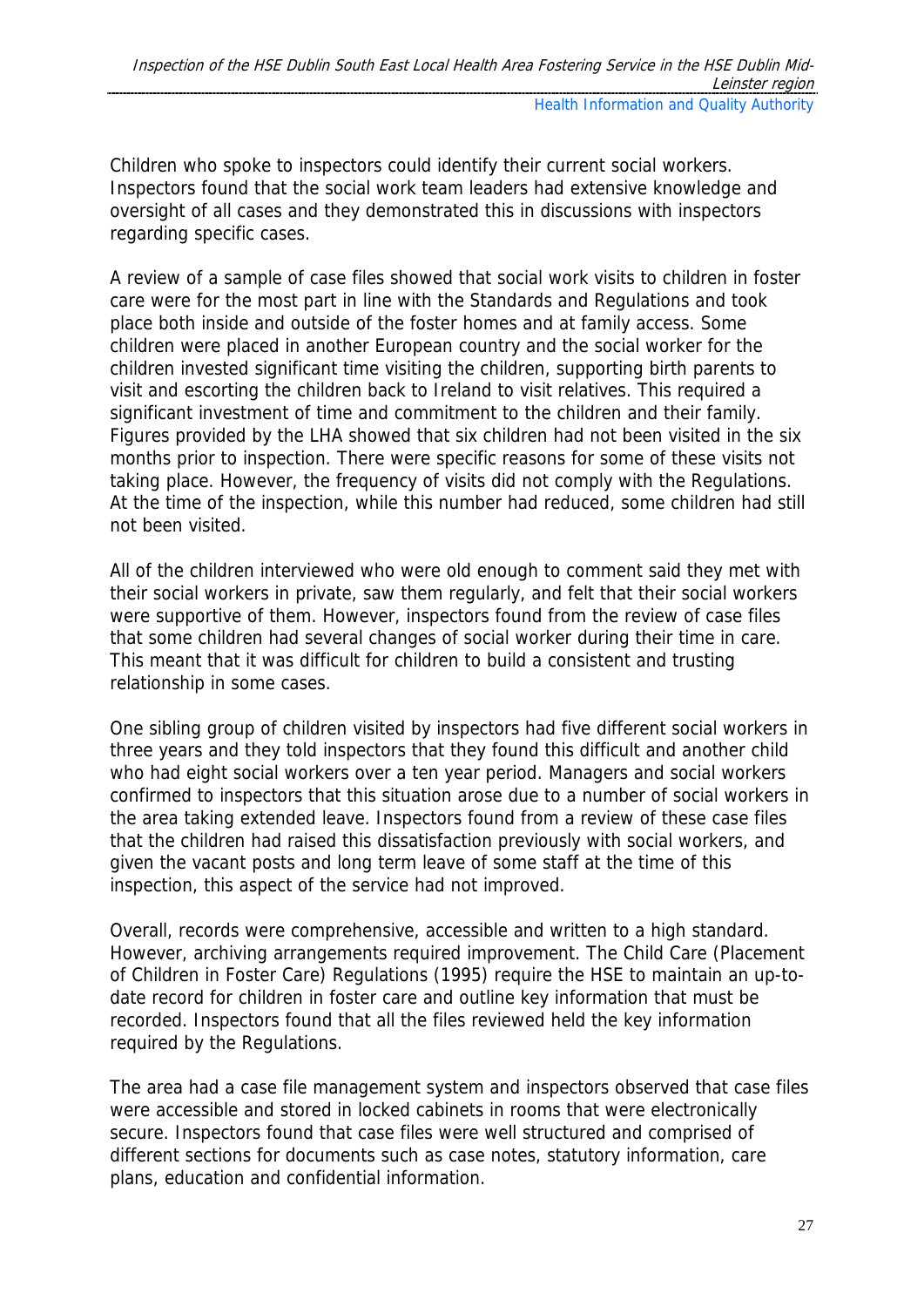Children who spoke to inspectors could identify their current social workers. Inspectors found that the social work team leaders had extensive knowledge and oversight of all cases and they demonstrated this in discussions with inspectors regarding specific cases.

A review of a sample of case files showed that social work visits to children in foster care were for the most part in line with the Standards and Regulations and took place both inside and outside of the foster homes and at family access. Some children were placed in another European country and the social worker for the children invested significant time visiting the children, supporting birth parents to visit and escorting the children back to Ireland to visit relatives. This required a significant investment of time and commitment to the children and their family. Figures provided by the LHA showed that six children had not been visited in the six months prior to inspection. There were specific reasons for some of these visits not taking place. However, the frequency of visits did not comply with the Regulations. At the time of the inspection, while this number had reduced, some children had still not been visited.

All of the children interviewed who were old enough to comment said they met with their social workers in private, saw them regularly, and felt that their social workers were supportive of them. However, inspectors found from the review of case files that some children had several changes of social worker during their time in care. This meant that it was difficult for children to build a consistent and trusting relationship in some cases.

One sibling group of children visited by inspectors had five different social workers in three years and they told inspectors that they found this difficult and another child who had eight social workers over a ten year period. Managers and social workers confirmed to inspectors that this situation arose due to a number of social workers in the area taking extended leave. Inspectors found from a review of these case files that the children had raised this dissatisfaction previously with social workers, and given the vacant posts and long term leave of some staff at the time of this inspection, this aspect of the service had not improved.

Overall, records were comprehensive, accessible and written to a high standard. However, archiving arrangements required improvement. The Child Care (Placement of Children in Foster Care) Regulations (1995) require the HSE to maintain an up-to-date record for children in foster care and outline key information that must be recorded. Inspectors found that all the files reviewed held the key information required by the Regulations.

The area had a case file management system and inspectors observed that case files were accessible and stored in locked cabinets in rooms that were electronically secure. Inspectors found that case files were well structured and comprised of different sections for documents such as case notes, statutory information, care plans, education and confidential information.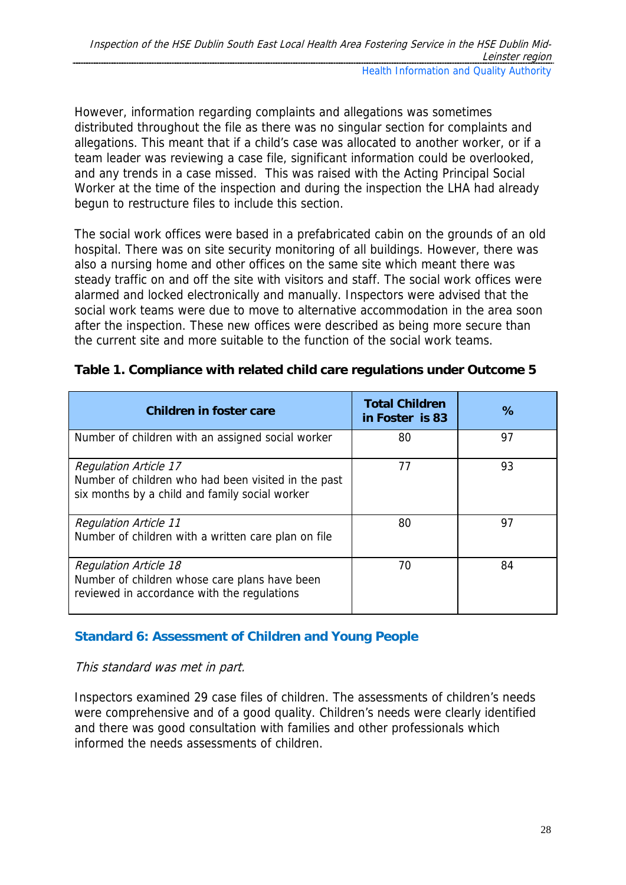However, information regarding complaints and allegations was sometimes distributed throughout the file as there was no singular section for complaints and allegations. This meant that if a child's case was allocated to another worker, or if a team leader was reviewing a case file, significant information could be overlooked, and any trends in a case missed. This was raised with the Acting Principal Social Worker at the time of the inspection and during the inspection the LHA had already begun to restructure files to include this section.

The social work offices were based in a prefabricated cabin on the grounds of an old hospital. There was on site security monitoring of all buildings. However, there was also a nursing home and other offices on the same site which meant there was steady traffic on and off the site with visitors and staff. The social work offices were alarmed and locked electronically and manually. Inspectors were advised that the social work teams were due to move to alternative accommodation in the area soon after the inspection. These new offices were described as being more secure than the current site and more suitable to the function of the social work teams.

**Table 1. Compliance with related child care regulations under Outcome 5**

| Children in foster care | Total Children in Foster is 83 | % |
|---|---|---|
| Number of children with an assigned social worker | 80 | 97 |
| *Regulation Article 17*<br>Number of children who had been visited in the past six months by a child and family social worker | 77 | 93 |
| *Regulation Article 11*<br>Number of children with a written care plan on file | 80 | 97 |
| *Regulation Article 18*<br>Number of children whose care plans have been reviewed in accordance with the regulations | 70 | 84 |

### Standard 6: Assessment of Children and Young People

*This standard was met in part.*

Inspectors examined 29 case files of children. The assessments of children's needs were comprehensive and of a good quality. Children's needs were clearly identified and there was good consultation with families and other professionals which informed the needs assessments of children.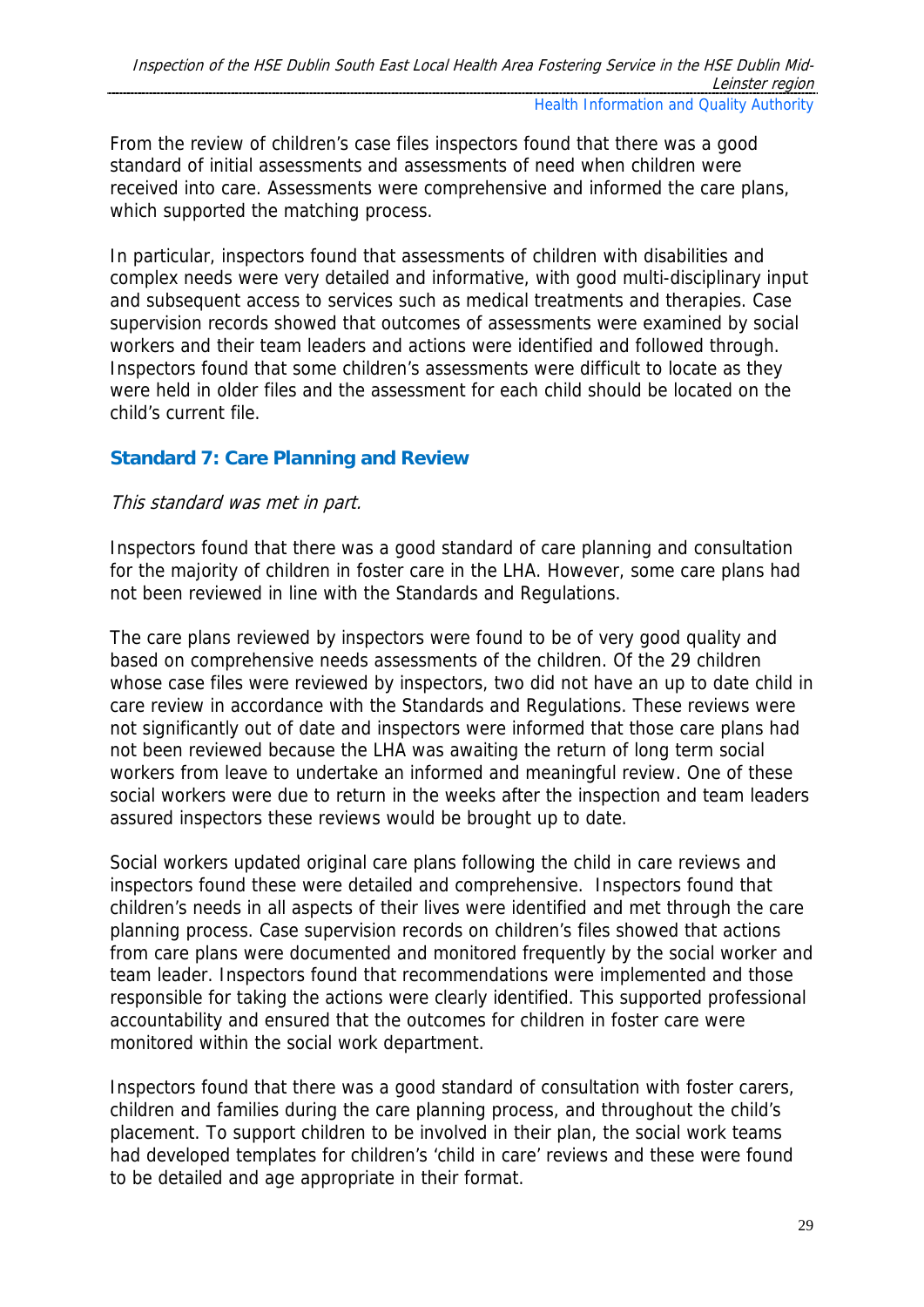From the review of children's case files inspectors found that there was a good standard of initial assessments and assessments of need when children were received into care. Assessments were comprehensive and informed the care plans, which supported the matching process.

In particular, inspectors found that assessments of children with disabilities and complex needs were very detailed and informative, with good multi-disciplinary input and subsequent access to services such as medical treatments and therapies. Case supervision records showed that outcomes of assessments were examined by social workers and their team leaders and actions were identified and followed through. Inspectors found that some children's assessments were difficult to locate as they were held in older files and the assessment for each child should be located on the child's current file.

### Standard 7: Care Planning and Review

*This standard was met in part.*

Inspectors found that there was a good standard of care planning and consultation for the majority of children in foster care in the LHA. However, some care plans had not been reviewed in line with the Standards and Regulations.

The care plans reviewed by inspectors were found to be of very good quality and based on comprehensive needs assessments of the children. Of the 29 children whose case files were reviewed by inspectors, two did not have an up to date child in care review in accordance with the Standards and Regulations. These reviews were not significantly out of date and inspectors were informed that those care plans had not been reviewed because the LHA was awaiting the return of long term social workers from leave to undertake an informed and meaningful review. One of these social workers were due to return in the weeks after the inspection and team leaders assured inspectors these reviews would be brought up to date.

Social workers updated original care plans following the child in care reviews and inspectors found these were detailed and comprehensive. Inspectors found that children's needs in all aspects of their lives were identified and met through the care planning process. Case supervision records on children's files showed that actions from care plans were documented and monitored frequently by the social worker and team leader. Inspectors found that recommendations were implemented and those responsible for taking the actions were clearly identified. This supported professional accountability and ensured that the outcomes for children in foster care were monitored within the social work department.

Inspectors found that there was a good standard of consultation with foster carers, children and families during the care planning process, and throughout the child's placement. To support children to be involved in their plan, the social work teams had developed templates for children's 'child in care' reviews and these were found to be detailed and age appropriate in their format.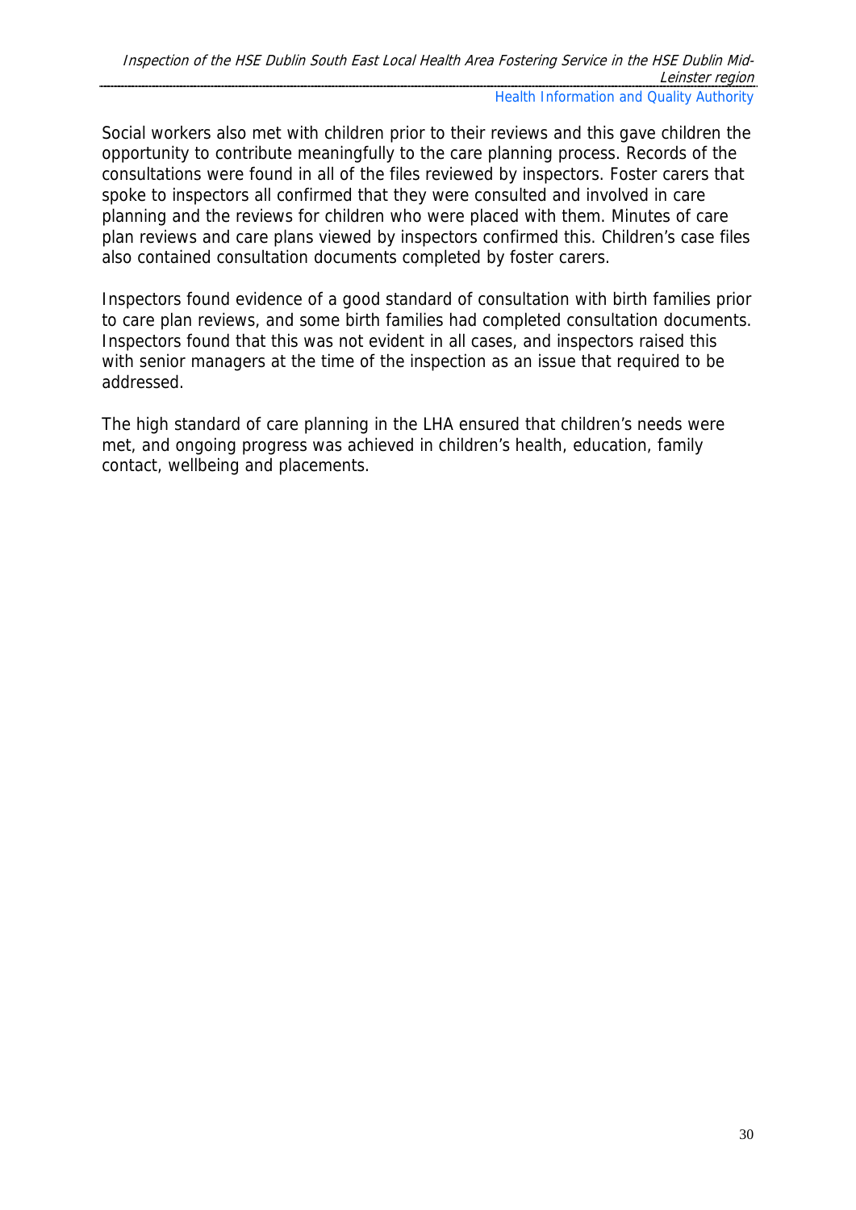Social workers also met with children prior to their reviews and this gave children the opportunity to contribute meaningfully to the care planning process. Records of the consultations were found in all of the files reviewed by inspectors. Foster carers that spoke to inspectors all confirmed that they were consulted and involved in care planning and the reviews for children who were placed with them. Minutes of care plan reviews and care plans viewed by inspectors confirmed this. Children's case files also contained consultation documents completed by foster carers.

Inspectors found evidence of a good standard of consultation with birth families prior to care plan reviews, and some birth families had completed consultation documents. Inspectors found that this was not evident in all cases, and inspectors raised this with senior managers at the time of the inspection as an issue that required to be addressed.

The high standard of care planning in the LHA ensured that children's needs were met, and ongoing progress was achieved in children's health, education, family contact, wellbeing and placements.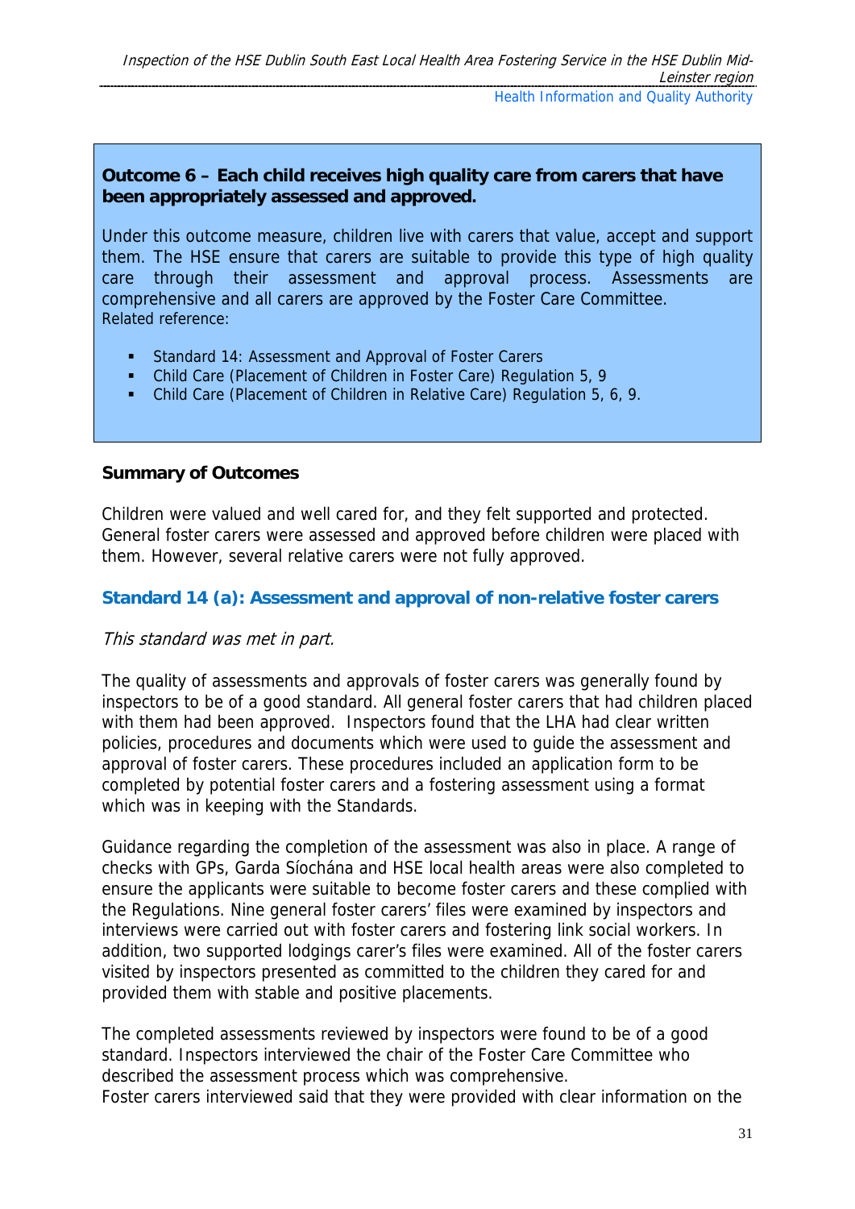**Outcome 6 – Each child receives high quality care from carers that have been appropriately assessed and approved.**

Under this outcome measure, children live with carers that value, accept and support them. The HSE ensure that carers are suitable to provide this type of high quality care through their assessment and approval process. Assessments are comprehensive and all carers are approved by the Foster Care Committee.
Related reference:

- Standard 14: Assessment and Approval of Foster Carers
- Child Care (Placement of Children in Foster Care) Regulation 5, 9
- Child Care (Placement of Children in Relative Care) Regulation 5, 6, 9.

**Summary of Outcomes**

Children were valued and well cared for, and they felt supported and protected. General foster carers were assessed and approved before children were placed with them. However, several relative carers were not fully approved.

### Standard 14 (a): Assessment and approval of non-relative foster carers

*This standard was met in part.*

The quality of assessments and approvals of foster carers was generally found by inspectors to be of a good standard. All general foster carers that had children placed with them had been approved. Inspectors found that the LHA had clear written policies, procedures and documents which were used to guide the assessment and approval of foster carers. These procedures included an application form to be completed by potential foster carers and a fostering assessment using a format which was in keeping with the Standards.

Guidance regarding the completion of the assessment was also in place. A range of checks with GPs, Garda Síochána and HSE local health areas were also completed to ensure the applicants were suitable to become foster carers and these complied with the Regulations. Nine general foster carers' files were examined by inspectors and interviews were carried out with foster carers and fostering link social workers. In addition, two supported lodgings carer's files were examined. All of the foster carers visited by inspectors presented as committed to the children they cared for and provided them with stable and positive placements.

The completed assessments reviewed by inspectors were found to be of a good standard. Inspectors interviewed the chair of the Foster Care Committee who described the assessment process which was comprehensive.
Foster carers interviewed said that they were provided with clear information on the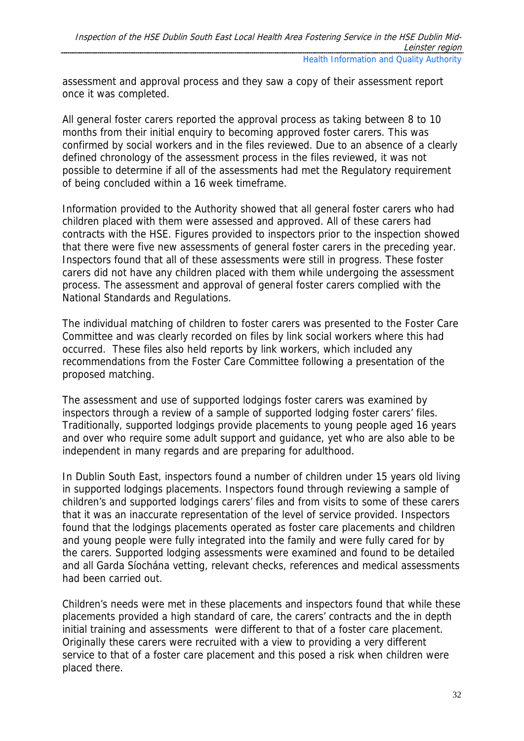assessment and approval process and they saw a copy of their assessment report once it was completed.

All general foster carers reported the approval process as taking between 8 to 10 months from their initial enquiry to becoming approved foster carers. This was confirmed by social workers and in the files reviewed. Due to an absence of a clearly defined chronology of the assessment process in the files reviewed, it was not possible to determine if all of the assessments had met the Regulatory requirement of being concluded within a 16 week timeframe.

Information provided to the Authority showed that all general foster carers who had children placed with them were assessed and approved. All of these carers had contracts with the HSE. Figures provided to inspectors prior to the inspection showed that there were five new assessments of general foster carers in the preceding year. Inspectors found that all of these assessments were still in progress. These foster carers did not have any children placed with them while undergoing the assessment process. The assessment and approval of general foster carers complied with the National Standards and Regulations.

The individual matching of children to foster carers was presented to the Foster Care Committee and was clearly recorded on files by link social workers where this had occurred. These files also held reports by link workers, which included any recommendations from the Foster Care Committee following a presentation of the proposed matching.

The assessment and use of supported lodgings foster carers was examined by inspectors through a review of a sample of supported lodging foster carers' files. Traditionally, supported lodgings provide placements to young people aged 16 years and over who require some adult support and guidance, yet who are also able to be independent in many regards and are preparing for adulthood.

In Dublin South East, inspectors found a number of children under 15 years old living in supported lodgings placements. Inspectors found through reviewing a sample of children's and supported lodgings carers' files and from visits to some of these carers that it was an inaccurate representation of the level of service provided. Inspectors found that the lodgings placements operated as foster care placements and children and young people were fully integrated into the family and were fully cared for by the carers. Supported lodging assessments were examined and found to be detailed and all Garda Síochána vetting, relevant checks, references and medical assessments had been carried out.

Children's needs were met in these placements and inspectors found that while these placements provided a high standard of care, the carers' contracts and the in depth initial training and assessments were different to that of a foster care placement. Originally these carers were recruited with a view to providing a very different service to that of a foster care placement and this posed a risk when children were placed there.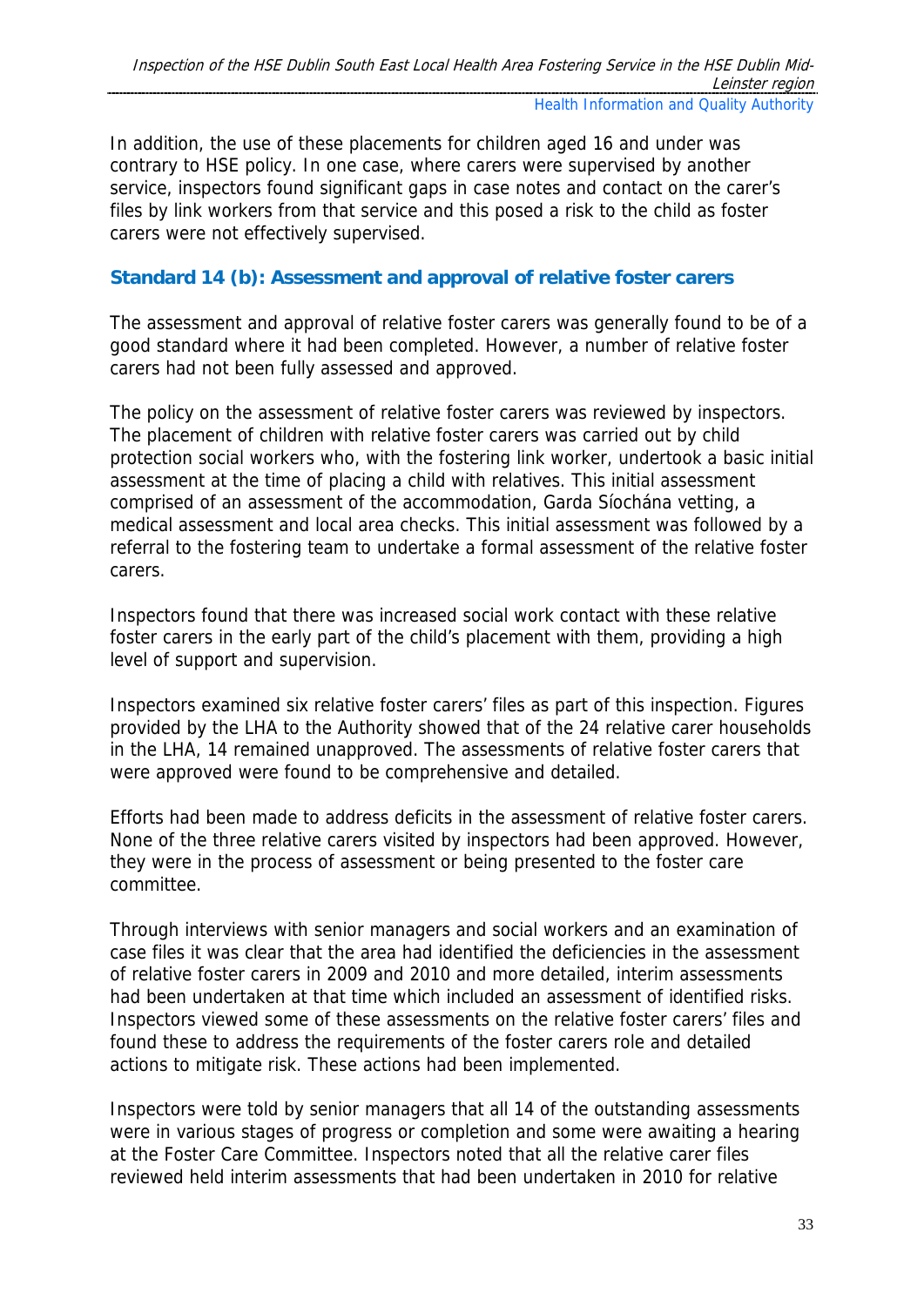In addition, the use of these placements for children aged 16 and under was contrary to HSE policy. In one case, where carers were supervised by another service, inspectors found significant gaps in case notes and contact on the carer's files by link workers from that service and this posed a risk to the child as foster carers were not effectively supervised.

### Standard 14 (b): Assessment and approval of relative foster carers

The assessment and approval of relative foster carers was generally found to be of a good standard where it had been completed. However, a number of relative foster carers had not been fully assessed and approved.

The policy on the assessment of relative foster carers was reviewed by inspectors. The placement of children with relative foster carers was carried out by child protection social workers who, with the fostering link worker, undertook a basic initial assessment at the time of placing a child with relatives. This initial assessment comprised of an assessment of the accommodation, Garda Síochána vetting, a medical assessment and local area checks. This initial assessment was followed by a referral to the fostering team to undertake a formal assessment of the relative foster carers.

Inspectors found that there was increased social work contact with these relative foster carers in the early part of the child's placement with them, providing a high level of support and supervision.

Inspectors examined six relative foster carers' files as part of this inspection. Figures provided by the LHA to the Authority showed that of the 24 relative carer households in the LHA, 14 remained unapproved. The assessments of relative foster carers that were approved were found to be comprehensive and detailed.

Efforts had been made to address deficits in the assessment of relative foster carers. None of the three relative carers visited by inspectors had been approved. However, they were in the process of assessment or being presented to the foster care committee.

Through interviews with senior managers and social workers and an examination of case files it was clear that the area had identified the deficiencies in the assessment of relative foster carers in 2009 and 2010 and more detailed, interim assessments had been undertaken at that time which included an assessment of identified risks. Inspectors viewed some of these assessments on the relative foster carers' files and found these to address the requirements of the foster carers role and detailed actions to mitigate risk. These actions had been implemented.

Inspectors were told by senior managers that all 14 of the outstanding assessments were in various stages of progress or completion and some were awaiting a hearing at the Foster Care Committee. Inspectors noted that all the relative carer files reviewed held interim assessments that had been undertaken in 2010 for relative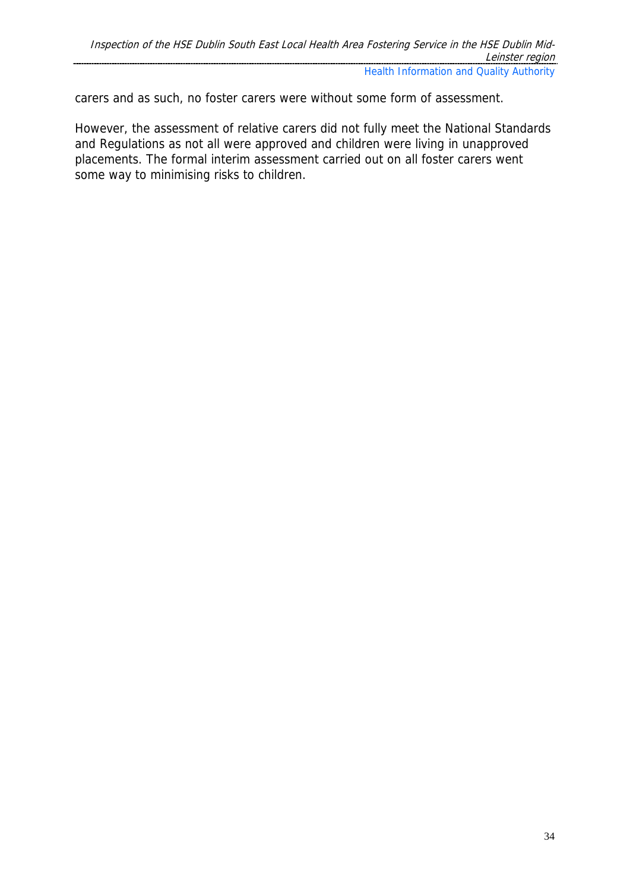carers and as such, no foster carers were without some form of assessment.

However, the assessment of relative carers did not fully meet the National Standards and Regulations as not all were approved and children were living in unapproved placements. The formal interim assessment carried out on all foster carers went some way to minimising risks to children.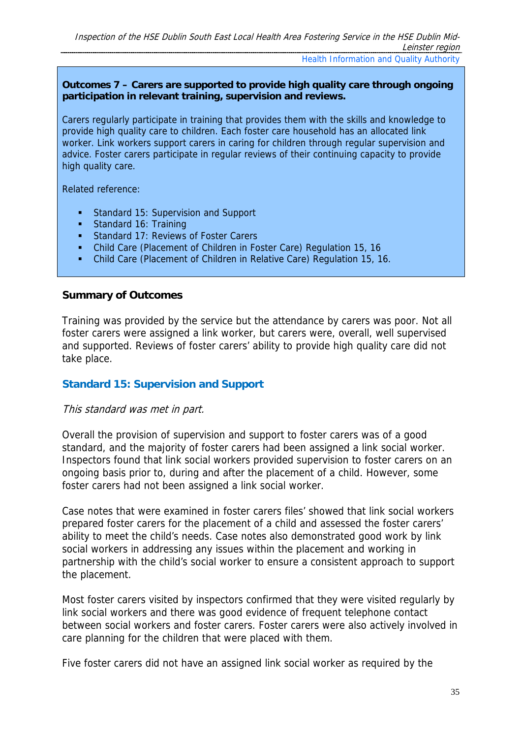**Outcomes 7 – Carers are supported to provide high quality care through ongoing participation in relevant training, supervision and reviews.**

Carers regularly participate in training that provides them with the skills and knowledge to provide high quality care to children. Each foster care household has an allocated link worker. Link workers support carers in caring for children through regular supervision and advice. Foster carers participate in regular reviews of their continuing capacity to provide high quality care.

Related reference:

- Standard 15: Supervision and Support
- Standard 16: Training
- Standard 17: Reviews of Foster Carers
- Child Care (Placement of Children in Foster Care) Regulation 15, 16
- Child Care (Placement of Children in Relative Care) Regulation 15, 16.

**Summary of Outcomes**

Training was provided by the service but the attendance by carers was poor. Not all foster carers were assigned a link worker, but carers were, overall, well supervised and supported. Reviews of foster carers' ability to provide high quality care did not take place.

## Standard 15: Supervision and Support

*This standard was met in part.*

Overall the provision of supervision and support to foster carers was of a good standard, and the majority of foster carers had been assigned a link social worker. Inspectors found that link social workers provided supervision to foster carers on an ongoing basis prior to, during and after the placement of a child. However, some foster carers had not been assigned a link social worker.

Case notes that were examined in foster carers files' showed that link social workers prepared foster carers for the placement of a child and assessed the foster carers' ability to meet the child's needs. Case notes also demonstrated good work by link social workers in addressing any issues within the placement and working in partnership with the child's social worker to ensure a consistent approach to support the placement.

Most foster carers visited by inspectors confirmed that they were visited regularly by link social workers and there was good evidence of frequent telephone contact between social workers and foster carers. Foster carers were also actively involved in care planning for the children that were placed with them.

Five foster carers did not have an assigned link social worker as required by the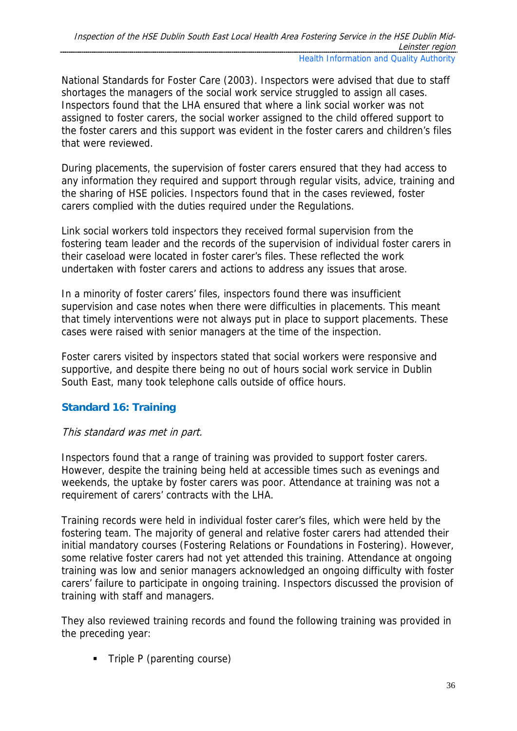National Standards for Foster Care (2003). Inspectors were advised that due to staff shortages the managers of the social work service struggled to assign all cases. Inspectors found that the LHA ensured that where a link social worker was not assigned to foster carers, the social worker assigned to the child offered support to the foster carers and this support was evident in the foster carers and children's files that were reviewed.

During placements, the supervision of foster carers ensured that they had access to any information they required and support through regular visits, advice, training and the sharing of HSE policies. Inspectors found that in the cases reviewed, foster carers complied with the duties required under the Regulations.

Link social workers told inspectors they received formal supervision from the fostering team leader and the records of the supervision of individual foster carers in their caseload were located in foster carer's files. These reflected the work undertaken with foster carers and actions to address any issues that arose.

In a minority of foster carers' files, inspectors found there was insufficient supervision and case notes when there were difficulties in placements. This meant that timely interventions were not always put in place to support placements. These cases were raised with senior managers at the time of the inspection.

Foster carers visited by inspectors stated that social workers were responsive and supportive, and despite there being no out of hours social work service in Dublin South East, many took telephone calls outside of office hours.

### Standard 16: Training

*This standard was met in part.*

Inspectors found that a range of training was provided to support foster carers. However, despite the training being held at accessible times such as evenings and weekends, the uptake by foster carers was poor. Attendance at training was not a requirement of carers' contracts with the LHA.

Training records were held in individual foster carer's files, which were held by the fostering team. The majority of general and relative foster carers had attended their initial mandatory courses (Fostering Relations or Foundations in Fostering). However, some relative foster carers had not yet attended this training. Attendance at ongoing training was low and senior managers acknowledged an ongoing difficulty with foster carers' failure to participate in ongoing training. Inspectors discussed the provision of training with staff and managers.

They also reviewed training records and found the following training was provided in the preceding year:

- Triple P (parenting course)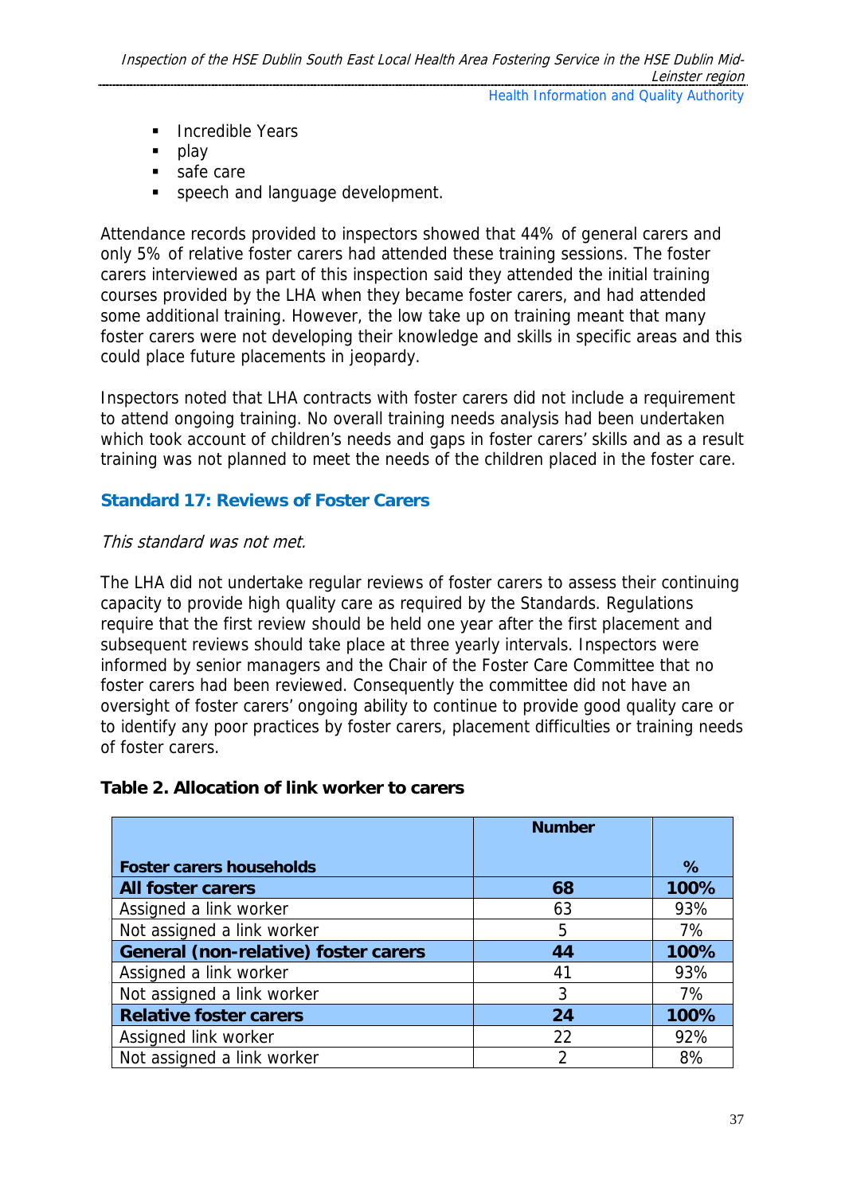- Incredible Years
- play
- safe care
- speech and language development.

Attendance records provided to inspectors showed that 44% of general carers and only 5% of relative foster carers had attended these training sessions. The foster carers interviewed as part of this inspection said they attended the initial training courses provided by the LHA when they became foster carers, and had attended some additional training. However, the low take up on training meant that many foster carers were not developing their knowledge and skills in specific areas and this could place future placements in jeopardy.

Inspectors noted that LHA contracts with foster carers did not include a requirement to attend ongoing training. No overall training needs analysis had been undertaken which took account of children's needs and gaps in foster carers' skills and as a result training was not planned to meet the needs of the children placed in the foster care.

### Standard 17: Reviews of Foster Carers

*This standard was not met.*

The LHA did not undertake regular reviews of foster carers to assess their continuing capacity to provide high quality care as required by the Standards. Regulations require that the first review should be held one year after the first placement and subsequent reviews should take place at three yearly intervals. Inspectors were informed by senior managers and the Chair of the Foster Care Committee that no foster carers had been reviewed. Consequently the committee did not have an oversight of foster carers' ongoing ability to continue to provide good quality care or to identify any poor practices by foster carers, placement difficulties or training needs of foster carers.

**Table 2. Allocation of link worker to carers**

| Foster carers households | Number | % |
|---|---|---|
| **All foster carers** | **68** | **100%** |
| Assigned a link worker | 63 | 93% |
| Not assigned a link worker | 5 | 7% |
| **General (non-relative) foster carers** | **44** | **100%** |
| Assigned a link worker | 41 | 93% |
| Not assigned a link worker | 3 | 7% |
| **Relative foster carers** | **24** | **100%** |
| Assigned link worker | 22 | 92% |
| Not assigned a link worker | 2 | 8% |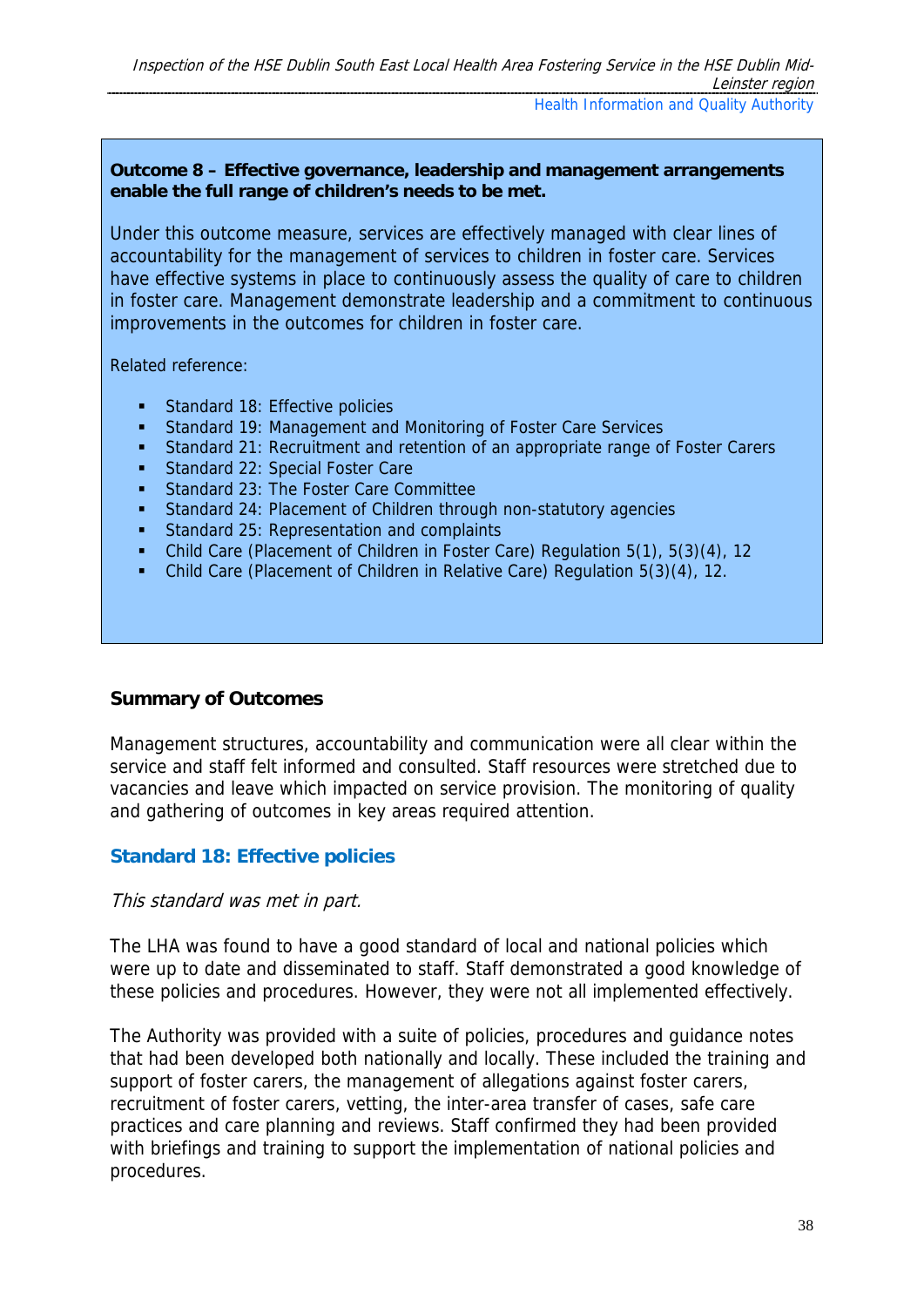**Outcome 8 – Effective governance, leadership and management arrangements enable the full range of children's needs to be met.**

Under this outcome measure, services are effectively managed with clear lines of accountability for the management of services to children in foster care. Services have effective systems in place to continuously assess the quality of care to children in foster care. Management demonstrate leadership and a commitment to continuous improvements in the outcomes for children in foster care.

Related reference:

- Standard 18: Effective policies
- Standard 19: Management and Monitoring of Foster Care Services
- Standard 21: Recruitment and retention of an appropriate range of Foster Carers
- Standard 22: Special Foster Care
- Standard 23: The Foster Care Committee
- Standard 24: Placement of Children through non-statutory agencies
- Standard 25: Representation and complaints
- Child Care (Placement of Children in Foster Care) Regulation 5(1), 5(3)(4), 12
- Child Care (Placement of Children in Relative Care) Regulation 5(3)(4), 12.

**Summary of Outcomes**

Management structures, accountability and communication were all clear within the service and staff felt informed and consulted. Staff resources were stretched due to vacancies and leave which impacted on service provision. The monitoring of quality and gathering of outcomes in key areas required attention.

## Standard 18: Effective policies

*This standard was met in part.*

The LHA was found to have a good standard of local and national policies which were up to date and disseminated to staff. Staff demonstrated a good knowledge of these policies and procedures. However, they were not all implemented effectively.

The Authority was provided with a suite of policies, procedures and guidance notes that had been developed both nationally and locally. These included the training and support of foster carers, the management of allegations against foster carers, recruitment of foster carers, vetting, the inter-area transfer of cases, safe care practices and care planning and reviews. Staff confirmed they had been provided with briefings and training to support the implementation of national policies and procedures.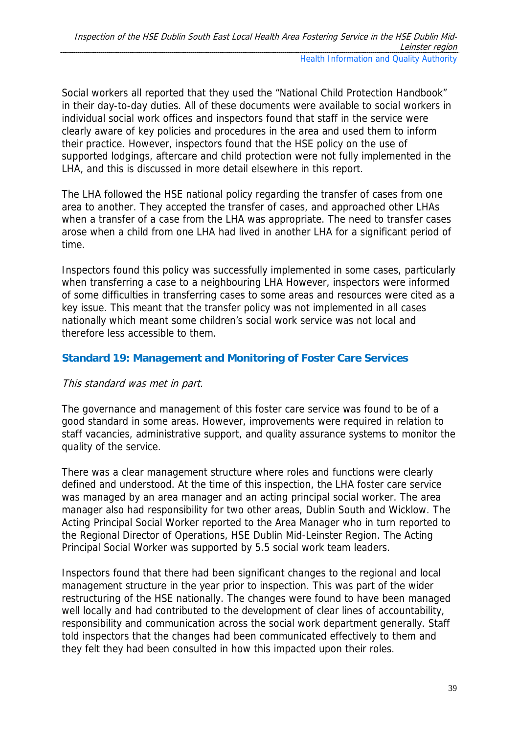Social workers all reported that they used the "National Child Protection Handbook" in their day-to-day duties. All of these documents were available to social workers in individual social work offices and inspectors found that staff in the service were clearly aware of key policies and procedures in the area and used them to inform their practice. However, inspectors found that the HSE policy on the use of supported lodgings, aftercare and child protection were not fully implemented in the LHA, and this is discussed in more detail elsewhere in this report.

The LHA followed the HSE national policy regarding the transfer of cases from one area to another. They accepted the transfer of cases, and approached other LHAs when a transfer of a case from the LHA was appropriate. The need to transfer cases arose when a child from one LHA had lived in another LHA for a significant period of time.

Inspectors found this policy was successfully implemented in some cases, particularly when transferring a case to a neighbouring LHA However, inspectors were informed of some difficulties in transferring cases to some areas and resources were cited as a key issue. This meant that the transfer policy was not implemented in all cases nationally which meant some children's social work service was not local and therefore less accessible to them.

### Standard 19: Management and Monitoring of Foster Care Services

*This standard was met in part.*

The governance and management of this foster care service was found to be of a good standard in some areas. However, improvements were required in relation to staff vacancies, administrative support, and quality assurance systems to monitor the quality of the service.

There was a clear management structure where roles and functions were clearly defined and understood. At the time of this inspection, the LHA foster care service was managed by an area manager and an acting principal social worker. The area manager also had responsibility for two other areas, Dublin South and Wicklow. The Acting Principal Social Worker reported to the Area Manager who in turn reported to the Regional Director of Operations, HSE Dublin Mid-Leinster Region. The Acting Principal Social Worker was supported by 5.5 social work team leaders.

Inspectors found that there had been significant changes to the regional and local management structure in the year prior to inspection. This was part of the wider restructuring of the HSE nationally. The changes were found to have been managed well locally and had contributed to the development of clear lines of accountability, responsibility and communication across the social work department generally. Staff told inspectors that the changes had been communicated effectively to them and they felt they had been consulted in how this impacted upon their roles.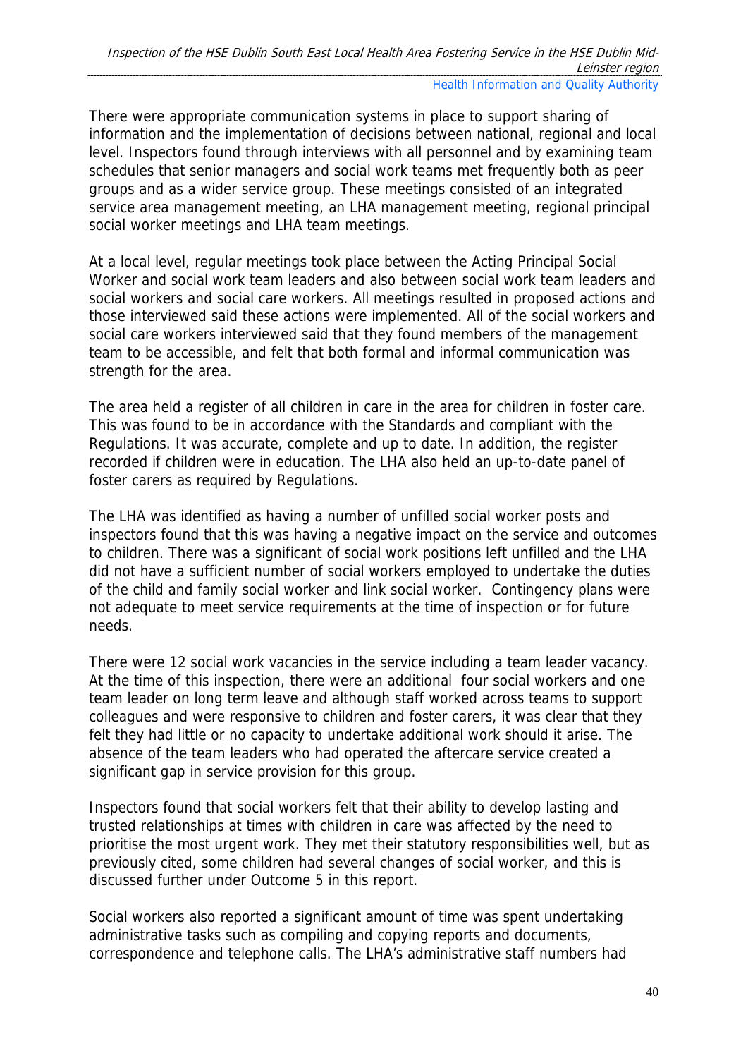There were appropriate communication systems in place to support sharing of information and the implementation of decisions between national, regional and local level. Inspectors found through interviews with all personnel and by examining team schedules that senior managers and social work teams met frequently both as peer groups and as a wider service group. These meetings consisted of an integrated service area management meeting, an LHA management meeting, regional principal social worker meetings and LHA team meetings.

At a local level, regular meetings took place between the Acting Principal Social Worker and social work team leaders and also between social work team leaders and social workers and social care workers. All meetings resulted in proposed actions and those interviewed said these actions were implemented. All of the social workers and social care workers interviewed said that they found members of the management team to be accessible, and felt that both formal and informal communication was strength for the area.

The area held a register of all children in care in the area for children in foster care. This was found to be in accordance with the Standards and compliant with the Regulations. It was accurate, complete and up to date. In addition, the register recorded if children were in education. The LHA also held an up-to-date panel of foster carers as required by Regulations.

The LHA was identified as having a number of unfilled social worker posts and inspectors found that this was having a negative impact on the service and outcomes to children. There was a significant of social work positions left unfilled and the LHA did not have a sufficient number of social workers employed to undertake the duties of the child and family social worker and link social worker. Contingency plans were not adequate to meet service requirements at the time of inspection or for future needs.

There were 12 social work vacancies in the service including a team leader vacancy. At the time of this inspection, there were an additional four social workers and one team leader on long term leave and although staff worked across teams to support colleagues and were responsive to children and foster carers, it was clear that they felt they had little or no capacity to undertake additional work should it arise. The absence of the team leaders who had operated the aftercare service created a significant gap in service provision for this group.

Inspectors found that social workers felt that their ability to develop lasting and trusted relationships at times with children in care was affected by the need to prioritise the most urgent work. They met their statutory responsibilities well, but as previously cited, some children had several changes of social worker, and this is discussed further under Outcome 5 in this report.

Social workers also reported a significant amount of time was spent undertaking administrative tasks such as compiling and copying reports and documents, correspondence and telephone calls. The LHA's administrative staff numbers had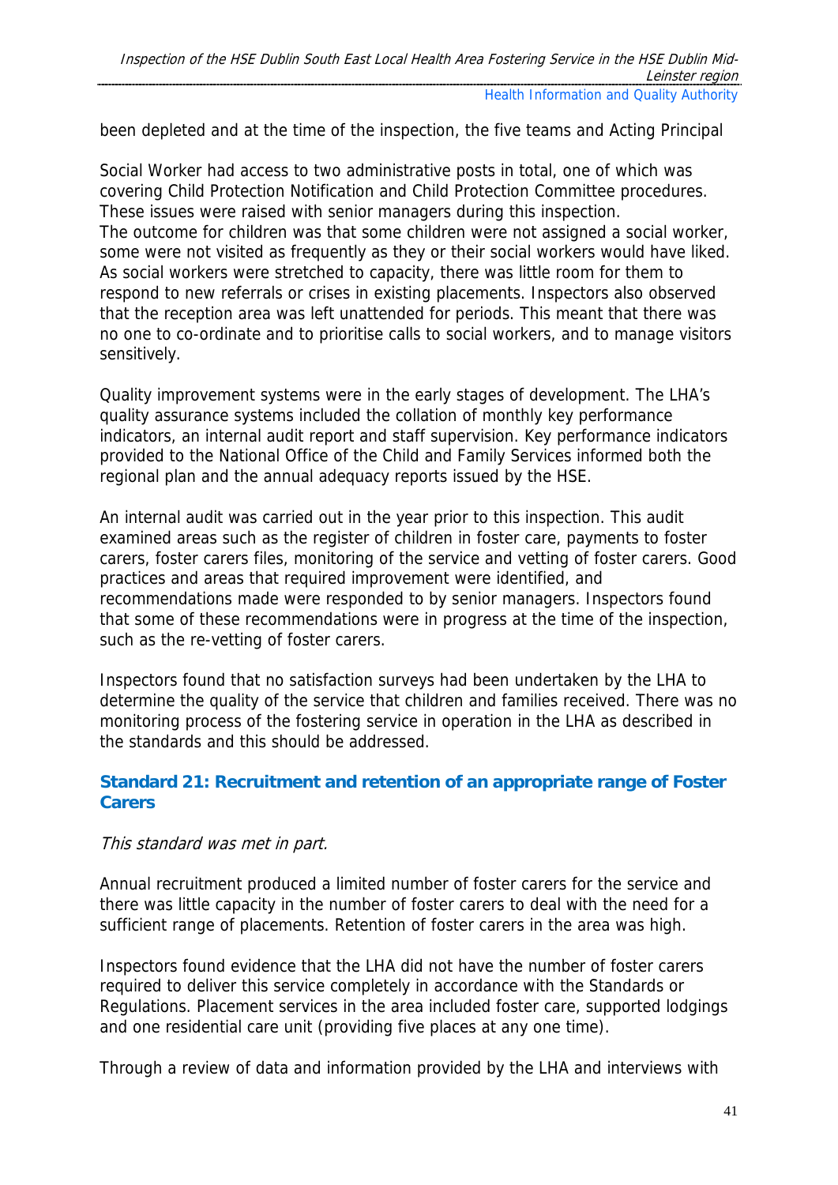been depleted and at the time of the inspection, the five teams and Acting Principal

Social Worker had access to two administrative posts in total, one of which was covering Child Protection Notification and Child Protection Committee procedures. These issues were raised with senior managers during this inspection.
The outcome for children was that some children were not assigned a social worker, some were not visited as frequently as they or their social workers would have liked. As social workers were stretched to capacity, there was little room for them to respond to new referrals or crises in existing placements. Inspectors also observed that the reception area was left unattended for periods. This meant that there was no one to co-ordinate and to prioritise calls to social workers, and to manage visitors sensitively.

Quality improvement systems were in the early stages of development. The LHA's quality assurance systems included the collation of monthly key performance indicators, an internal audit report and staff supervision. Key performance indicators provided to the National Office of the Child and Family Services informed both the regional plan and the annual adequacy reports issued by the HSE.

An internal audit was carried out in the year prior to this inspection. This audit examined areas such as the register of children in foster care, payments to foster carers, foster carers files, monitoring of the service and vetting of foster carers. Good practices and areas that required improvement were identified, and recommendations made were responded to by senior managers. Inspectors found that some of these recommendations were in progress at the time of the inspection, such as the re-vetting of foster carers.

Inspectors found that no satisfaction surveys had been undertaken by the LHA to determine the quality of the service that children and families received. There was no monitoring process of the fostering service in operation in the LHA as described in the standards and this should be addressed.

### Standard 21: Recruitment and retention of an appropriate range of Foster Carers

*This standard was met in part.*

Annual recruitment produced a limited number of foster carers for the service and there was little capacity in the number of foster carers to deal with the need for a sufficient range of placements. Retention of foster carers in the area was high.

Inspectors found evidence that the LHA did not have the number of foster carers required to deliver this service completely in accordance with the Standards or Regulations. Placement services in the area included foster care, supported lodgings and one residential care unit (providing five places at any one time).

Through a review of data and information provided by the LHA and interviews with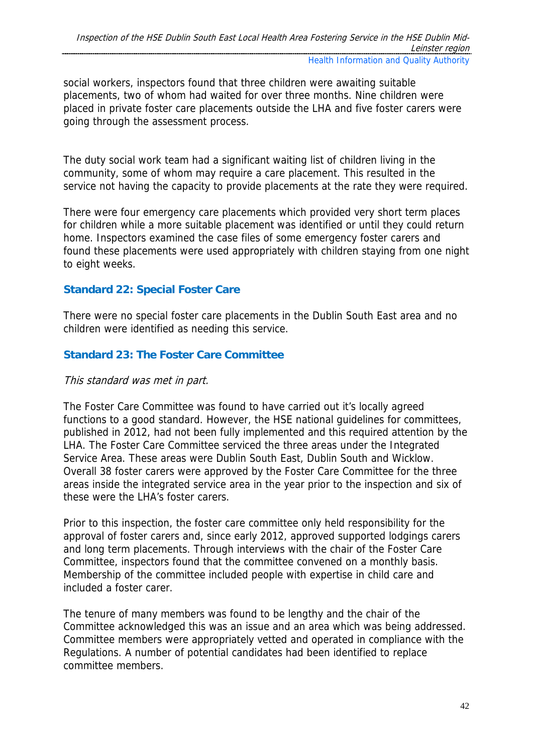social workers, inspectors found that three children were awaiting suitable placements, two of whom had waited for over three months. Nine children were placed in private foster care placements outside the LHA and five foster carers were going through the assessment process.

The duty social work team had a significant waiting list of children living in the community, some of whom may require a care placement. This resulted in the service not having the capacity to provide placements at the rate they were required.

There were four emergency care placements which provided very short term places for children while a more suitable placement was identified or until they could return home. Inspectors examined the case files of some emergency foster carers and found these placements were used appropriately with children staying from one night to eight weeks.

### Standard 22: Special Foster Care

There were no special foster care placements in the Dublin South East area and no children were identified as needing this service.

### Standard 23: The Foster Care Committee

*This standard was met in part.*

The Foster Care Committee was found to have carried out it's locally agreed functions to a good standard. However, the HSE national guidelines for committees, published in 2012, had not been fully implemented and this required attention by the LHA. The Foster Care Committee serviced the three areas under the Integrated Service Area. These areas were Dublin South East, Dublin South and Wicklow. Overall 38 foster carers were approved by the Foster Care Committee for the three areas inside the integrated service area in the year prior to the inspection and six of these were the LHA's foster carers.

Prior to this inspection, the foster care committee only held responsibility for the approval of foster carers and, since early 2012, approved supported lodgings carers and long term placements. Through interviews with the chair of the Foster Care Committee, inspectors found that the committee convened on a monthly basis. Membership of the committee included people with expertise in child care and included a foster carer.

The tenure of many members was found to be lengthy and the chair of the Committee acknowledged this was an issue and an area which was being addressed. Committee members were appropriately vetted and operated in compliance with the Regulations. A number of potential candidates had been identified to replace committee members.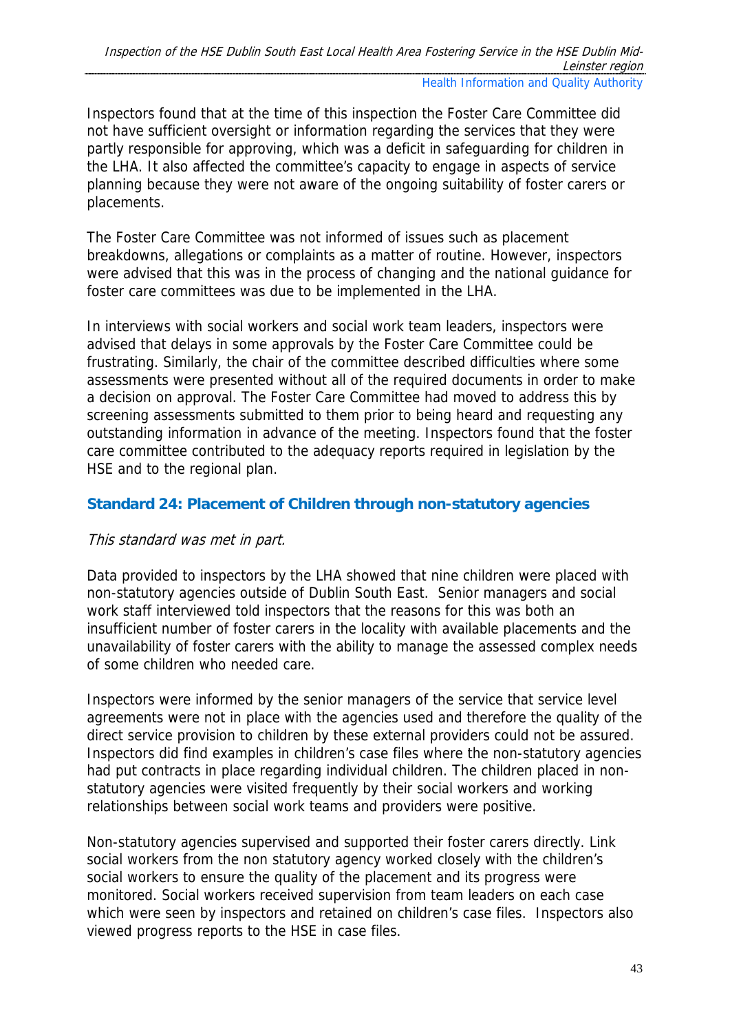Inspectors found that at the time of this inspection the Foster Care Committee did not have sufficient oversight or information regarding the services that they were partly responsible for approving, which was a deficit in safeguarding for children in the LHA. It also affected the committee's capacity to engage in aspects of service planning because they were not aware of the ongoing suitability of foster carers or placements.

The Foster Care Committee was not informed of issues such as placement breakdowns, allegations or complaints as a matter of routine. However, inspectors were advised that this was in the process of changing and the national guidance for foster care committees was due to be implemented in the LHA.

In interviews with social workers and social work team leaders, inspectors were advised that delays in some approvals by the Foster Care Committee could be frustrating. Similarly, the chair of the committee described difficulties where some assessments were presented without all of the required documents in order to make a decision on approval. The Foster Care Committee had moved to address this by screening assessments submitted to them prior to being heard and requesting any outstanding information in advance of the meeting. Inspectors found that the foster care committee contributed to the adequacy reports required in legislation by the HSE and to the regional plan.

### Standard 24: Placement of Children through non-statutory agencies

*This standard was met in part.*

Data provided to inspectors by the LHA showed that nine children were placed with non-statutory agencies outside of Dublin South East. Senior managers and social work staff interviewed told inspectors that the reasons for this was both an insufficient number of foster carers in the locality with available placements and the unavailability of foster carers with the ability to manage the assessed complex needs of some children who needed care.

Inspectors were informed by the senior managers of the service that service level agreements were not in place with the agencies used and therefore the quality of the direct service provision to children by these external providers could not be assured. Inspectors did find examples in children's case files where the non-statutory agencies had put contracts in place regarding individual children. The children placed in non-statutory agencies were visited frequently by their social workers and working relationships between social work teams and providers were positive.

Non-statutory agencies supervised and supported their foster carers directly. Link social workers from the non statutory agency worked closely with the children's social workers to ensure the quality of the placement and its progress were monitored. Social workers received supervision from team leaders on each case which were seen by inspectors and retained on children's case files. Inspectors also viewed progress reports to the HSE in case files.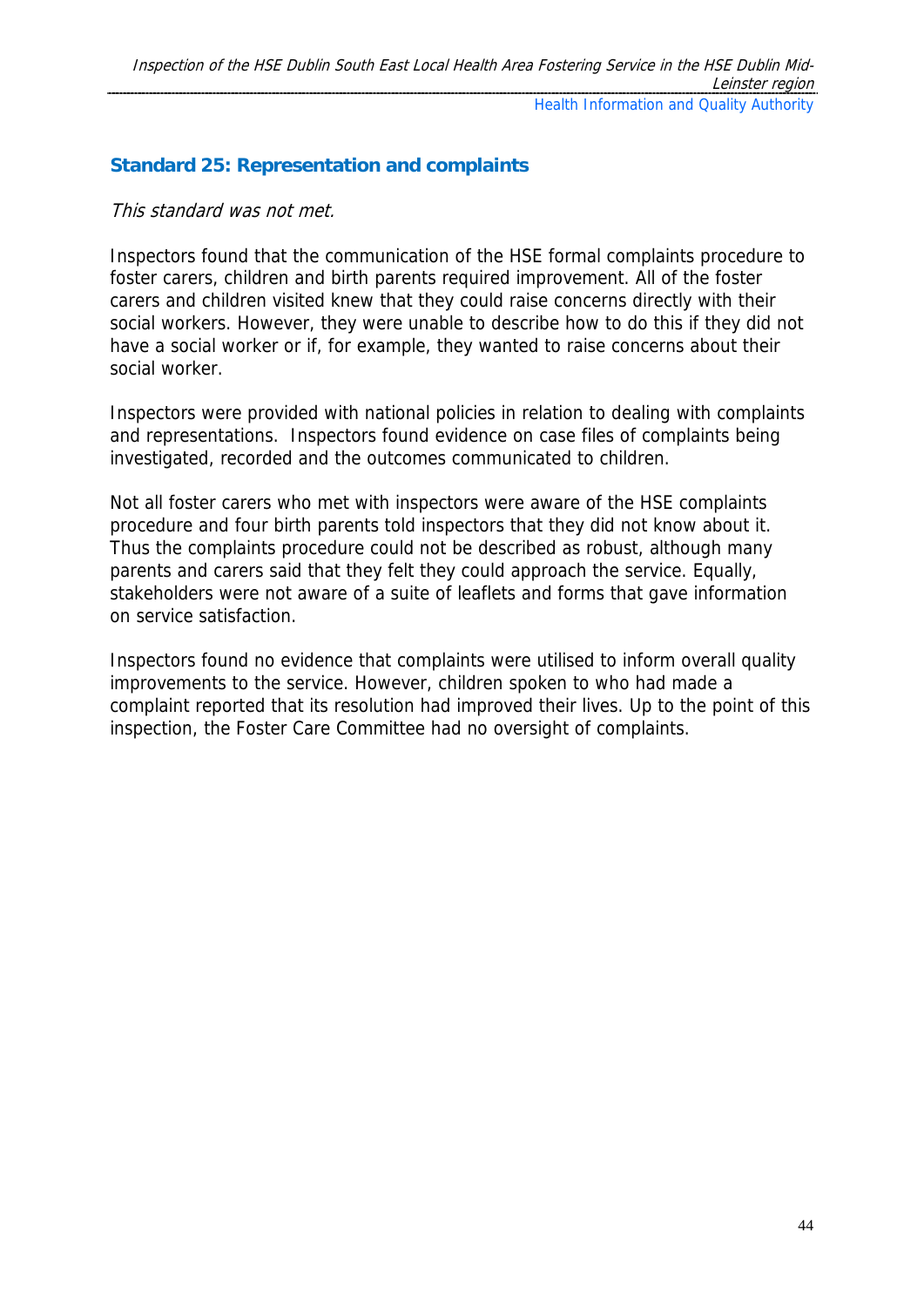### Standard 25: Representation and complaints

*This standard was not met.*

Inspectors found that the communication of the HSE formal complaints procedure to foster carers, children and birth parents required improvement. All of the foster carers and children visited knew that they could raise concerns directly with their social workers. However, they were unable to describe how to do this if they did not have a social worker or if, for example, they wanted to raise concerns about their social worker.

Inspectors were provided with national policies in relation to dealing with complaints and representations. Inspectors found evidence on case files of complaints being investigated, recorded and the outcomes communicated to children.

Not all foster carers who met with inspectors were aware of the HSE complaints procedure and four birth parents told inspectors that they did not know about it. Thus the complaints procedure could not be described as robust, although many parents and carers said that they felt they could approach the service. Equally, stakeholders were not aware of a suite of leaflets and forms that gave information on service satisfaction.

Inspectors found no evidence that complaints were utilised to inform overall quality improvements to the service. However, children spoken to who had made a complaint reported that its resolution had improved their lives. Up to the point of this inspection, the Foster Care Committee had no oversight of complaints.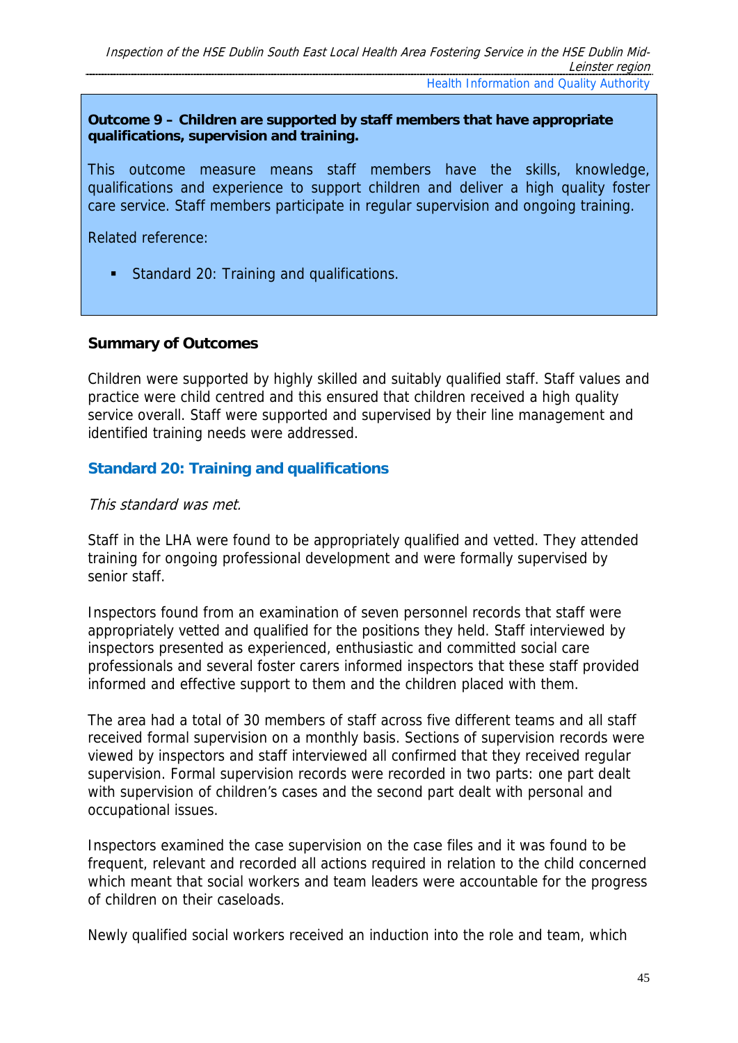**Outcome 9 – Children are supported by staff members that have appropriate qualifications, supervision and training.**

This outcome measure means staff members have the skills, knowledge, qualifications and experience to support children and deliver a high quality foster care service. Staff members participate in regular supervision and ongoing training.

Related reference:

- Standard 20: Training and qualifications.

**Summary of Outcomes**

Children were supported by highly skilled and suitably qualified staff. Staff values and practice were child centred and this ensured that children received a high quality service overall. Staff were supported and supervised by their line management and identified training needs were addressed.

## Standard 20: Training and qualifications

*This standard was met.*

Staff in the LHA were found to be appropriately qualified and vetted. They attended training for ongoing professional development and were formally supervised by senior staff.

Inspectors found from an examination of seven personnel records that staff were appropriately vetted and qualified for the positions they held. Staff interviewed by inspectors presented as experienced, enthusiastic and committed social care professionals and several foster carers informed inspectors that these staff provided informed and effective support to them and the children placed with them.

The area had a total of 30 members of staff across five different teams and all staff received formal supervision on a monthly basis. Sections of supervision records were viewed by inspectors and staff interviewed all confirmed that they received regular supervision. Formal supervision records were recorded in two parts: one part dealt with supervision of children's cases and the second part dealt with personal and occupational issues.

Inspectors examined the case supervision on the case files and it was found to be frequent, relevant and recorded all actions required in relation to the child concerned which meant that social workers and team leaders were accountable for the progress of children on their caseloads.

Newly qualified social workers received an induction into the role and team, which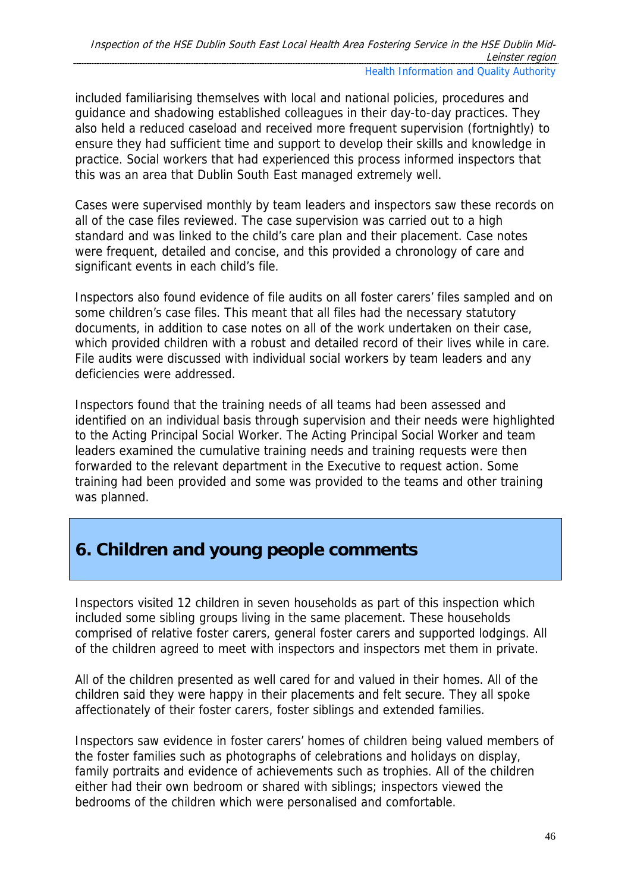included familiarising themselves with local and national policies, procedures and guidance and shadowing established colleagues in their day-to-day practices. They also held a reduced caseload and received more frequent supervision (fortnightly) to ensure they had sufficient time and support to develop their skills and knowledge in practice. Social workers that had experienced this process informed inspectors that this was an area that Dublin South East managed extremely well.

Cases were supervised monthly by team leaders and inspectors saw these records on all of the case files reviewed. The case supervision was carried out to a high standard and was linked to the child's care plan and their placement. Case notes were frequent, detailed and concise, and this provided a chronology of care and significant events in each child's file.

Inspectors also found evidence of file audits on all foster carers' files sampled and on some children's case files. This meant that all files had the necessary statutory documents, in addition to case notes on all of the work undertaken on their case, which provided children with a robust and detailed record of their lives while in care. File audits were discussed with individual social workers by team leaders and any deficiencies were addressed.

Inspectors found that the training needs of all teams had been assessed and identified on an individual basis through supervision and their needs were highlighted to the Acting Principal Social Worker. The Acting Principal Social Worker and team leaders examined the cumulative training needs and training requests were then forwarded to the relevant department in the Executive to request action. Some training had been provided and some was provided to the teams and other training was planned.

## 6. Children and young people comments

Inspectors visited 12 children in seven households as part of this inspection which included some sibling groups living in the same placement. These households comprised of relative foster carers, general foster carers and supported lodgings. All of the children agreed to meet with inspectors and inspectors met them in private.

All of the children presented as well cared for and valued in their homes. All of the children said they were happy in their placements and felt secure. They all spoke affectionately of their foster carers, foster siblings and extended families.

Inspectors saw evidence in foster carers' homes of children being valued members of the foster families such as photographs of celebrations and holidays on display, family portraits and evidence of achievements such as trophies. All of the children either had their own bedroom or shared with siblings; inspectors viewed the bedrooms of the children which were personalised and comfortable.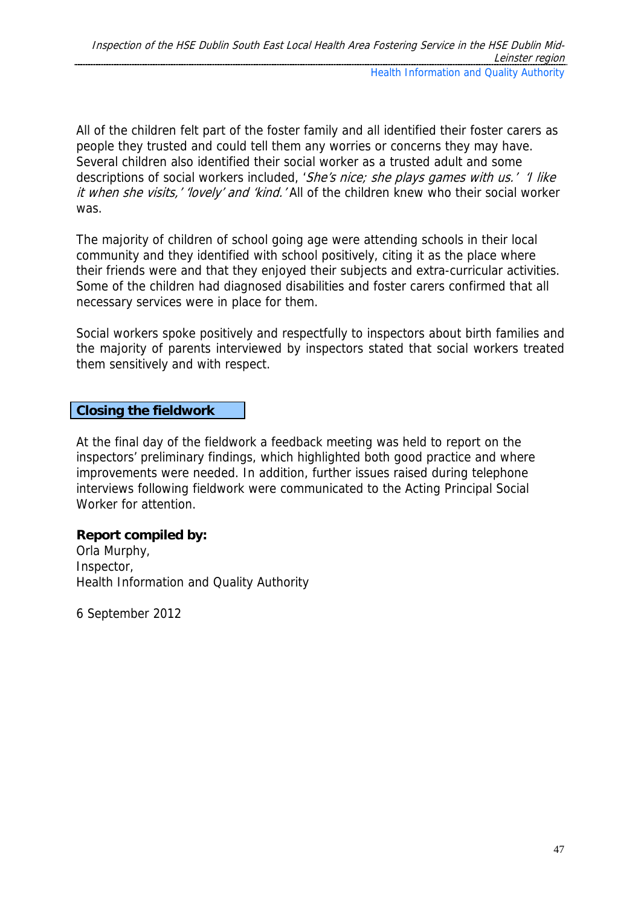All of the children felt part of the foster family and all identified their foster carers as people they trusted and could tell them any worries or concerns they may have. Several children also identified their social worker as a trusted adult and some descriptions of social workers included, '*She's nice; she plays games with us.*' '*I like it when she visits,*' '*lovely*' and '*kind.*' All of the children knew who their social worker was.

The majority of children of school going age were attending schools in their local community and they identified with school positively, citing it as the place where their friends were and that they enjoyed their subjects and extra-curricular activities. Some of the children had diagnosed disabilities and foster carers confirmed that all necessary services were in place for them.

Social workers spoke positively and respectfully to inspectors about birth families and the majority of parents interviewed by inspectors stated that social workers treated them sensitively and with respect.

## Closing the fieldwork

At the final day of the fieldwork a feedback meeting was held to report on the inspectors' preliminary findings, which highlighted both good practice and where improvements were needed. In addition, further issues raised during telephone interviews following fieldwork were communicated to the Acting Principal Social Worker for attention.

**Report compiled by:**
Orla Murphy,
Inspector,
Health Information and Quality Authority

6 September 2012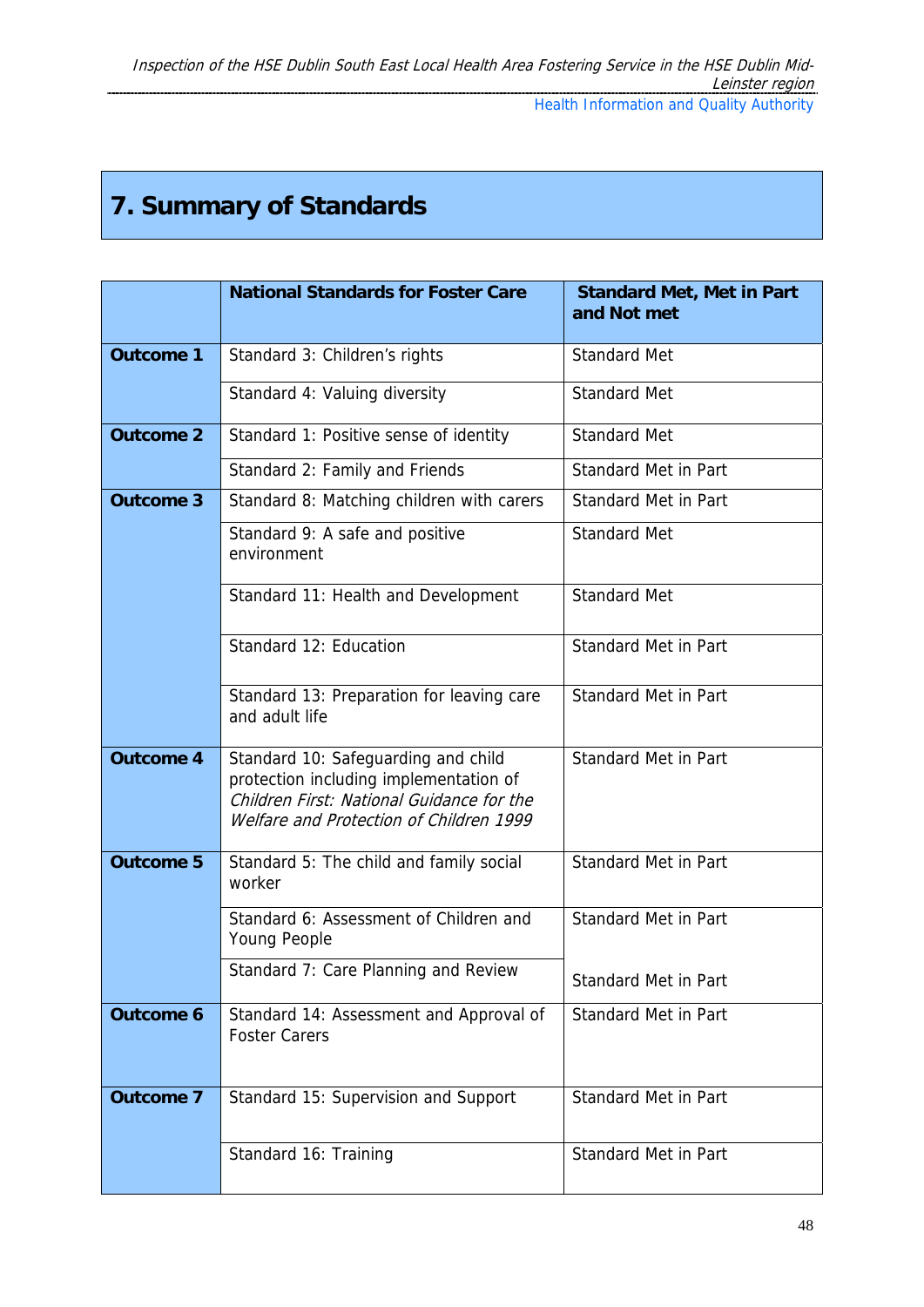# 7. Summary of Standards

| | National Standards for Foster Care | Standard Met, Met in Part and Not met |
|---|---|---|
| **Outcome 1** | Standard 3: Children's rights | Standard Met |
| | Standard 4: Valuing diversity | Standard Met |
| **Outcome 2** | Standard 1: Positive sense of identity | Standard Met |
| | Standard 2: Family and Friends | Standard Met in Part |
| **Outcome 3** | Standard 8: Matching children with carers | Standard Met in Part |
| | Standard 9: A safe and positive environment | Standard Met |
| | Standard 11: Health and Development | Standard Met |
| | Standard 12: Education | Standard Met in Part |
| | Standard 13: Preparation for leaving care and adult life | Standard Met in Part |
| **Outcome 4** | Standard 10: Safeguarding and child protection including implementation of *Children First: National Guidance for the Welfare and Protection of Children 1999* | Standard Met in Part |
| **Outcome 5** | Standard 5: The child and family social worker | Standard Met in Part |
| | Standard 6: Assessment of Children and Young People | Standard Met in Part |
| | Standard 7: Care Planning and Review | Standard Met in Part |
| **Outcome 6** | Standard 14: Assessment and Approval of Foster Carers | Standard Met in Part |
| **Outcome 7** | Standard 15: Supervision and Support | Standard Met in Part |
| | Standard 16: Training | Standard Met in Part |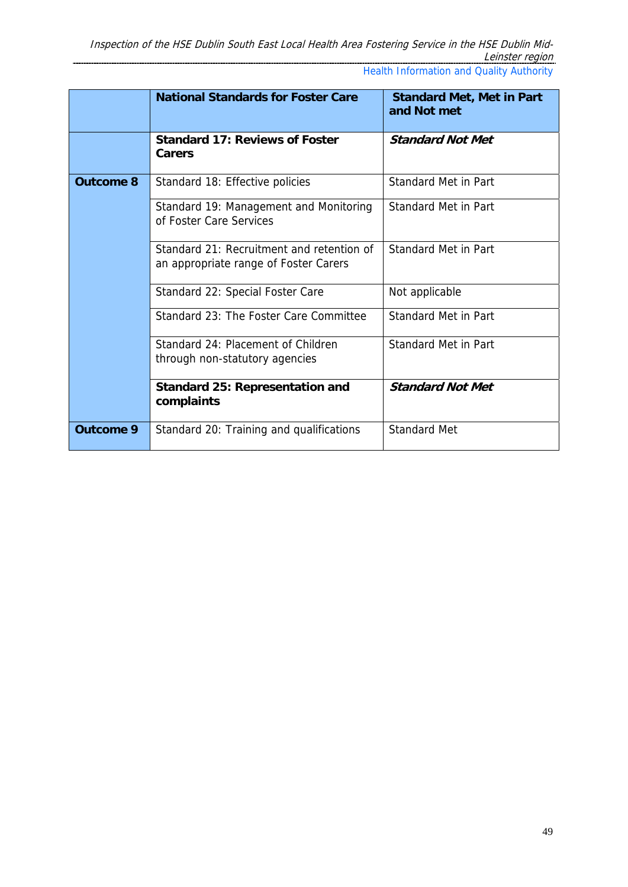|  | **National Standards for Foster Care** | **Standard Met, Met in Part and Not met** |
|---|---|---|
|  | **Standard 17: Reviews of Foster Carers** | ***Standard Not Met*** |
| **Outcome 8** | Standard 18: Effective policies | Standard Met in Part |
|  | Standard 19: Management and Monitoring of Foster Care Services | Standard Met in Part |
|  | Standard 21: Recruitment and retention of an appropriate range of Foster Carers | Standard Met in Part |
|  | Standard 22: Special Foster Care | Not applicable |
|  | Standard 23: The Foster Care Committee | Standard Met in Part |
|  | Standard 24: Placement of Children through non-statutory agencies | Standard Met in Part |
|  | **Standard 25: Representation and complaints** | ***Standard Not Met*** |
| **Outcome 9** | Standard 20: Training and qualifications | Standard Met |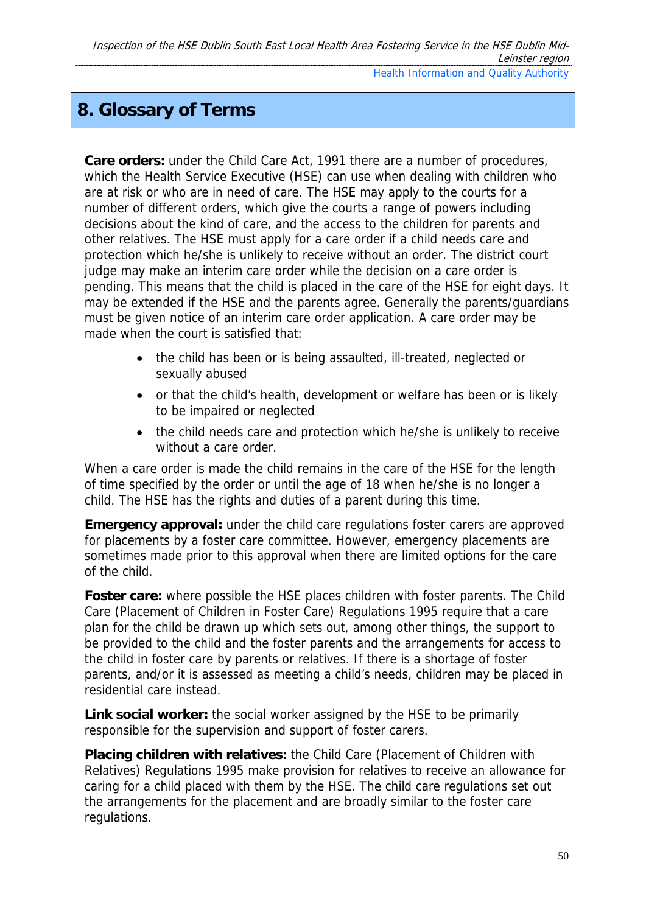# 8. Glossary of Terms

**Care orders:** under the Child Care Act, 1991 there are a number of procedures, which the Health Service Executive (HSE) can use when dealing with children who are at risk or who are in need of care. The HSE may apply to the courts for a number of different orders, which give the courts a range of powers including decisions about the kind of care, and the access to the children for parents and other relatives. The HSE must apply for a care order if a child needs care and protection which he/she is unlikely to receive without an order. The district court judge may make an interim care order while the decision on a care order is pending. This means that the child is placed in the care of the HSE for eight days. It may be extended if the HSE and the parents agree. Generally the parents/guardians must be given notice of an interim care order application. A care order may be made when the court is satisfied that:

- the child has been or is being assaulted, ill-treated, neglected or sexually abused
- or that the child's health, development or welfare has been or is likely to be impaired or neglected
- the child needs care and protection which he/she is unlikely to receive without a care order.

When a care order is made the child remains in the care of the HSE for the length of time specified by the order or until the age of 18 when he/she is no longer a child. The HSE has the rights and duties of a parent during this time.

**Emergency approval:** under the child care regulations foster carers are approved for placements by a foster care committee. However, emergency placements are sometimes made prior to this approval when there are limited options for the care of the child.

**Foster care:** where possible the HSE places children with foster parents. The Child Care (Placement of Children in Foster Care) Regulations 1995 require that a care plan for the child be drawn up which sets out, among other things, the support to be provided to the child and the foster parents and the arrangements for access to the child in foster care by parents or relatives. If there is a shortage of foster parents, and/or it is assessed as meeting a child's needs, children may be placed in residential care instead.

**Link social worker:** the social worker assigned by the HSE to be primarily responsible for the supervision and support of foster carers.

**Placing children with relatives:** the Child Care (Placement of Children with Relatives) Regulations 1995 make provision for relatives to receive an allowance for caring for a child placed with them by the HSE. The child care regulations set out the arrangements for the placement and are broadly similar to the foster care regulations.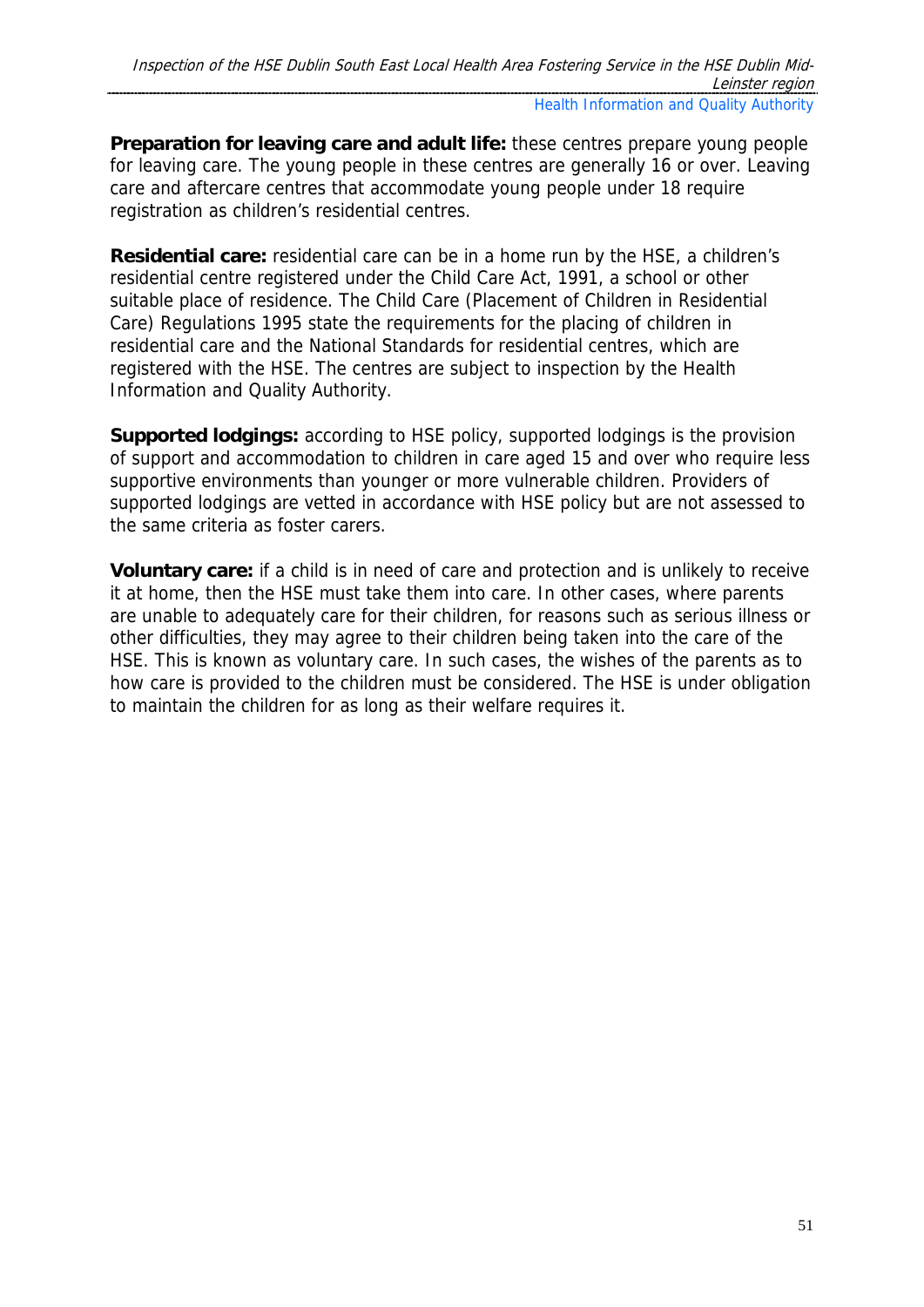**Preparation for leaving care and adult life:** these centres prepare young people for leaving care. The young people in these centres are generally 16 or over. Leaving care and aftercare centres that accommodate young people under 18 require registration as children's residential centres.

**Residential care:** residential care can be in a home run by the HSE, a children's residential centre registered under the Child Care Act, 1991, a school or other suitable place of residence. The Child Care (Placement of Children in Residential Care) Regulations 1995 state the requirements for the placing of children in residential care and the National Standards for residential centres, which are registered with the HSE. The centres are subject to inspection by the Health Information and Quality Authority.

**Supported lodgings:** according to HSE policy, supported lodgings is the provision of support and accommodation to children in care aged 15 and over who require less supportive environments than younger or more vulnerable children. Providers of supported lodgings are vetted in accordance with HSE policy but are not assessed to the same criteria as foster carers.

**Voluntary care:** if a child is in need of care and protection and is unlikely to receive it at home, then the HSE must take them into care. In other cases, where parents are unable to adequately care for their children, for reasons such as serious illness or other difficulties, they may agree to their children being taken into the care of the HSE. This is known as voluntary care. In such cases, the wishes of the parents as to how care is provided to the children must be considered. The HSE is under obligation to maintain the children for as long as their welfare requires it.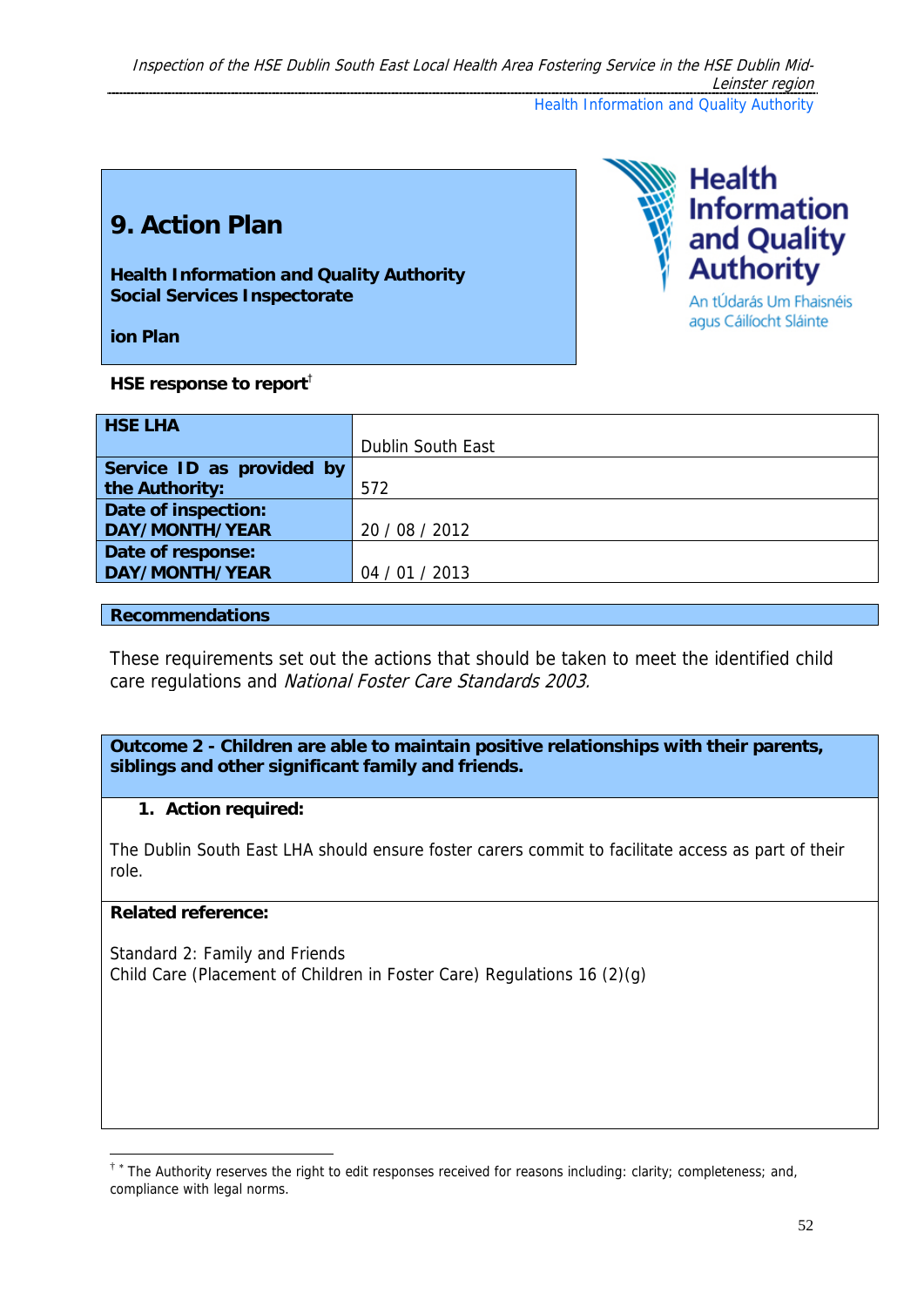## 9. Action Plan

**Health Information and Quality Authority**
**Social Services Inspectorate**

**ion Plan**

**HSE response to report**[†]

| HSE LHA | Dublin South East |
|---|---|
| **Service ID as provided by the Authority:** | 572 |
| **Date of inspection: DAY/MONTH/YEAR** | 20 / 08 / 2012 |
| **Date of response: DAY/MONTH/YEAR** | 04 / 01 / 2013 |

**Recommendations**

These requirements set out the actions that should be taken to meet the identified child care regulations and *National Foster Care Standards 2003.*

**Outcome 2 - Children are able to maintain positive relationships with their parents, siblings and other significant family and friends.**

1. **Action required:**

The Dublin South East LHA should ensure foster carers commit to facilitate access as part of their role.

**Related reference:**

Standard 2: Family and Friends
Child Care (Placement of Children in Foster Care) Regulations 16 (2)(g)

[†] * The Authority reserves the right to edit responses received for reasons including: clarity; completeness; and, compliance with legal norms.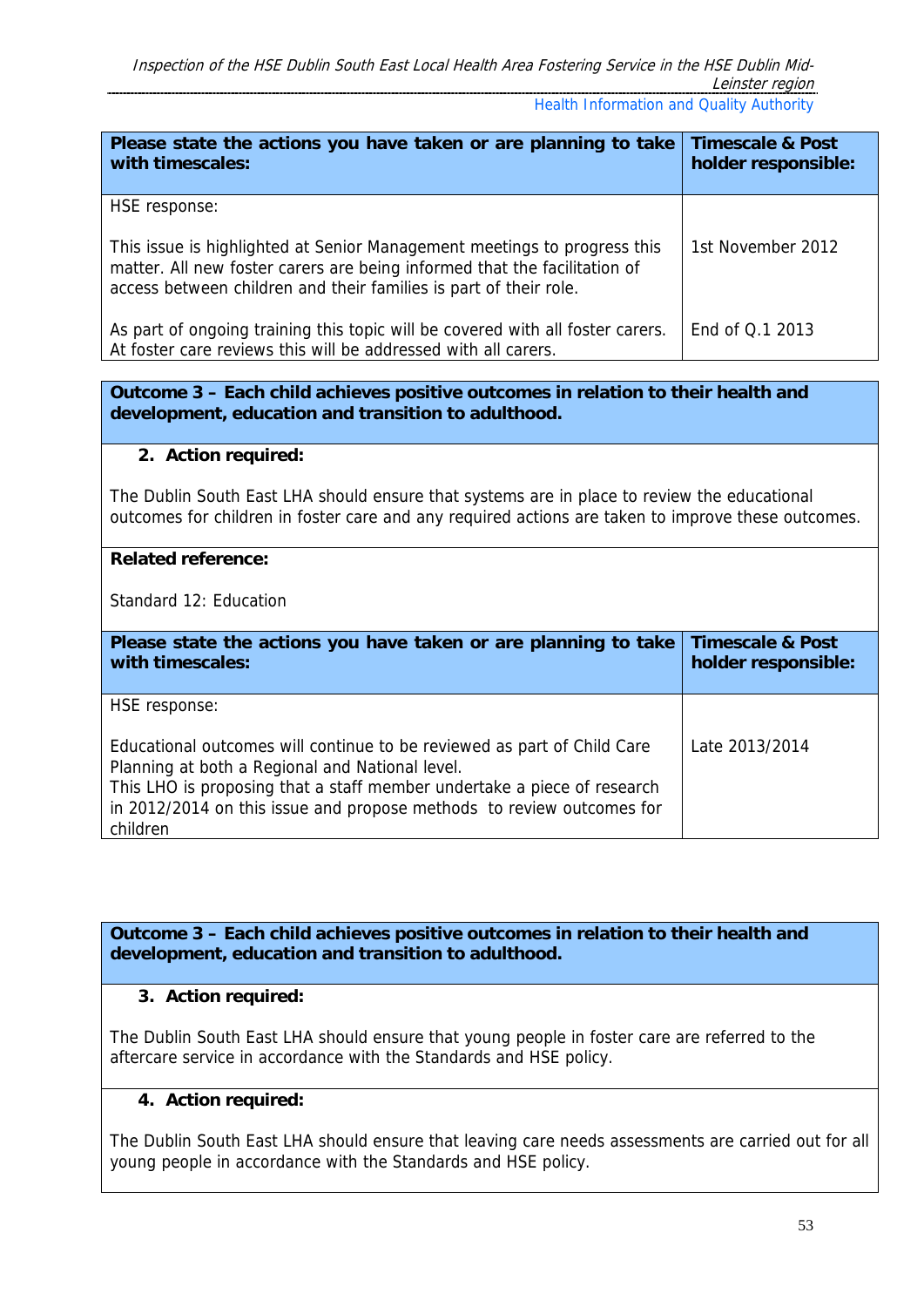| Please state the actions you have taken or are planning to take with timescales: | Timescale & Post holder responsible: |
|---|---|
| HSE response:<br><br>This issue is highlighted at Senior Management meetings to progress this matter. All new foster carers are being informed that the facilitation of access between children and their families is part of their role.<br><br>As part of ongoing training this topic will be covered with all foster carers. At foster care reviews this will be addressed with all carers. | 1st November 2012<br><br>End of Q.1 2013 |

**Outcome 3 – Each child achieves positive outcomes in relation to their health and development, education and transition to adulthood.**

**2. Action required:**

The Dublin South East LHA should ensure that systems are in place to review the educational outcomes for children in foster care and any required actions are taken to improve these outcomes.

**Related reference:**

Standard 12: Education

| Please state the actions you have taken or are planning to take with timescales: | Timescale & Post holder responsible: |
|---|---|
| HSE response:<br><br>Educational outcomes will continue to be reviewed as part of Child Care Planning at both a Regional and National level.<br>This LHO is proposing that a staff member undertake a piece of research in 2012/2014 on this issue and propose methods to review outcomes for children | Late 2013/2014 |

**Outcome 3 – Each child achieves positive outcomes in relation to their health and development, education and transition to adulthood.**

**3. Action required:**

The Dublin South East LHA should ensure that young people in foster care are referred to the aftercare service in accordance with the Standards and HSE policy.

**4. Action required:**

The Dublin South East LHA should ensure that leaving care needs assessments are carried out for all young people in accordance with the Standards and HSE policy.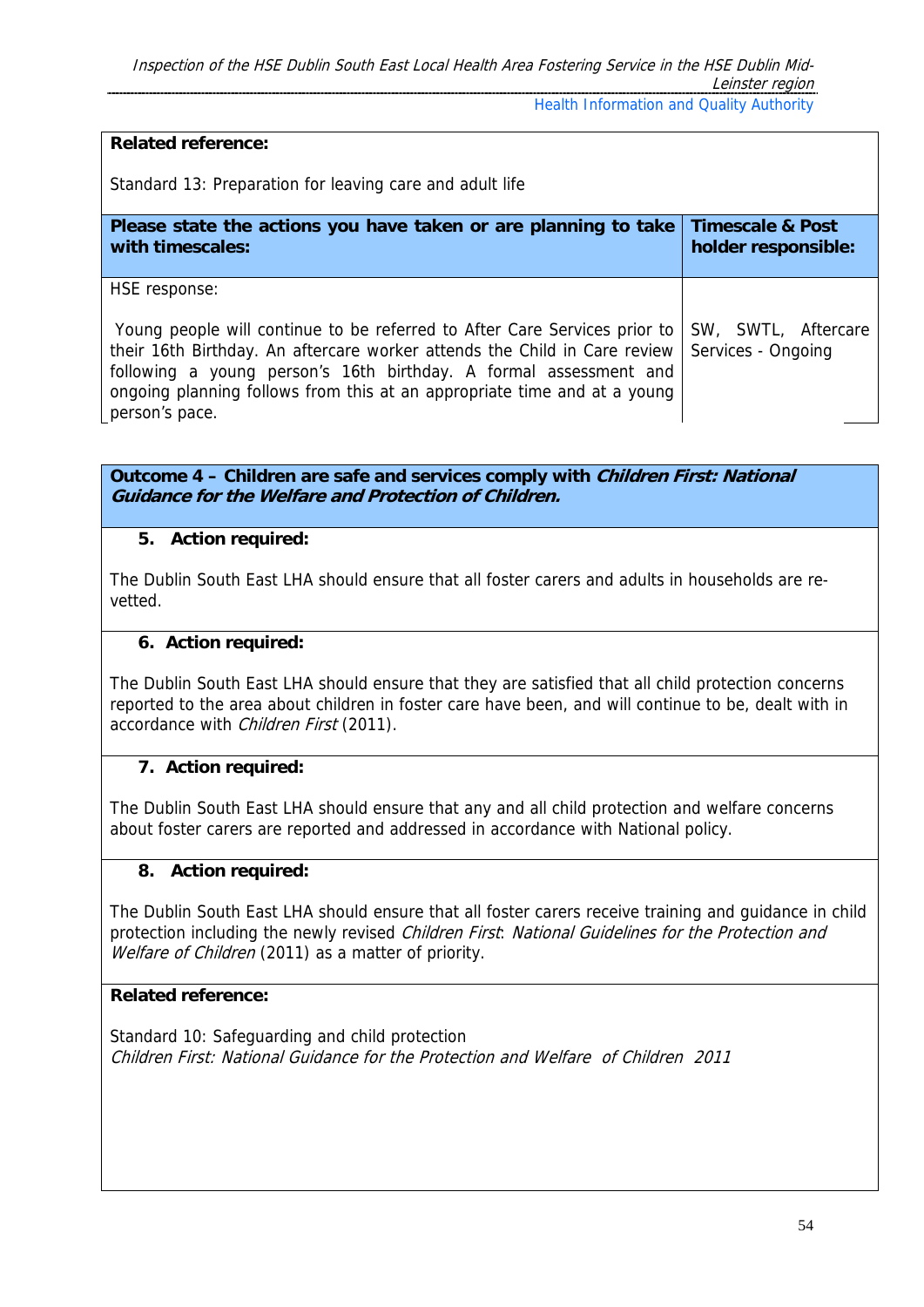**Related reference:**

Standard 13: Preparation for leaving care and adult life

| Please state the actions you have taken or are planning to take with timescales: | Timescale & Post holder responsible: |
|---|---|
| HSE response:<br><br>Young people will continue to be referred to After Care Services prior to their 16th Birthday. An aftercare worker attends the Child in Care review following a young person's 16th birthday. A formal assessment and ongoing planning follows from this at an appropriate time and at a young person's pace. | SW, SWTL, Aftercare Services - Ongoing |

**Outcome 4 – Children are safe and services comply with *Children First: National Guidance for the Welfare and Protection of Children.***

**5. Action required:**

The Dublin South East LHA should ensure that all foster carers and adults in households are re-vetted.

**6. Action required:**

The Dublin South East LHA should ensure that they are satisfied that all child protection concerns reported to the area about children in foster care have been, and will continue to be, dealt with in accordance with *Children First* (2011).

**7. Action required:**

The Dublin South East LHA should ensure that any and all child protection and welfare concerns about foster carers are reported and addressed in accordance with National policy.

**8. Action required:**

The Dublin South East LHA should ensure that all foster carers receive training and guidance in child protection including the newly revised *Children First*: *National Guidelines for the Protection and Welfare of Children* (2011) as a matter of priority.

**Related reference:**

Standard 10: Safeguarding and child protection
*Children First: National Guidance for the Protection and Welfare of Children 2011*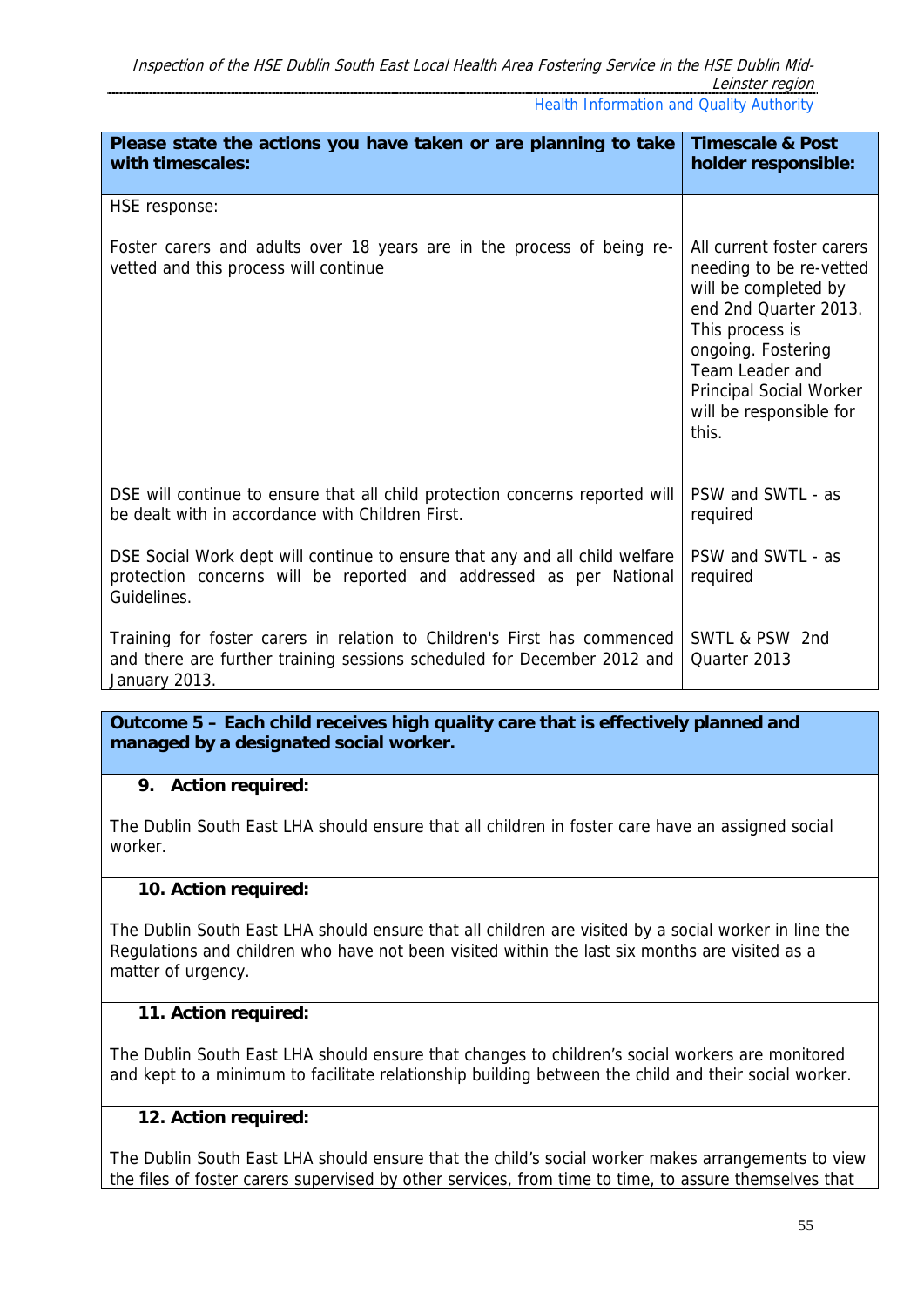| Please state the actions you have taken or are planning to take with timescales: | Timescale & Post holder responsible: |
|---|---|
| HSE response:<br><br>Foster carers and adults over 18 years are in the process of being re-vetted and this process will continue | All current foster carers needing to be re-vetted will be completed by end 2nd Quarter 2013. This process is ongoing. Fostering Team Leader and Principal Social Worker will be responsible for this. |
| DSE will continue to ensure that all child protection concerns reported will be dealt with in accordance with Children First. | PSW and SWTL - as required |
| DSE Social Work dept will continue to ensure that any and all child welfare protection concerns will be reported and addressed as per National Guidelines. | PSW and SWTL - as required |
| Training for foster carers in relation to Children's First has commenced and there are further training sessions scheduled for December 2012 and January 2013. | SWTL & PSW 2nd Quarter 2013 |

**Outcome 5 – Each child receives high quality care that is effectively planned and managed by a designated social worker.**

**9. Action required:**

The Dublin South East LHA should ensure that all children in foster care have an assigned social worker.

**10. Action required:**

The Dublin South East LHA should ensure that all children are visited by a social worker in line the Regulations and children who have not been visited within the last six months are visited as a matter of urgency.

**11. Action required:**

The Dublin South East LHA should ensure that changes to children's social workers are monitored and kept to a minimum to facilitate relationship building between the child and their social worker.

**12. Action required:**

The Dublin South East LHA should ensure that the child's social worker makes arrangements to view the files of foster carers supervised by other services, from time to time, to assure themselves that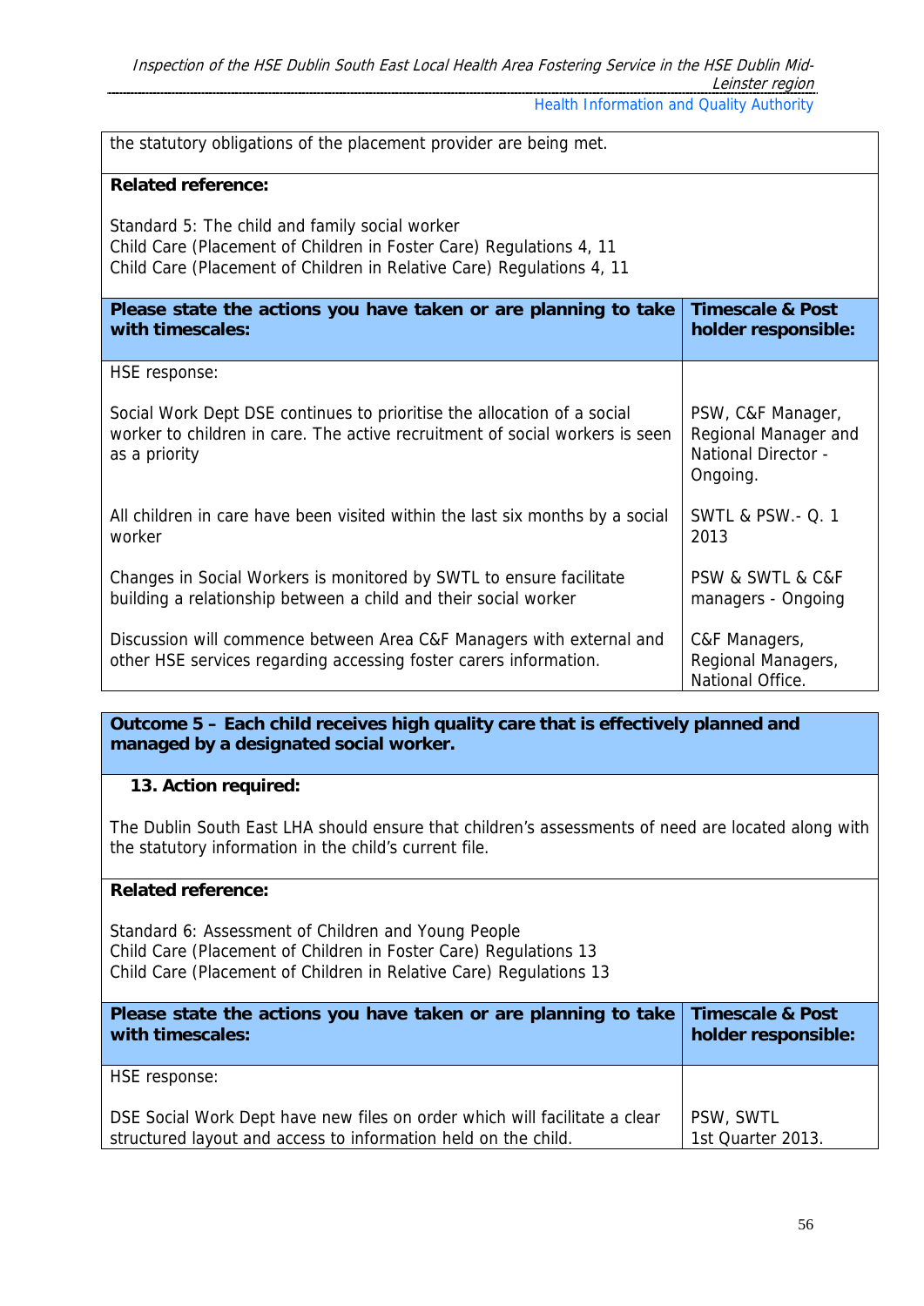| the statutory obligations of the placement provider are being met. | |
|---|---|
| **Related reference:**<br><br>Standard 5: The child and family social worker<br>Child Care (Placement of Children in Foster Care) Regulations 4, 11<br>Child Care (Placement of Children in Relative Care) Regulations 4, 11 | |
| **Please state the actions you have taken or are planning to take with timescales:** | **Timescale & Post holder responsible:** |
| HSE response: | |
| Social Work Dept DSE continues to prioritise the allocation of a social worker to children in care. The active recruitment of social workers is seen as a priority | PSW, C&F Manager, Regional Manager and National Director - Ongoing. |
| All children in care have been visited within the last six months by a social worker | SWTL & PSW.- Q. 1 2013 |
| Changes in Social Workers is monitored by SWTL to ensure facilitate building a relationship between a child and their social worker | PSW & SWTL & C&F managers - Ongoing |
| Discussion will commence between Area C&F Managers with external and other HSE services regarding accessing foster carers information. | C&F Managers, Regional Managers, National Office. |

| **Outcome 5 – Each child receives high quality care that is effectively planned and managed by a designated social worker.** | |
|---|---|
| **13. Action required:**<br><br>The Dublin South East LHA should ensure that children's assessments of need are located along with the statutory information in the child's current file. | |
| **Related reference:**<br><br>Standard 6: Assessment of Children and Young People<br>Child Care (Placement of Children in Foster Care) Regulations 13<br>Child Care (Placement of Children in Relative Care) Regulations 13 | |
| **Please state the actions you have taken or are planning to take with timescales:** | **Timescale & Post holder responsible:** |
| HSE response: | |
| DSE Social Work Dept have new files on order which will facilitate a clear structured layout and access to information held on the child. | PSW, SWTL<br>1st Quarter 2013. |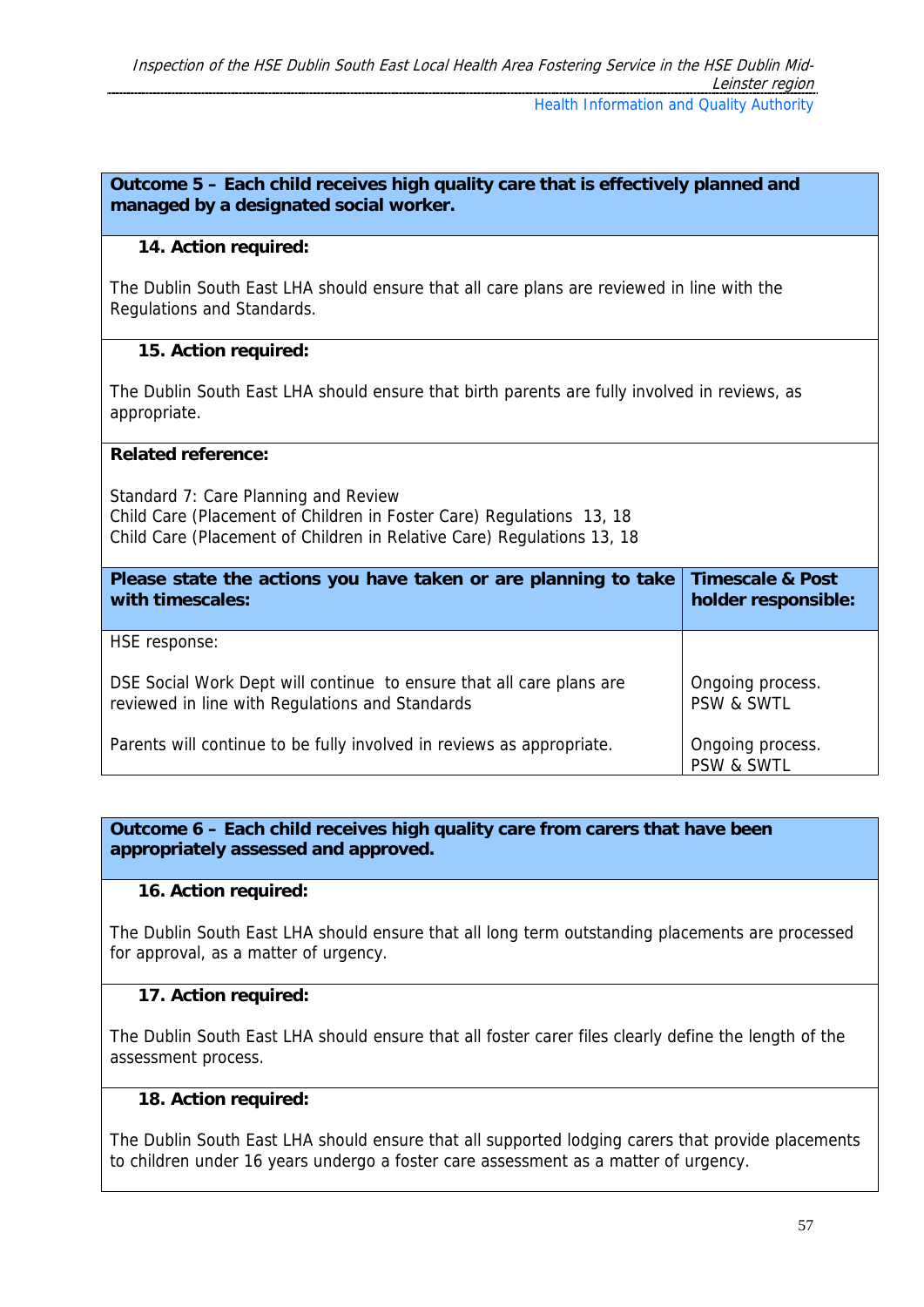**Outcome 5 – Each child receives high quality care that is effectively planned and managed by a designated social worker.**

**14. Action required:**

The Dublin South East LHA should ensure that all care plans are reviewed in line with the Regulations and Standards.

**15. Action required:**

The Dublin South East LHA should ensure that birth parents are fully involved in reviews, as appropriate.

**Related reference:**

Standard 7: Care Planning and Review
Child Care (Placement of Children in Foster Care) Regulations 13, 18
Child Care (Placement of Children in Relative Care) Regulations 13, 18

| Please state the actions you have taken or are planning to take with timescales: | Timescale & Post holder responsible: |
|---|---|
| HSE response: | |
| DSE Social Work Dept will continue to ensure that all care plans are reviewed in line with Regulations and Standards | Ongoing process. PSW & SWTL |
| Parents will continue to be fully involved in reviews as appropriate. | Ongoing process. PSW & SWTL |

**Outcome 6 – Each child receives high quality care from carers that have been appropriately assessed and approved.**

**16. Action required:**

The Dublin South East LHA should ensure that all long term outstanding placements are processed for approval, as a matter of urgency.

**17. Action required:**

The Dublin South East LHA should ensure that all foster carer files clearly define the length of the assessment process.

**18. Action required:**

The Dublin South East LHA should ensure that all supported lodging carers that provide placements to children under 16 years undergo a foster care assessment as a matter of urgency.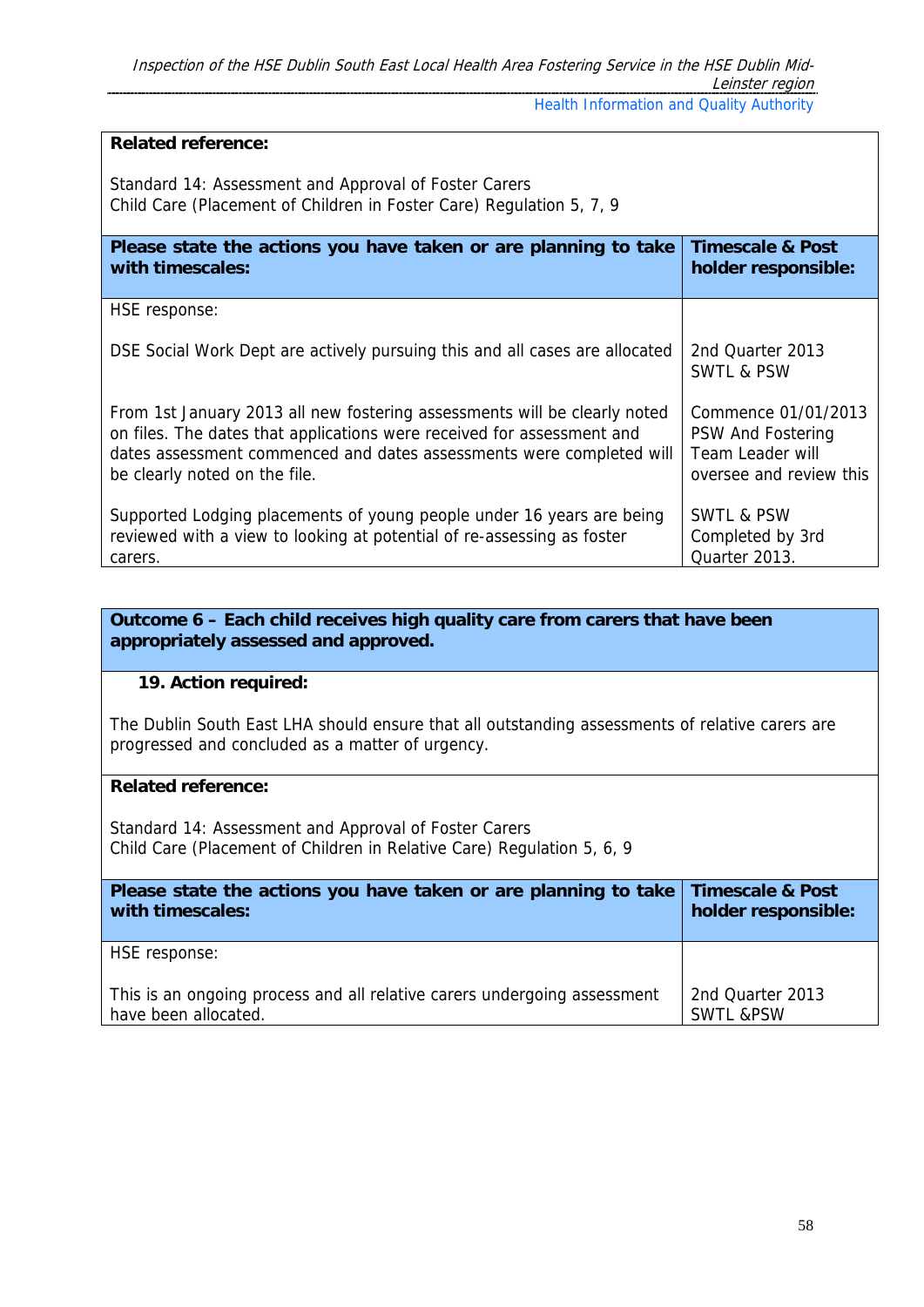**Related reference:**

Standard 14: Assessment and Approval of Foster Carers
Child Care (Placement of Children in Foster Care) Regulation 5, 7, 9

| Please state the actions you have taken or are planning to take with timescales: | Timescale & Post holder responsible: |
|---|---|
| HSE response: | |
| DSE Social Work Dept are actively pursuing this and all cases are allocated | 2nd Quarter 2013 SWTL & PSW |
| From 1st January 2013 all new fostering assessments will be clearly noted on files. The dates that applications were received for assessment and dates assessment commenced and dates assessments were completed will be clearly noted on the file. | Commence 01/01/2013 PSW And Fostering Team Leader will oversee and review this |
| Supported Lodging placements of young people under 16 years are being reviewed with a view to looking at potential of re-assessing as foster carers. | SWTL & PSW Completed by 3rd Quarter 2013. |

**Outcome 6 – Each child receives high quality care from carers that have been appropriately assessed and approved.**

**19. Action required:**

The Dublin South East LHA should ensure that all outstanding assessments of relative carers are progressed and concluded as a matter of urgency.

**Related reference:**

Standard 14: Assessment and Approval of Foster Carers
Child Care (Placement of Children in Relative Care) Regulation 5, 6, 9

| Please state the actions you have taken or are planning to take with timescales: | Timescale & Post holder responsible: |
|---|---|
| HSE response: | |
| This is an ongoing process and all relative carers undergoing assessment have been allocated. | 2nd Quarter 2013 SWTL &PSW |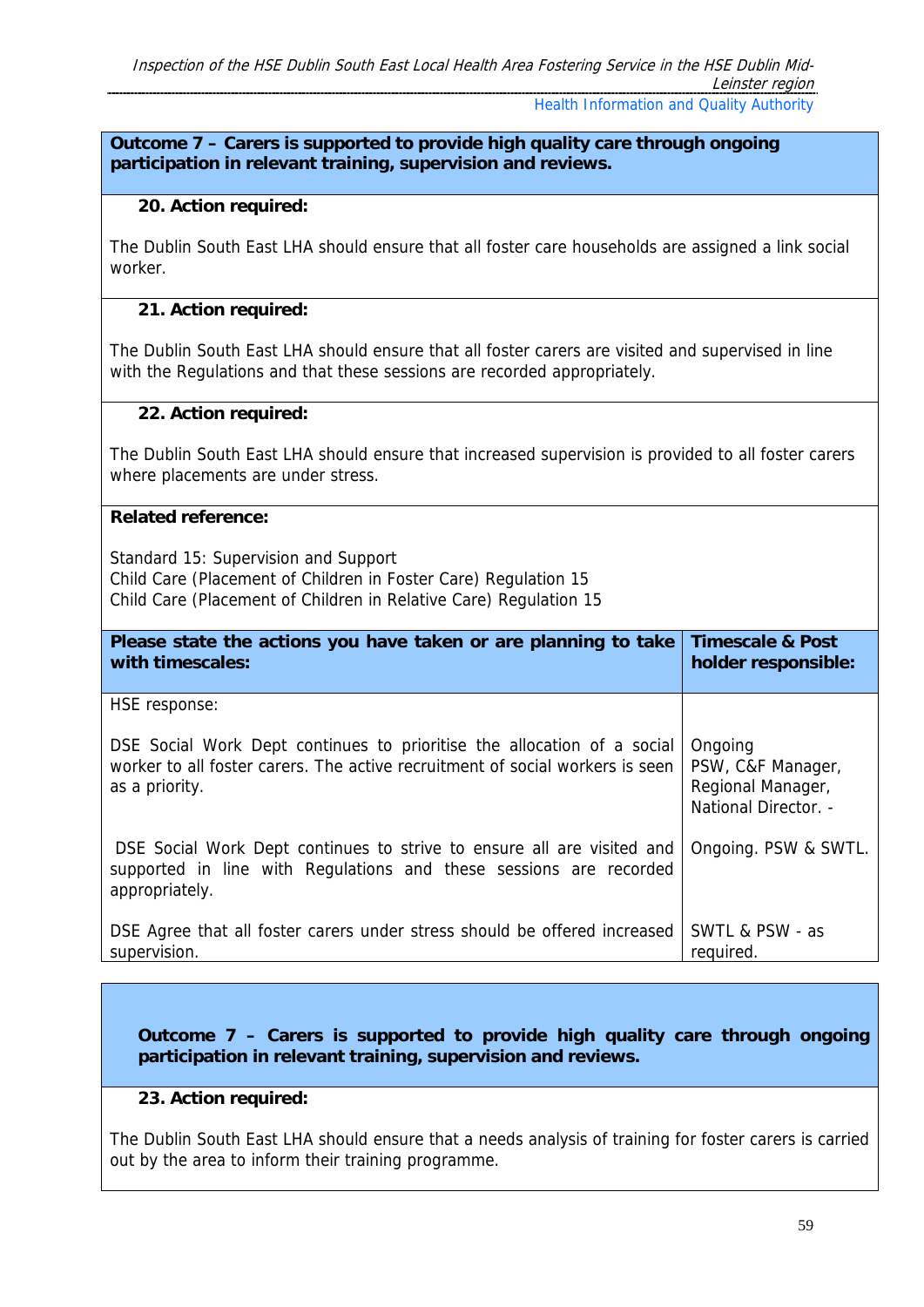**Outcome 7 – Carers is supported to provide high quality care through ongoing participation in relevant training, supervision and reviews.**

**20. Action required:**

The Dublin South East LHA should ensure that all foster care households are assigned a link social worker.

**21. Action required:**

The Dublin South East LHA should ensure that all foster carers are visited and supervised in line with the Regulations and that these sessions are recorded appropriately.

**22. Action required:**

The Dublin South East LHA should ensure that increased supervision is provided to all foster carers where placements are under stress.

**Related reference:**

Standard 15: Supervision and Support
Child Care (Placement of Children in Foster Care) Regulation 15
Child Care (Placement of Children in Relative Care) Regulation 15

| Please state the actions you have taken or are planning to take with timescales: | Timescale & Post holder responsible: |
|---|---|
| HSE response: | |
| DSE Social Work Dept continues to prioritise the allocation of a social worker to all foster carers. The active recruitment of social workers is seen as a priority. | Ongoing<br>PSW, C&F Manager, Regional Manager, National Director. - |
| DSE Social Work Dept continues to strive to ensure all are visited and supported in line with Regulations and these sessions are recorded appropriately. | Ongoing. PSW & SWTL. |
| DSE Agree that all foster carers under stress should be offered increased supervision. | SWTL & PSW - as required. |

**Outcome 7 – Carers is supported to provide high quality care through ongoing participation in relevant training, supervision and reviews.**

**23. Action required:**

The Dublin South East LHA should ensure that a needs analysis of training for foster carers is carried out by the area to inform their training programme.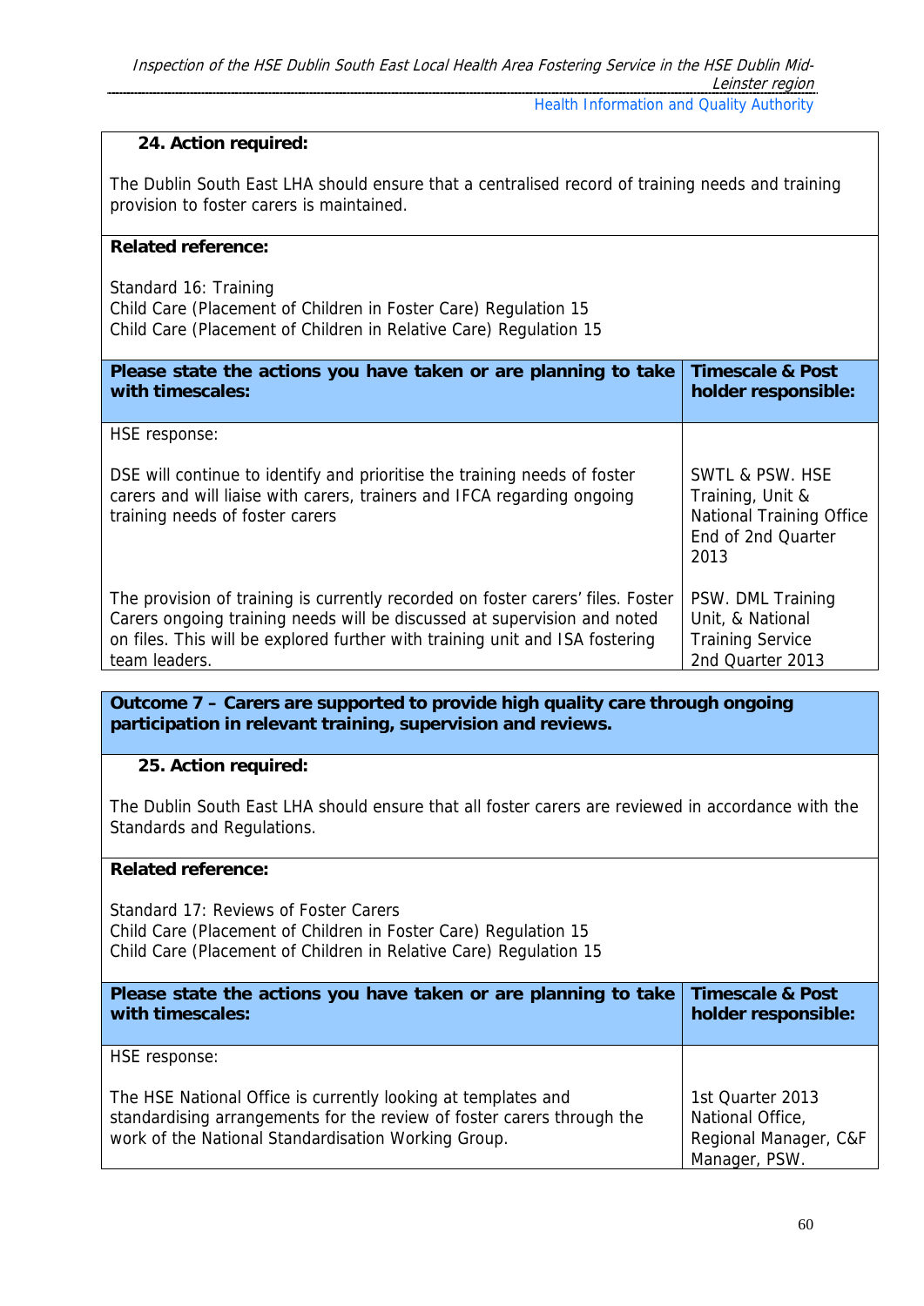**24. Action required:**

The Dublin South East LHA should ensure that a centralised record of training needs and training provision to foster carers is maintained.

**Related reference:**

Standard 16: Training
Child Care (Placement of Children in Foster Care) Regulation 15
Child Care (Placement of Children in Relative Care) Regulation 15

| Please state the actions you have taken or are planning to take with timescales: | Timescale & Post holder responsible: |
|---|---|
| HSE response:<br><br>DSE will continue to identify and prioritise the training needs of foster carers and will liaise with carers, trainers and IFCA regarding ongoing training needs of foster carers | SWTL & PSW. HSE Training, Unit & National Training Office End of 2nd Quarter 2013 |
| The provision of training is currently recorded on foster carers' files. Foster Carers ongoing training needs will be discussed at supervision and noted on files. This will be explored further with training unit and ISA fostering team leaders. | PSW. DML Training Unit, & National Training Service 2nd Quarter 2013 |

**Outcome 7 – Carers are supported to provide high quality care through ongoing participation in relevant training, supervision and reviews.**

**25. Action required:**

The Dublin South East LHA should ensure that all foster carers are reviewed in accordance with the Standards and Regulations.

**Related reference:**

Standard 17: Reviews of Foster Carers
Child Care (Placement of Children in Foster Care) Regulation 15
Child Care (Placement of Children in Relative Care) Regulation 15

| Please state the actions you have taken or are planning to take with timescales: | Timescale & Post holder responsible: |
|---|---|
| HSE response:<br><br>The HSE National Office is currently looking at templates and standardising arrangements for the review of foster carers through the work of the National Standardisation Working Group. | 1st Quarter 2013 National Office, Regional Manager, C&F Manager, PSW. |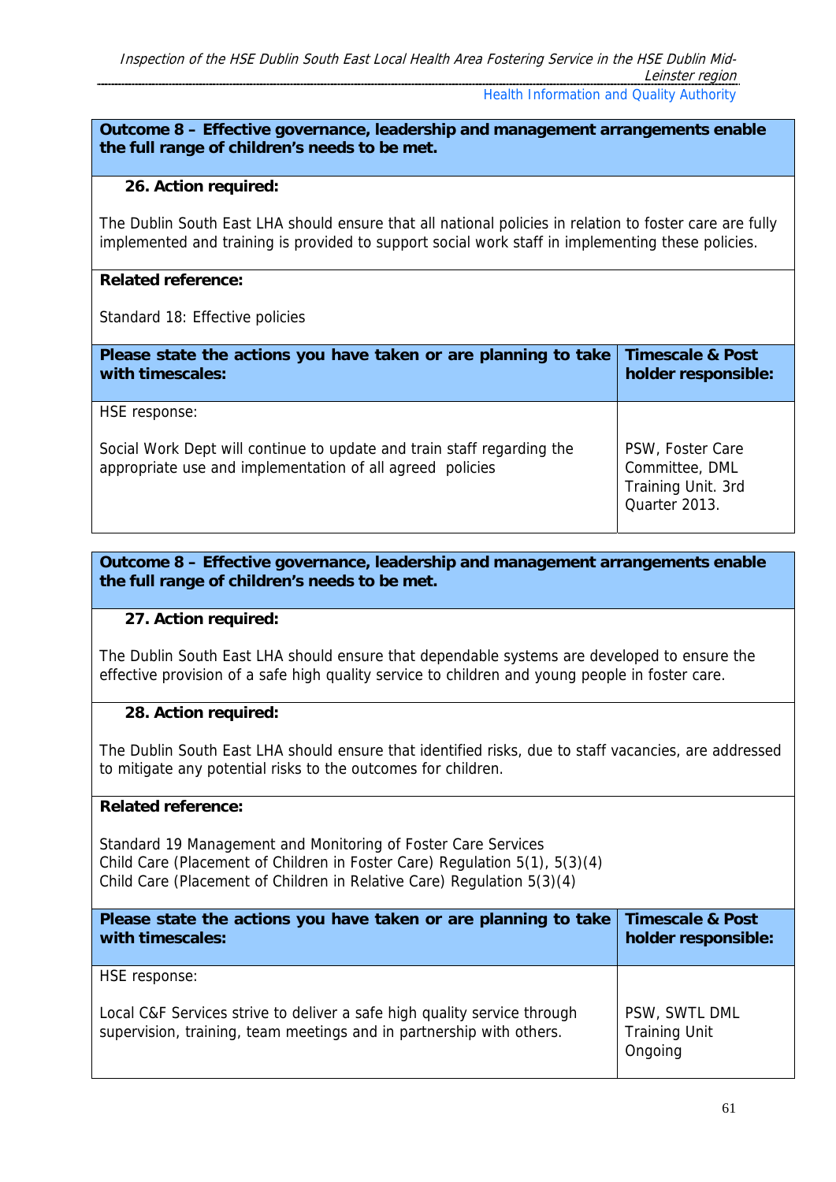| **Outcome 8 – Effective governance, leadership and management arrangements enable the full range of children's needs to be met.** | |
|---|---|
| **26. Action required:**<br><br>The Dublin South East LHA should ensure that all national policies in relation to foster care are fully implemented and training is provided to support social work staff in implementing these policies. | |
| **Related reference:**<br><br>Standard 18: Effective policies | |
| **Please state the actions you have taken or are planning to take with timescales:** | **Timescale & Post holder responsible:** |
| HSE response:<br><br>Social Work Dept will continue to update and train staff regarding the appropriate use and implementation of all agreed policies | PSW, Foster Care Committee, DML Training Unit. 3rd Quarter 2013. |

| **Outcome 8 – Effective governance, leadership and management arrangements enable the full range of children's needs to be met.** | |
|---|---|
| **27. Action required:**<br><br>The Dublin South East LHA should ensure that dependable systems are developed to ensure the effective provision of a safe high quality service to children and young people in foster care. | |
| **28. Action required:**<br><br>The Dublin South East LHA should ensure that identified risks, due to staff vacancies, are addressed to mitigate any potential risks to the outcomes for children. | |
| **Related reference:**<br><br>Standard 19 Management and Monitoring of Foster Care Services<br>Child Care (Placement of Children in Foster Care) Regulation 5(1), 5(3)(4)<br>Child Care (Placement of Children in Relative Care) Regulation 5(3)(4) | |
| **Please state the actions you have taken or are planning to take with timescales:** | **Timescale & Post holder responsible:** |
| HSE response:<br><br>Local C&F Services strive to deliver a safe high quality service through supervision, training, team meetings and in partnership with others. | PSW, SWTL DML Training Unit Ongoing |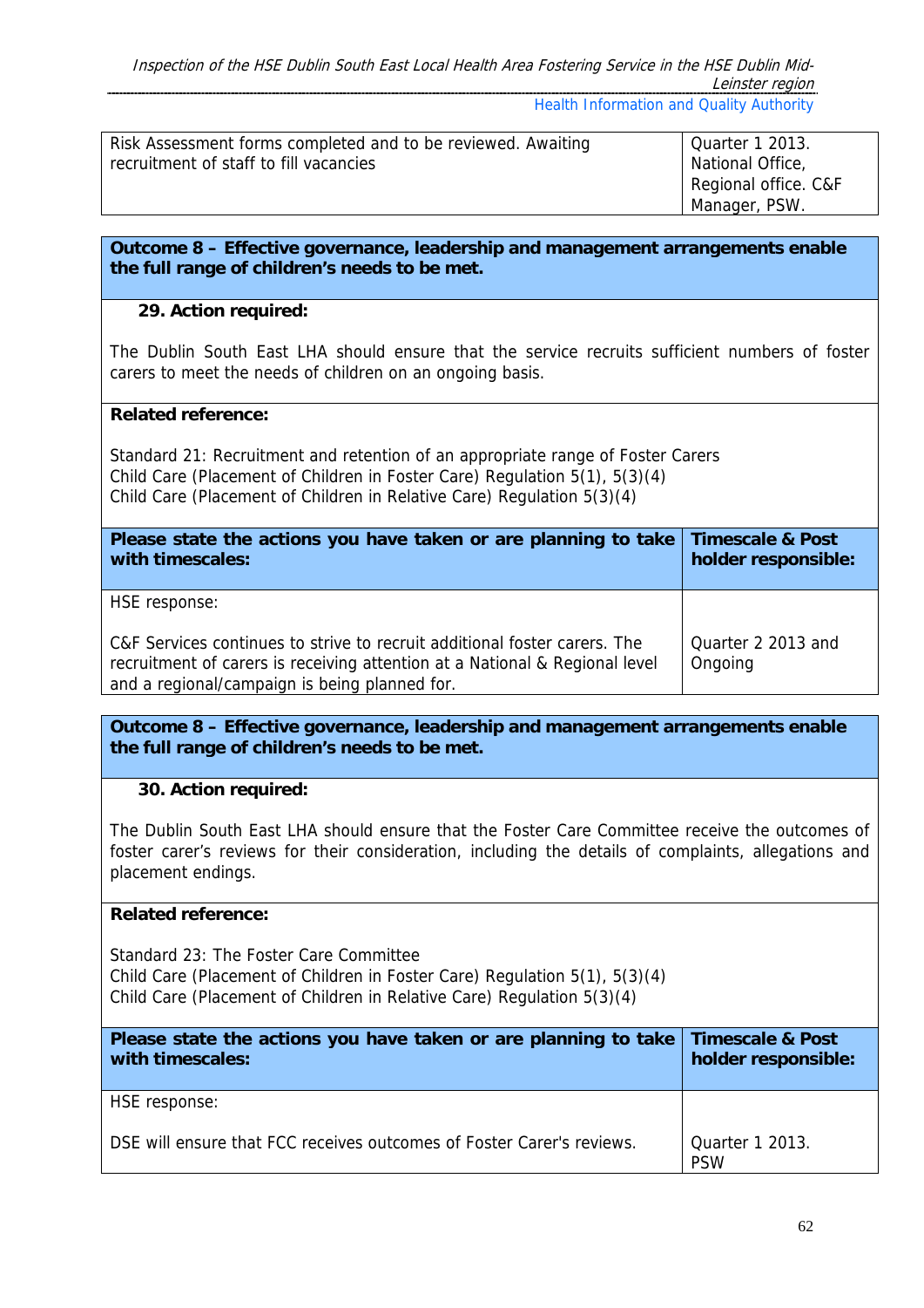| | |
|---|---|
| Risk Assessment forms completed and to be reviewed. Awaiting recruitment of staff to fill vacancies | Quarter 1 2013. National Office, Regional office. C&F Manager, PSW. |

**Outcome 8 – Effective governance, leadership and management arrangements enable the full range of children's needs to be met.**

**29. Action required:**

The Dublin South East LHA should ensure that the service recruits sufficient numbers of foster carers to meet the needs of children on an ongoing basis.

**Related reference:**

Standard 21: Recruitment and retention of an appropriate range of Foster Carers
Child Care (Placement of Children in Foster Care) Regulation 5(1), 5(3)(4)
Child Care (Placement of Children in Relative Care) Regulation 5(3)(4)

| Please state the actions you have taken or are planning to take with timescales: | Timescale & Post holder responsible: |
|---|---|
| HSE response:<br><br>C&F Services continues to strive to recruit additional foster carers. The recruitment of carers is receiving attention at a National & Regional level and a regional/campaign is being planned for. | Quarter 2 2013 and Ongoing |

**Outcome 8 – Effective governance, leadership and management arrangements enable the full range of children's needs to be met.**

**30. Action required:**

The Dublin South East LHA should ensure that the Foster Care Committee receive the outcomes of foster carer's reviews for their consideration, including the details of complaints, allegations and placement endings.

**Related reference:**

Standard 23: The Foster Care Committee
Child Care (Placement of Children in Foster Care) Regulation 5(1), 5(3)(4)
Child Care (Placement of Children in Relative Care) Regulation 5(3)(4)

| Please state the actions you have taken or are planning to take with timescales: | Timescale & Post holder responsible: |
|---|---|
| HSE response:<br><br>DSE will ensure that FCC receives outcomes of Foster Carer's reviews. | Quarter 1 2013. PSW |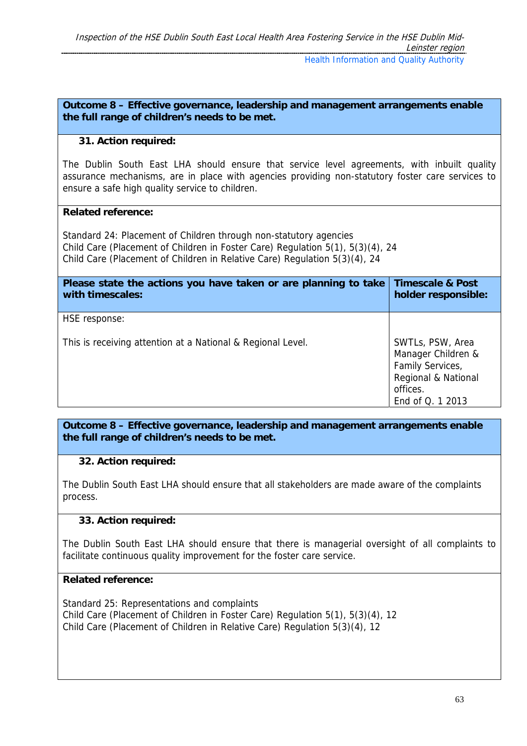**Outcome 8 – Effective governance, leadership and management arrangements enable the full range of children's needs to be met.**

**31. Action required:**

The Dublin South East LHA should ensure that service level agreements, with inbuilt quality assurance mechanisms, are in place with agencies providing non-statutory foster care services to ensure a safe high quality service to children.

**Related reference:**

Standard 24: Placement of Children through non-statutory agencies
Child Care (Placement of Children in Foster Care) Regulation 5(1), 5(3)(4), 24
Child Care (Placement of Children in Relative Care) Regulation 5(3)(4), 24

| Please state the actions you have taken or are planning to take with timescales: | Timescale & Post holder responsible: |
|---|---|
| HSE response:<br><br>This is receiving attention at a National & Regional Level. | SWTLs, PSW, Area Manager Children & Family Services, Regional & National offices.<br>End of Q. 1 2013 |

**Outcome 8 – Effective governance, leadership and management arrangements enable the full range of children's needs to be met.**

**32. Action required:**

The Dublin South East LHA should ensure that all stakeholders are made aware of the complaints process.

**33. Action required:**

The Dublin South East LHA should ensure that there is managerial oversight of all complaints to facilitate continuous quality improvement for the foster care service.

**Related reference:**

Standard 25: Representations and complaints
Child Care (Placement of Children in Foster Care) Regulation 5(1), 5(3)(4), 12
Child Care (Placement of Children in Relative Care) Regulation 5(3)(4), 12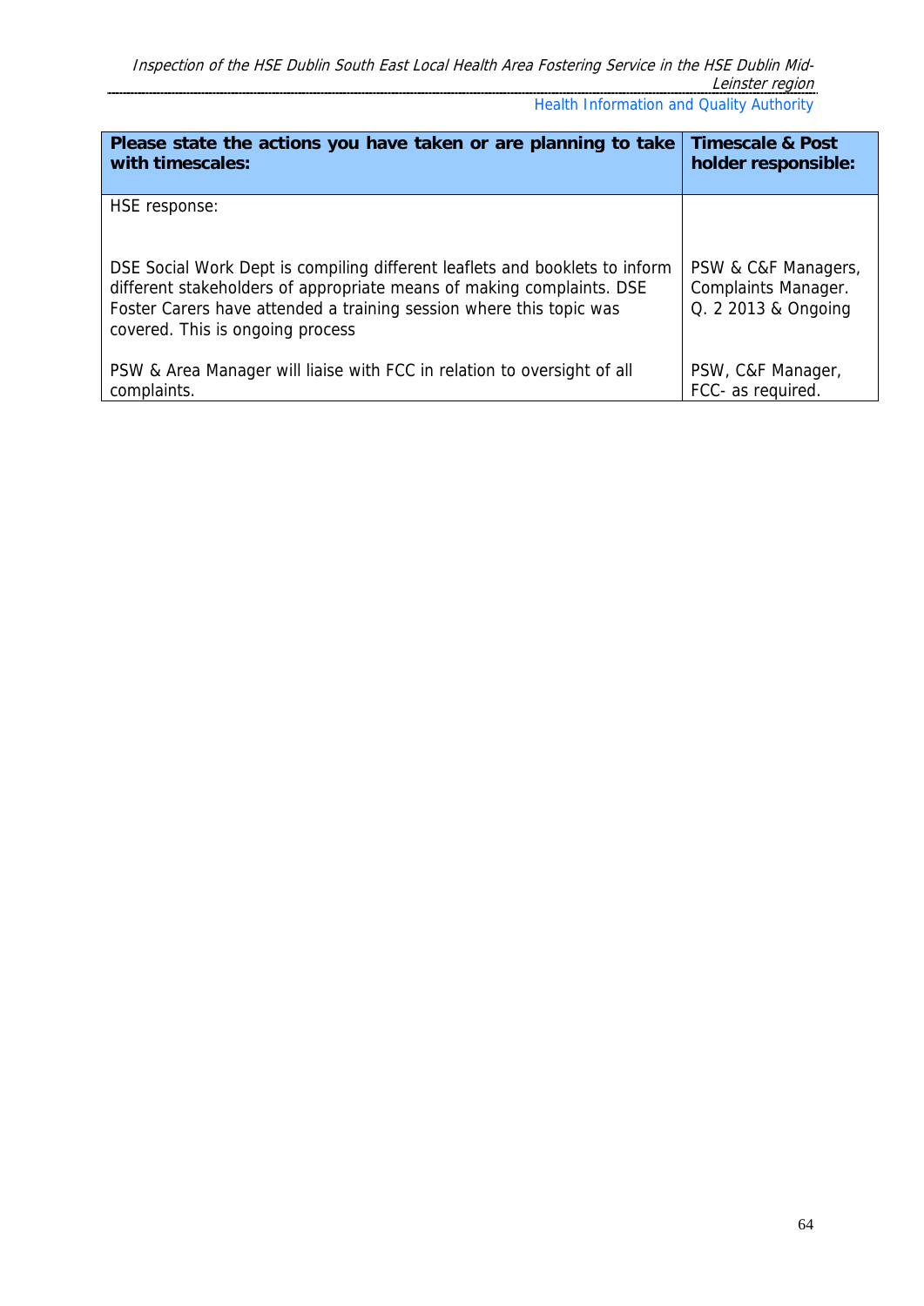| Please state the actions you have taken or are planning to take with timescales: | Timescale & Post holder responsible: |
|---|---|
| HSE response:<br><br>DSE Social Work Dept is compiling different leaflets and booklets to inform different stakeholders of appropriate means of making complaints. DSE Foster Carers have attended a training session where this topic was covered. This is ongoing process | <br><br>PSW & C&F Managers, Complaints Manager. Q. 2 2013 & Ongoing |
| PSW & Area Manager will liaise with FCC in relation to oversight of all complaints. | PSW, C&F Manager, FCC- as required. |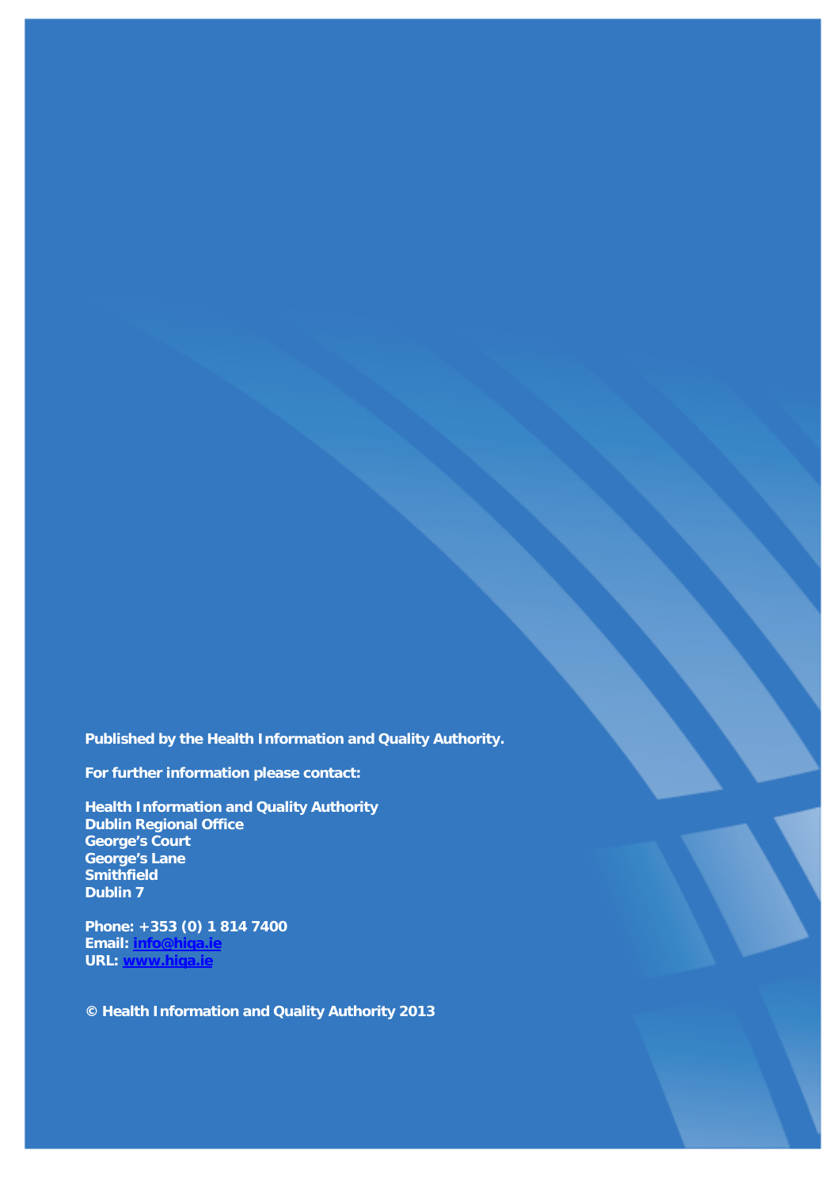**Published by the Health Information and Quality Authority.**

**For further information please contact:**

**Health Information and Quality Authority**
**Dublin Regional Office**
**George's Court**
**George's Lane**
**Smithfield**
**Dublin 7**

**Phone: +353 (0) 1 814 7400**
**Email: info@hiqa.ie**
**URL: www.hiqa.ie**

**© Health Information and Quality Authority 2013**